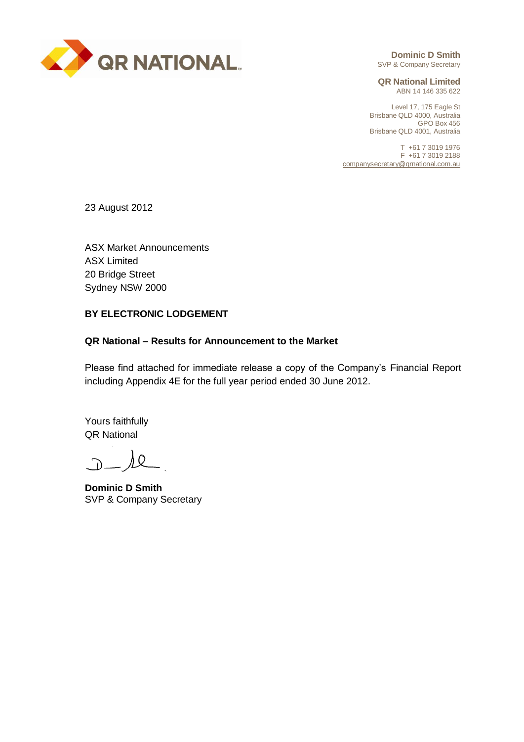QR NATIONAL

**Dominic D Smith**
SVP & Company Secretary

**QR National Limited**
ABN 14 146 335 622

Level 17, 175 Eagle St
Brisbane QLD 4000, Australia
GPO Box 456
Brisbane QLD 4001, Australia

T +61 7 3019 1976
F +61 7 3019 2188
companysecretary@qrnational.com.au

23 August 2012

ASX Market Announcements
ASX Limited
20 Bridge Street
Sydney NSW 2000

**BY ELECTRONIC LODGEMENT**

**QR National – Results for Announcement to the Market**

Please find attached for immediate release a copy of the Company's Financial Report including Appendix 4E for the full year period ended 30 June 2012.

Yours faithfully
QR National

**Dominic D Smith**
SVP & Company Secretary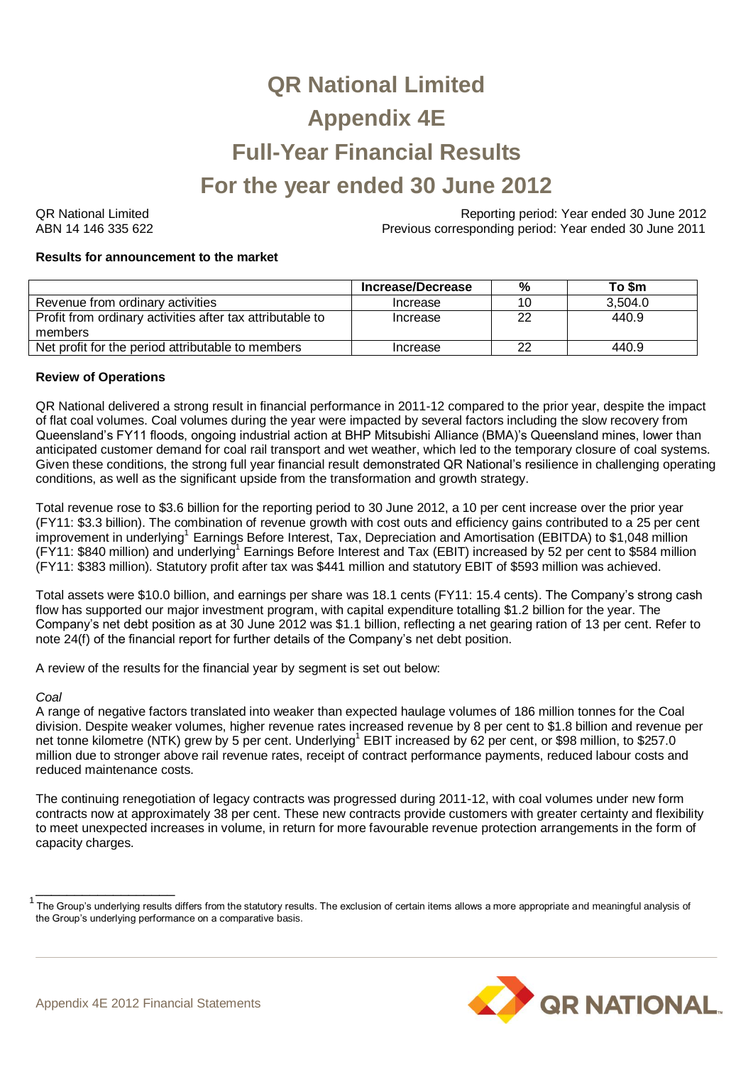# QR National Limited

# Appendix 4E

# Full-Year Financial Results

# For the year ended 30 June 2012

QR National Limited
ABN 14 146 335 622

Reporting period: Year ended 30 June 2012
Previous corresponding period: Year ended 30 June 2011

**Results for announcement to the market**

| | Increase/Decrease | % | To $m |
|---|---|---|---|
| Revenue from ordinary activities | Increase | 10 | 3,504.0 |
| Profit from ordinary activities after tax attributable to members | Increase | 22 | 440.9 |
| Net profit for the period attributable to members | Increase | 22 | 440.9 |

**Review of Operations**

QR National delivered a strong result in financial performance in 2011-12 compared to the prior year, despite the impact of flat coal volumes. Coal volumes during the year were impacted by several factors including the slow recovery from Queensland's FY11 floods, ongoing industrial action at BHP Mitsubishi Alliance (BMA)'s Queensland mines, lower than anticipated customer demand for coal rail transport and wet weather, which led to the temporary closure of coal systems. Given these conditions, the strong full year financial result demonstrated QR National's resilience in challenging operating conditions, as well as the significant upside from the transformation and growth strategy.

Total revenue rose to $3.6 billion for the reporting period to 30 June 2012, a 10 per cent increase over the prior year (FY11: $3.3 billion). The combination of revenue growth with cost outs and efficiency gains contributed to a 25 per cent improvement in underlying[1] Earnings Before Interest, Tax, Depreciation and Amortisation (EBITDA) to $1,048 million (FY11: $840 million) and underlying[1] Earnings Before Interest and Tax (EBIT) increased by 52 per cent to $584 million (FY11: $383 million). Statutory profit after tax was $441 million and statutory EBIT of $593 million was achieved.

Total assets were $10.0 billion, and earnings per share was 18.1 cents (FY11: 15.4 cents). The Company's strong cash flow has supported our major investment program, with capital expenditure totalling $1.2 billion for the year. The Company's net debt position as at 30 June 2012 was $1.1 billion, reflecting a net gearing ration of 13 per cent. Refer to note 24(f) of the financial report for further details of the Company's net debt position.

A review of the results for the financial year by segment is set out below:

*Coal*

A range of negative factors translated into weaker than expected haulage volumes of 186 million tonnes for the Coal division. Despite weaker volumes, higher revenue rates increased revenue by 8 per cent to $1.8 billion and revenue per net tonne kilometre (NTK) grew by 5 per cent. Underlying[1] EBIT increased by 62 per cent, or $98 million, to $257.0 million due to stronger above rail revenue rates, receipt of contract performance payments, reduced labour costs and reduced maintenance costs.

The continuing renegotiation of legacy contracts was progressed during 2011-12, with coal volumes under new form contracts now at approximately 38 per cent. These new contracts provide customers with greater certainty and flexibility to meet unexpected increases in volume, in return for more favourable revenue protection arrangements in the form of capacity charges.

[1] The Group's underlying results differs from the statutory results. The exclusion of certain items allows a more appropriate and meaningful analysis of the Group's underlying performance on a comparative basis.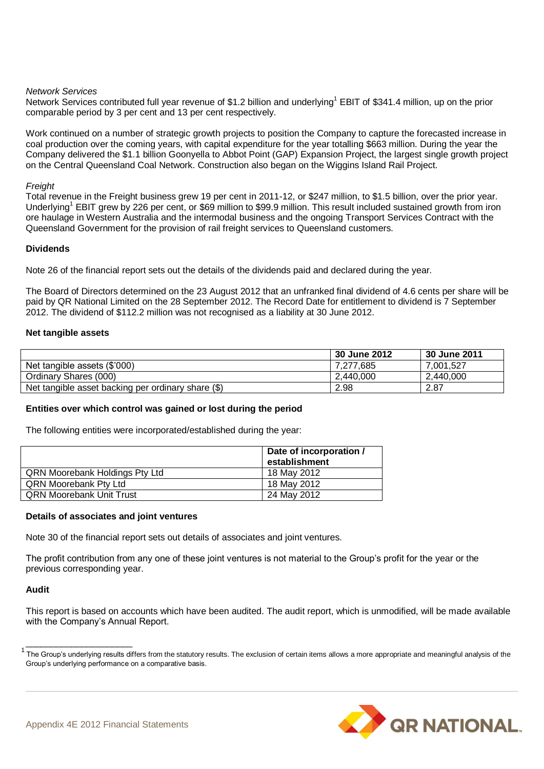*Network Services*

Network Services contributed full year revenue of $1.2 billion and underlying[1] EBIT of $341.4 million, up on the prior comparable period by 3 per cent and 13 per cent respectively.

Work continued on a number of strategic growth projects to position the Company to capture the forecasted increase in coal production over the coming years, with capital expenditure for the year totalling $663 million. During the year the Company delivered the $1.1 billion Goonyella to Abbot Point (GAP) Expansion Project, the largest single growth project on the Central Queensland Coal Network. Construction also began on the Wiggins Island Rail Project.

*Freight*

Total revenue in the Freight business grew 19 per cent in 2011-12, or $247 million, to $1.5 billion, over the prior year. Underlying[1] EBIT grew by 226 per cent, or $69 million to $99.9 million. This result included sustained growth from iron ore haulage in Western Australia and the intermodal business and the ongoing Transport Services Contract with the Queensland Government for the provision of rail freight services to Queensland customers.

**Dividends**

Note 26 of the financial report sets out the details of the dividends paid and declared during the year.

The Board of Directors determined on the 23 August 2012 that an unfranked final dividend of 4.6 cents per share will be paid by QR National Limited on the 28 September 2012. The Record Date for entitlement to dividend is 7 September 2012. The dividend of $112.2 million was not recognised as a liability at 30 June 2012.

**Net tangible assets**

| | 30 June 2012 | 30 June 2011 |
|---|---|---|
| Net tangible assets ($'000) | 7,277,685 | 7,001,527 |
| Ordinary Shares (000) | 2,440,000 | 2,440,000 |
| Net tangible asset backing per ordinary share ($) | 2.98 | 2.87 |

**Entities over which control was gained or lost during the period**

The following entities were incorporated/established during the year:

| | Date of incorporation / establishment |
|---|---|
| QRN Moorebank Holdings Pty Ltd | 18 May 2012 |
| QRN Moorebank Pty Ltd | 18 May 2012 |
| QRN Moorebank Unit Trust | 24 May 2012 |

**Details of associates and joint ventures**

Note 30 of the financial report sets out details of associates and joint ventures.

The profit contribution from any one of these joint ventures is not material to the Group's profit for the year or the previous corresponding year.

**Audit**

This report is based on accounts which have been audited. The audit report, which is unmodified, will be made available with the Company's Annual Report.

[1] The Group's underlying results differs from the statutory results. The exclusion of certain items allows a more appropriate and meaningful analysis of the Group's underlying performance on a comparative basis.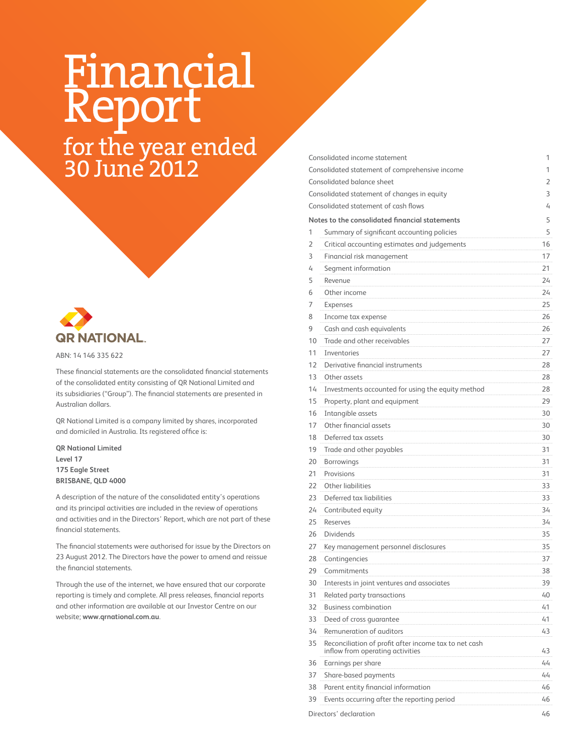# Financial Report

## for the year ended 30 June 2012

QR NATIONAL

ABN: 14 146 335 622

These financial statements are the consolidated financial statements of the consolidated entity consisting of QR National Limited and its subsidiaries ("Group"). The financial statements are presented in Australian dollars.

QR National Limited is a company limited by shares, incorporated and domiciled in Australia. Its registered office is:

**QR National Limited**
**Level 17**
**175 Eagle Street**
**BRISBANE, QLD 4000**

A description of the nature of the consolidated entity's operations and its principal activities are included in the review of operations and activities and in the Directors' Report, which are not part of these financial statements.

The financial statements were authorised for issue by the Directors on 23 August 2012. The Directors have the power to amend and reissue the financial statements.

Through the use of the internet, we have ensured that our corporate reporting is timely and complete. All press releases, financial reports and other information are available at our Investor Centre on our website; **www.qrnational.com.au**.

| | | |
|---|---|---|
| Consolidated income statement | | 1 |
| Consolidated statement of comprehensive income | | 1 |
| Consolidated balance sheet | | 2 |
| Consolidated statement of changes in equity | | 3 |
| Consolidated statement of cash flows | | 4 |
| **Notes to the consolidated financial statements** | | 5 |
| 1 | Summary of significant accounting policies | 5 |
| 2 | Critical accounting estimates and judgements | 16 |
| 3 | Financial risk management | 17 |
| 4 | Segment information | 21 |
| 5 | Revenue | 24 |
| 6 | Other income | 24 |
| 7 | Expenses | 25 |
| 8 | Income tax expense | 26 |
| 9 | Cash and cash equivalents | 26 |
| 10 | Trade and other receivables | 27 |
| 11 | Inventories | 27 |
| 12 | Derivative financial instruments | 28 |
| 13 | Other assets | 28 |
| 14 | Investments accounted for using the equity method | 28 |
| 15 | Property, plant and equipment | 29 |
| 16 | Intangible assets | 30 |
| 17 | Other financial assets | 30 |
| 18 | Deferred tax assets | 30 |
| 19 | Trade and other payables | 31 |
| 20 | Borrowings | 31 |
| 21 | Provisions | 31 |
| 22 | Other liabilities | 33 |
| 23 | Deferred tax liabilities | 33 |
| 24 | Contributed equity | 34 |
| 25 | Reserves | 34 |
| 26 | Dividends | 35 |
| 27 | Key management personnel disclosures | 35 |
| 28 | Contingencies | 37 |
| 29 | Commitments | 38 |
| 30 | Interests in joint ventures and associates | 39 |
| 31 | Related party transactions | 40 |
| 32 | Business combination | 41 |
| 33 | Deed of cross guarantee | 41 |
| 34 | Remuneration of auditors | 43 |
| 35 | Reconciliation of profit after income tax to net cash inflow from operating activities | 43 |
| 36 | Earnings per share | 44 |
| 37 | Share-based payments | 44 |
| 38 | Parent entity financial information | 46 |
| 39 | Events occurring after the reporting period | 46 |
| Directors' declaration | | 46 |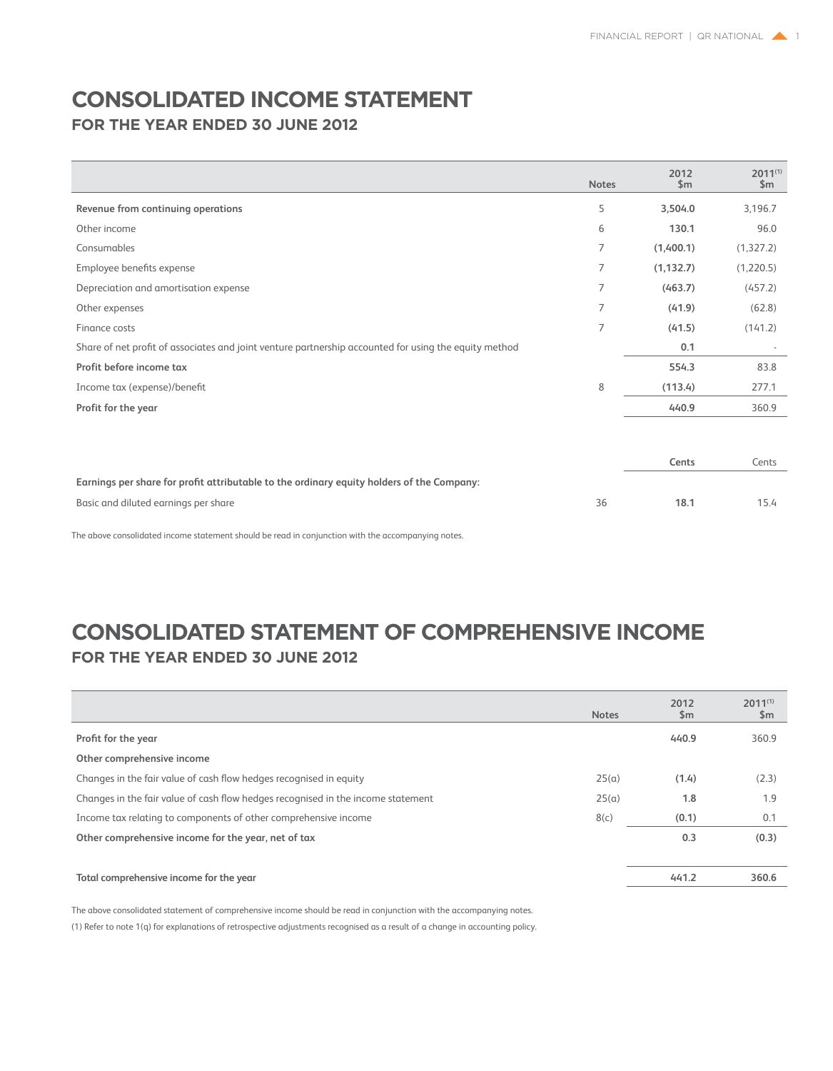# CONSOLIDATED INCOME STATEMENT

## FOR THE YEAR ENDED 30 JUNE 2012

| | Notes | 2012 $m | 2011[1] $m |
|---|---|---|---|
| **Revenue from continuing operations** | 5 | **3,504.0** | 3,196.7 |
| Other income | 6 | **130.1** | 96.0 |
| Consumables | 7 | **(1,400.1)** | (1,327.2) |
| Employee benefits expense | 7 | **(1,132.7)** | (1,220.5) |
| Depreciation and amortisation expense | 7 | **(463.7)** | (457.2) |
| Other expenses | 7 | **(41.9)** | (62.8) |
| Finance costs | 7 | **(41.5)** | (141.2) |
| Share of net profit of associates and joint venture partnership accounted for using the equity method | | **0.1** | - |
| **Profit before income tax** | | **554.3** | 83.8 |
| Income tax (expense)/benefit | 8 | **(113.4)** | 277.1 |
| **Profit for the year** | | **440.9** | 360.9 |

| | | **Cents** | Cents |
|---|---|---|---|
| **Earnings per share for profit attributable to the ordinary equity holders of the Company:** | | | |
| Basic and diluted earnings per share | 36 | **18.1** | 15.4 |

The above consolidated income statement should be read in conjunction with the accompanying notes.

# CONSOLIDATED STATEMENT OF COMPREHENSIVE INCOME

## FOR THE YEAR ENDED 30 JUNE 2012

| | Notes | 2012 $m | 2011[1] $m |
|---|---|---|---|
| **Profit for the year** | | **440.9** | 360.9 |
| **Other comprehensive income** | | | |
| Changes in the fair value of cash flow hedges recognised in equity | 25(a) | **(1.4)** | (2.3) |
| Changes in the fair value of cash flow hedges recognised in the income statement | 25(a) | **1.8** | 1.9 |
| Income tax relating to components of other comprehensive income | 8(c) | **(0.1)** | 0.1 |
| **Other comprehensive income for the year, net of tax** | | **0.3** | **(0.3)** |
| **Total comprehensive income for the year** | | **441.2** | **360.6** |

The above consolidated statement of comprehensive income should be read in conjunction with the accompanying notes.

(1) Refer to note 1(q) for explanations of retrospective adjustments recognised as a result of a change in accounting policy.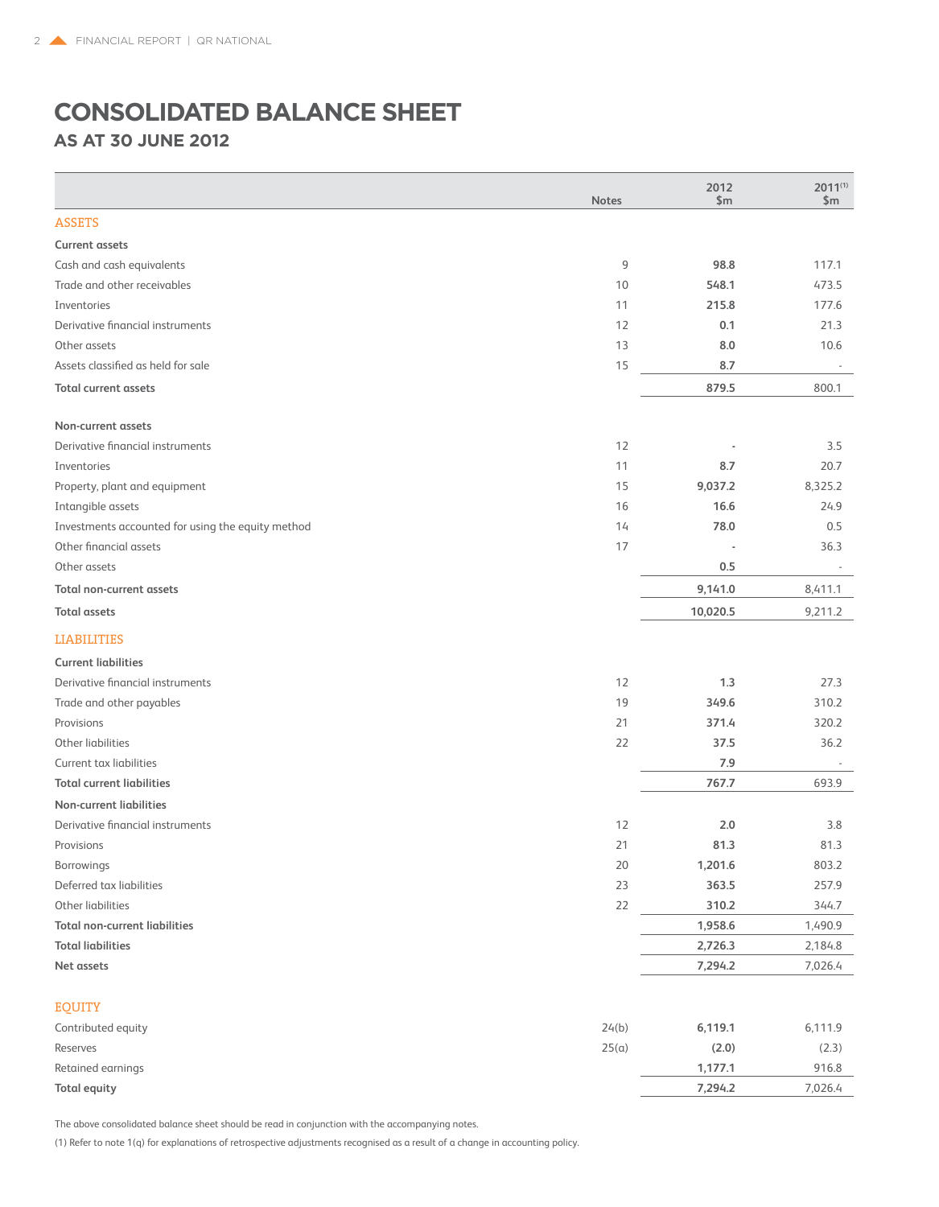# CONSOLIDATED BALANCE SHEET

## AS AT 30 JUNE 2012

| | Notes | 2012 $m | 2011[1] $m |
|---|---|---|---|
| **ASSETS** | | | |
| **Current assets** | | | |
| Cash and cash equivalents | 9 | **98.8** | 117.1 |
| Trade and other receivables | 10 | **548.1** | 473.5 |
| Inventories | 11 | **215.8** | 177.6 |
| Derivative financial instruments | 12 | **0.1** | 21.3 |
| Other assets | 13 | **8.0** | 10.6 |
| Assets classified as held for sale | 15 | **8.7** | - |
| **Total current assets** | | **879.5** | 800.1 |
| **Non-current assets** | | | |
| Derivative financial instruments | 12 | **-** | 3.5 |
| Inventories | 11 | **8.7** | 20.7 |
| Property, plant and equipment | 15 | **9,037.2** | 8,325.2 |
| Intangible assets | 16 | **16.6** | 24.9 |
| Investments accounted for using the equity method | 14 | **78.0** | 0.5 |
| Other financial assets | 17 | **-** | 36.3 |
| Other assets | | **0.5** | - |
| **Total non-current assets** | | **9,141.0** | 8,411.1 |
| **Total assets** | | **10,020.5** | 9,211.2 |
| **LIABILITIES** | | | |
| **Current liabilities** | | | |
| Derivative financial instruments | 12 | **1.3** | 27.3 |
| Trade and other payables | 19 | **349.6** | 310.2 |
| Provisions | 21 | **371.4** | 320.2 |
| Other liabilities | 22 | **37.5** | 36.2 |
| Current tax liabilities | | **7.9** | - |
| **Total current liabilities** | | **767.7** | 693.9 |
| **Non-current liabilities** | | | |
| Derivative financial instruments | 12 | **2.0** | 3.8 |
| Provisions | 21 | **81.3** | 81.3 |
| Borrowings | 20 | **1,201.6** | 803.2 |
| Deferred tax liabilities | 23 | **363.5** | 257.9 |
| Other liabilities | 22 | **310.2** | 344.7 |
| **Total non-current liabilities** | | **1,958.6** | 1,490.9 |
| **Total liabilities** | | **2,726.3** | 2,184.8 |
| **Net assets** | | **7,294.2** | 7,026.4 |
| **EQUITY** | | | |
| Contributed equity | 24(b) | **6,119.1** | 6,111.9 |
| Reserves | 25(a) | **(2.0)** | (2.3) |
| Retained earnings | | **1,177.1** | 916.8 |
| **Total equity** | | **7,294.2** | 7,026.4 |

The above consolidated balance sheet should be read in conjunction with the accompanying notes.

(1) Refer to note 1(q) for explanations of retrospective adjustments recognised as a result of a change in accounting policy.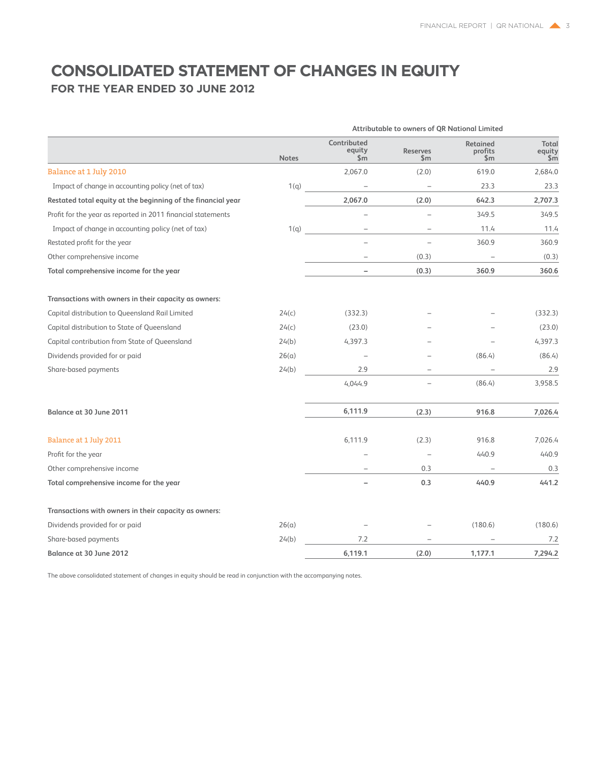# CONSOLIDATED STATEMENT OF CHANGES IN EQUITY
## FOR THE YEAR ENDED 30 JUNE 2012

| | | Attributable to owners of QR National Limited | | | |
|---|---|---|---|---|---|
| | Notes | Contributed equity $m | Reserves $m | Retained profits $m | Total equity $m |
| Balance at 1 July 2010 | | 2,067.0 | (2.0) | 619.0 | 2,684.0 |
| Impact of change in accounting policy (net of tax) | 1(q) | – | – | 23.3 | 23.3 |
| **Restated total equity at the beginning of the financial year** | | **2,067.0** | **(2.0)** | **642.3** | **2,707.3** |
| Profit for the year as reported in 2011 financial statements | | – | – | 349.5 | 349.5 |
| Impact of change in accounting policy (net of tax) | 1(q) | – | – | 11.4 | 11.4 |
| Restated profit for the year | | – | – | 360.9 | 360.9 |
| Other comprehensive income | | – | (0.3) | – | (0.3) |
| **Total comprehensive income for the year** | | **–** | **(0.3)** | **360.9** | **360.6** |
| **Transactions with owners in their capacity as owners:** | | | | | |
| Capital distribution to Queensland Rail Limited | 24(c) | (332.3) | – | – | (332.3) |
| Capital distribution to State of Queensland | 24(c) | (23.0) | – | – | (23.0) |
| Capital contribution from State of Queensland | 24(b) | 4,397.3 | – | – | 4,397.3 |
| Dividends provided for or paid | 26(a) | – | – | (86.4) | (86.4) |
| Share-based payments | 24(b) | 2.9 | – | – | 2.9 |
| | | 4,044.9 | – | (86.4) | 3,958.5 |
| **Balance at 30 June 2011** | | **6,111.9** | **(2.3)** | **916.8** | **7,026.4** |
| Balance at 1 July 2011 | | 6,111.9 | (2.3) | 916.8 | 7,026.4 |
| Profit for the year | | – | – | 440.9 | 440.9 |
| Other comprehensive income | | – | 0.3 | – | 0.3 |
| **Total comprehensive income for the year** | | **–** | **0.3** | **440.9** | **441.2** |
| **Transactions with owners in their capacity as owners:** | | | | | |
| Dividends provided for or paid | 26(a) | – | – | (180.6) | (180.6) |
| Share-based payments | 24(b) | 7.2 | – | – | 7.2 |
| **Balance at 30 June 2012** | | **6,119.1** | **(2.0)** | **1,177.1** | **7,294.2** |

The above consolidated statement of changes in equity should be read in conjunction with the accompanying notes.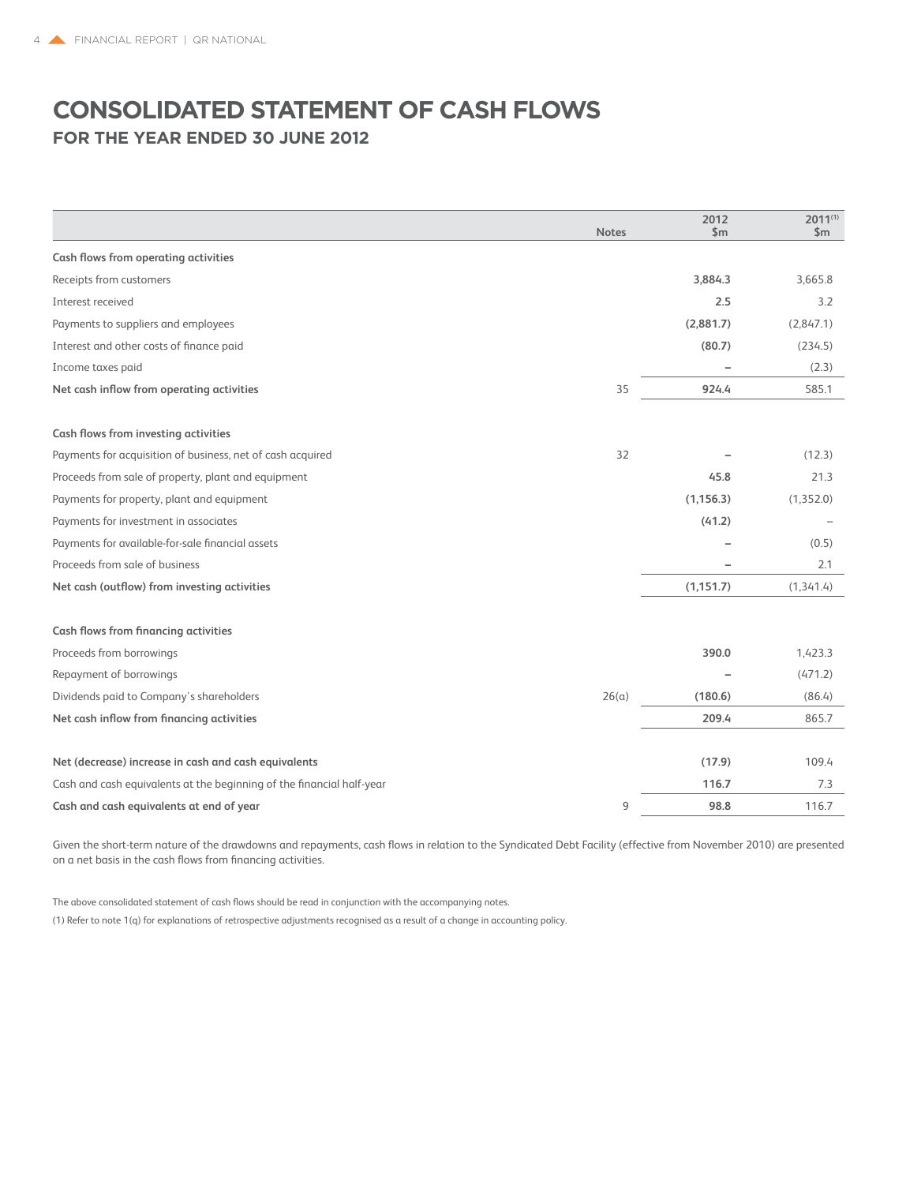# CONSOLIDATED STATEMENT OF CASH FLOWS

## FOR THE YEAR ENDED 30 JUNE 2012

| | Notes | 2012 $m | 2011[1] $m |
|---|---|---|---|
| **Cash flows from operating activities** | | | |
| Receipts from customers | | **3,884.3** | 3,665.8 |
| Interest received | | **2.5** | 3.2 |
| Payments to suppliers and employees | | **(2,881.7)** | (2,847.1) |
| Interest and other costs of finance paid | | **(80.7)** | (234.5) |
| Income taxes paid | | **–** | (2.3) |
| **Net cash inflow from operating activities** | 35 | **924.4** | 585.1 |
| | | | |
| **Cash flows from investing activities** | | | |
| Payments for acquisition of business, net of cash acquired | 32 | **–** | (12.3) |
| Proceeds from sale of property, plant and equipment | | **45.8** | 21.3 |
| Payments for property, plant and equipment | | **(1,156.3)** | (1,352.0) |
| Payments for investment in associates | | **(41.2)** | – |
| Payments for available-for-sale financial assets | | **–** | (0.5) |
| Proceeds from sale of business | | **–** | 2.1 |
| **Net cash (outflow) from investing activities** | | **(1,151.7)** | (1,341.4) |
| | | | |
| **Cash flows from financing activities** | | | |
| Proceeds from borrowings | | **390.0** | 1,423.3 |
| Repayment of borrowings | | **–** | (471.2) |
| Dividends paid to Company's shareholders | 26(a) | **(180.6)** | (86.4) |
| **Net cash inflow from financing activities** | | **209.4** | 865.7 |
| | | | |
| **Net (decrease) increase in cash and cash equivalents** | | **(17.9)** | 109.4 |
| Cash and cash equivalents at the beginning of the financial half-year | | **116.7** | 7.3 |
| **Cash and cash equivalents at end of year** | 9 | **98.8** | 116.7 |

Given the short-term nature of the drawdowns and repayments, cash flows in relation to the Syndicated Debt Facility (effective from November 2010) are presented on a net basis in the cash flows from financing activities.

The above consolidated statement of cash flows should be read in conjunction with the accompanying notes.

(1) Refer to note 1(q) for explanations of retrospective adjustments recognised as a result of a change in accounting policy.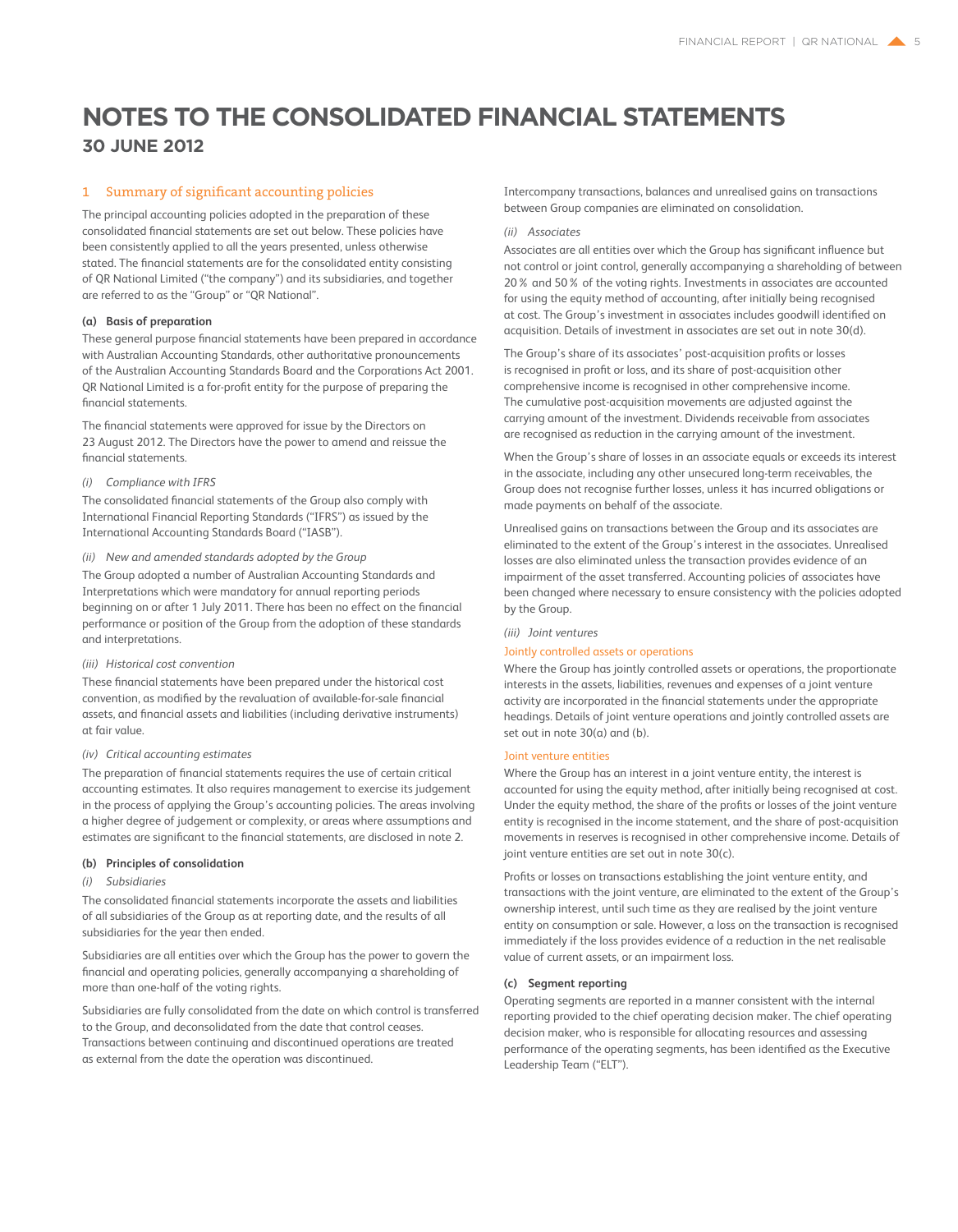# NOTES TO THE CONSOLIDATED FINANCIAL STATEMENTS

## 30 JUNE 2012

### 1 Summary of significant accounting policies

The principal accounting policies adopted in the preparation of these consolidated financial statements are set out below. These policies have been consistently applied to all the years presented, unless otherwise stated. The financial statements are for the consolidated entity consisting of QR National Limited ("the company") and its subsidiaries, and together are referred to as the "Group" or "QR National".

**(a) Basis of preparation**

These general purpose financial statements have been prepared in accordance with Australian Accounting Standards, other authoritative pronouncements of the Australian Accounting Standards Board and the Corporations Act 2001. QR National Limited is a for-profit entity for the purpose of preparing the financial statements.

The financial statements were approved for issue by the Directors on 23 August 2012. The Directors have the power to amend and reissue the financial statements.

*(i) Compliance with IFRS*

The consolidated financial statements of the Group also comply with International Financial Reporting Standards ("IFRS") as issued by the International Accounting Standards Board ("IASB").

*(ii) New and amended standards adopted by the Group*

The Group adopted a number of Australian Accounting Standards and Interpretations which were mandatory for annual reporting periods beginning on or after 1 July 2011. There has been no effect on the financial performance or position of the Group from the adoption of these standards and interpretations.

*(iii) Historical cost convention*

These financial statements have been prepared under the historical cost convention, as modified by the revaluation of available-for-sale financial assets, and financial assets and liabilities (including derivative instruments) at fair value.

*(iv) Critical accounting estimates*

The preparation of financial statements requires the use of certain critical accounting estimates. It also requires management to exercise its judgement in the process of applying the Group's accounting policies. The areas involving a higher degree of judgement or complexity, or areas where assumptions and estimates are significant to the financial statements, are disclosed in note 2.

**(b) Principles of consolidation**

*(i) Subsidiaries*

The consolidated financial statements incorporate the assets and liabilities of all subsidiaries of the Group as at reporting date, and the results of all subsidiaries for the year then ended.

Subsidiaries are all entities over which the Group has the power to govern the financial and operating policies, generally accompanying a shareholding of more than one-half of the voting rights.

Subsidiaries are fully consolidated from the date on which control is transferred to the Group, and deconsolidated from the date that control ceases. Transactions between continuing and discontinued operations are treated as external from the date the operation was discontinued.

Intercompany transactions, balances and unrealised gains on transactions between Group companies are eliminated on consolidation.

*(ii) Associates*

Associates are all entities over which the Group has significant influence but not control or joint control, generally accompanying a shareholding of between 20 % and 50 % of the voting rights. Investments in associates are accounted for using the equity method of accounting, after initially being recognised at cost. The Group's investment in associates includes goodwill identified on acquisition. Details of investment in associates are set out in note 30(d).

The Group's share of its associates' post-acquisition profits or losses is recognised in profit or loss, and its share of post-acquisition other comprehensive income is recognised in other comprehensive income. The cumulative post-acquisition movements are adjusted against the carrying amount of the investment. Dividends receivable from associates are recognised as reduction in the carrying amount of the investment.

When the Group's share of losses in an associate equals or exceeds its interest in the associate, including any other unsecured long-term receivables, the Group does not recognise further losses, unless it has incurred obligations or made payments on behalf of the associate.

Unrealised gains on transactions between the Group and its associates are eliminated to the extent of the Group's interest in the associates. Unrealised losses are also eliminated unless the transaction provides evidence of an impairment of the asset transferred. Accounting policies of associates have been changed where necessary to ensure consistency with the policies adopted by the Group.

*(iii) Joint ventures*

Jointly controlled assets or operations

Where the Group has jointly controlled assets or operations, the proportionate interests in the assets, liabilities, revenues and expenses of a joint venture activity are incorporated in the financial statements under the appropriate headings. Details of joint venture operations and jointly controlled assets are set out in note 30(a) and (b).

Joint venture entities

Where the Group has an interest in a joint venture entity, the interest is accounted for using the equity method, after initially being recognised at cost. Under the equity method, the share of the profits or losses of the joint venture entity is recognised in the income statement, and the share of post-acquisition movements in reserves is recognised in other comprehensive income. Details of joint venture entities are set out in note 30(c).

Profits or losses on transactions establishing the joint venture entity, and transactions with the joint venture, are eliminated to the extent of the Group's ownership interest, until such time as they are realised by the joint venture entity on consumption or sale. However, a loss on the transaction is recognised immediately if the loss provides evidence of a reduction in the net realisable value of current assets, or an impairment loss.

**(c) Segment reporting**

Operating segments are reported in a manner consistent with the internal reporting provided to the chief operating decision maker. The chief operating decision maker, who is responsible for allocating resources and assessing performance of the operating segments, has been identified as the Executive Leadership Team ("ELT").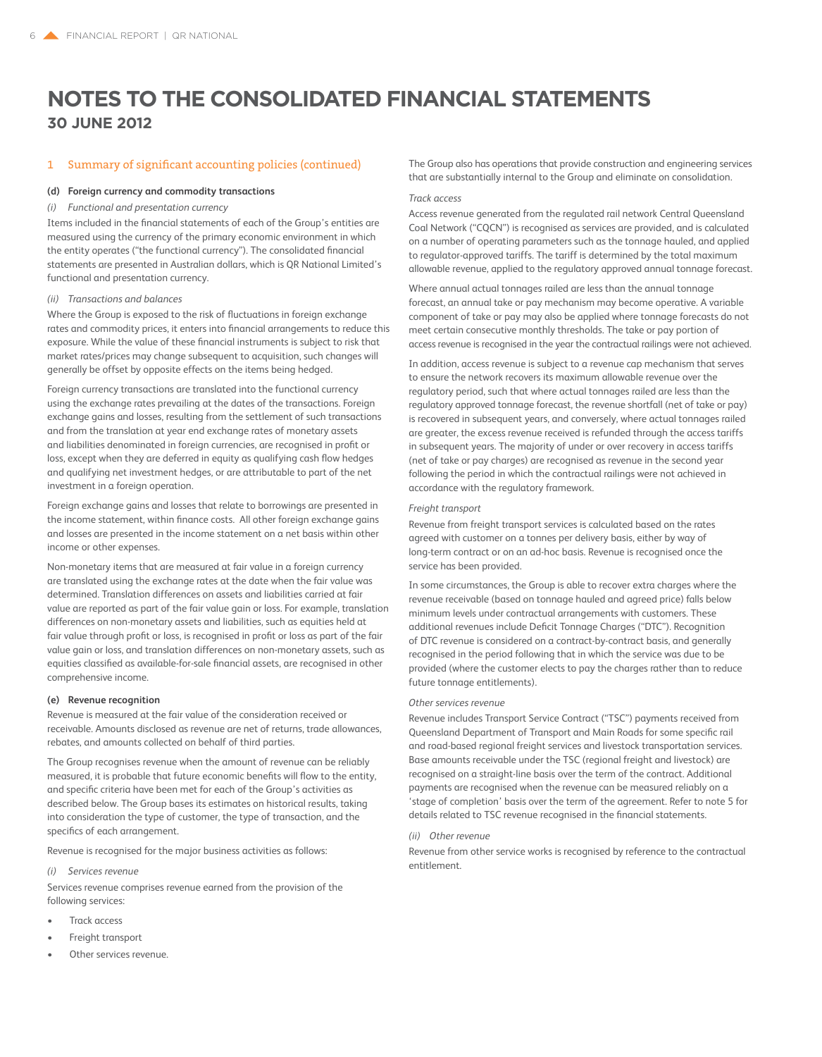# NOTES TO THE CONSOLIDATED FINANCIAL STATEMENTS
## 30 JUNE 2012

### 1 Summary of significant accounting policies (continued)

**(d) Foreign currency and commodity transactions**

*(i) Functional and presentation currency*

Items included in the financial statements of each of the Group's entities are measured using the currency of the primary economic environment in which the entity operates ("the functional currency"). The consolidated financial statements are presented in Australian dollars, which is QR National Limited's functional and presentation currency.

*(ii) Transactions and balances*

Where the Group is exposed to the risk of fluctuations in foreign exchange rates and commodity prices, it enters into financial arrangements to reduce this exposure. While the value of these financial instruments is subject to risk that market rates/prices may change subsequent to acquisition, such changes will generally be offset by opposite effects on the items being hedged.

Foreign currency transactions are translated into the functional currency using the exchange rates prevailing at the dates of the transactions. Foreign exchange gains and losses, resulting from the settlement of such transactions and from the translation at year end exchange rates of monetary assets and liabilities denominated in foreign currencies, are recognised in profit or loss, except when they are deferred in equity as qualifying cash flow hedges and qualifying net investment hedges, or are attributable to part of the net investment in a foreign operation.

Foreign exchange gains and losses that relate to borrowings are presented in the income statement, within finance costs. All other foreign exchange gains and losses are presented in the income statement on a net basis within other income or other expenses.

Non-monetary items that are measured at fair value in a foreign currency are translated using the exchange rates at the date when the fair value was determined. Translation differences on assets and liabilities carried at fair value are reported as part of the fair value gain or loss. For example, translation differences on non-monetary assets and liabilities, such as equities held at fair value through profit or loss, is recognised in profit or loss as part of the fair value gain or loss, and translation differences on non-monetary assets, such as equities classified as available-for-sale financial assets, are recognised in other comprehensive income.

**(e) Revenue recognition**

Revenue is measured at the fair value of the consideration received or receivable. Amounts disclosed as revenue are net of returns, trade allowances, rebates, and amounts collected on behalf of third parties.

The Group recognises revenue when the amount of revenue can be reliably measured, it is probable that future economic benefits will flow to the entity, and specific criteria have been met for each of the Group's activities as described below. The Group bases its estimates on historical results, taking into consideration the type of customer, the type of transaction, and the specifics of each arrangement.

Revenue is recognised for the major business activities as follows:

*(i) Services revenue*

Services revenue comprises revenue earned from the provision of the following services:

- Track access
- Freight transport
- Other services revenue.

The Group also has operations that provide construction and engineering services that are substantially internal to the Group and eliminate on consolidation.

*Track access*

Access revenue generated from the regulated rail network Central Queensland Coal Network ("CQCN") is recognised as services are provided, and is calculated on a number of operating parameters such as the tonnage hauled, and applied to regulator-approved tariffs. The tariff is determined by the total maximum allowable revenue, applied to the regulatory approved annual tonnage forecast.

Where annual actual tonnages railed are less than the annual tonnage forecast, an annual take or pay mechanism may become operative. A variable component of take or pay may also be applied where tonnage forecasts do not meet certain consecutive monthly thresholds. The take or pay portion of access revenue is recognised in the year the contractual railings were not achieved.

In addition, access revenue is subject to a revenue cap mechanism that serves to ensure the network recovers its maximum allowable revenue over the regulatory period, such that where actual tonnages railed are less than the regulatory approved tonnage forecast, the revenue shortfall (net of take or pay) is recovered in subsequent years, and conversely, where actual tonnages railed are greater, the excess revenue received is refunded through the access tariffs in subsequent years. The majority of under or over recovery in access tariffs (net of take or pay charges) are recognised as revenue in the second year following the period in which the contractual railings were not achieved in accordance with the regulatory framework.

*Freight transport*

Revenue from freight transport services is calculated based on the rates agreed with customer on a tonnes per delivery basis, either by way of long-term contract or on an ad-hoc basis. Revenue is recognised once the service has been provided.

In some circumstances, the Group is able to recover extra charges where the revenue receivable (based on tonnage hauled and agreed price) falls below minimum levels under contractual arrangements with customers. These additional revenues include Deficit Tonnage Charges ("DTC"). Recognition of DTC revenue is considered on a contract-by-contract basis, and generally recognised in the period following that in which the service was due to be provided (where the customer elects to pay the charges rather than to reduce future tonnage entitlements).

*Other services revenue*

Revenue includes Transport Service Contract ("TSC") payments received from Queensland Department of Transport and Main Roads for some specific rail and road-based regional freight services and livestock transportation services. Base amounts receivable under the TSC (regional freight and livestock) are recognised on a straight-line basis over the term of the contract. Additional payments are recognised when the revenue can be measured reliably on a 'stage of completion' basis over the term of the agreement. Refer to note 5 for details related to TSC revenue recognised in the financial statements.

*(ii) Other revenue*

Revenue from other service works is recognised by reference to the contractual entitlement.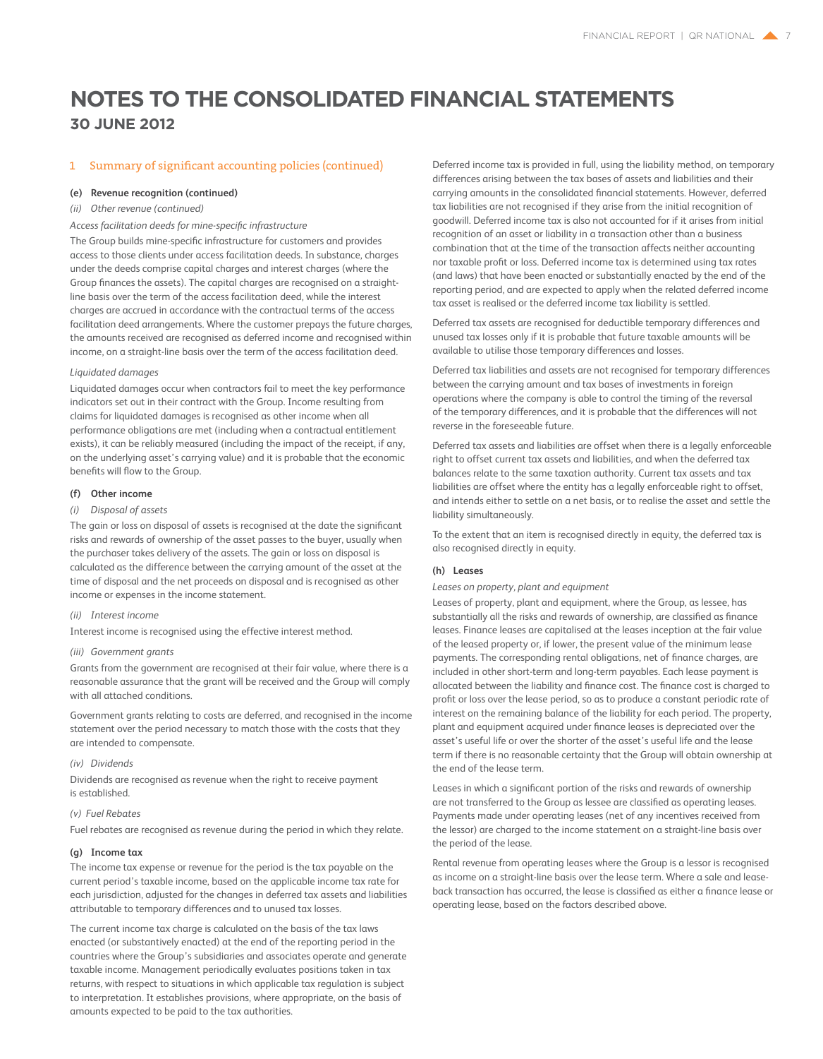# NOTES TO THE CONSOLIDATED FINANCIAL STATEMENTS
## 30 JUNE 2012

## 1 Summary of significant accounting policies (continued)

**(e) Revenue recognition (continued)**

*(ii) Other revenue (continued)*

*Access facilitation deeds for mine-specific infrastructure*

The Group builds mine-specific infrastructure for customers and provides access to those clients under access facilitation deeds. In substance, charges under the deeds comprise capital charges and interest charges (where the Group finances the assets). The capital charges are recognised on a straight-line basis over the term of the access facilitation deed, while the interest charges are accrued in accordance with the contractual terms of the access facilitation deed arrangements. Where the customer prepays the future charges, the amounts received are recognised as deferred income and recognised within income, on a straight-line basis over the term of the access facilitation deed.

*Liquidated damages*

Liquidated damages occur when contractors fail to meet the key performance indicators set out in their contract with the Group. Income resulting from claims for liquidated damages is recognised as other income when all performance obligations are met (including when a contractual entitlement exists), it can be reliably measured (including the impact of the receipt, if any, on the underlying asset's carrying value) and it is probable that the economic benefits will flow to the Group.

**(f) Other income**

*(i) Disposal of assets*

The gain or loss on disposal of assets is recognised at the date the significant risks and rewards of ownership of the asset passes to the buyer, usually when the purchaser takes delivery of the assets. The gain or loss on disposal is calculated as the difference between the carrying amount of the asset at the time of disposal and the net proceeds on disposal and is recognised as other income or expenses in the income statement.

*(ii) Interest income*

Interest income is recognised using the effective interest method.

*(iii) Government grants*

Grants from the government are recognised at their fair value, where there is a reasonable assurance that the grant will be received and the Group will comply with all attached conditions.

Government grants relating to costs are deferred, and recognised in the income statement over the period necessary to match those with the costs that they are intended to compensate.

*(iv) Dividends*

Dividends are recognised as revenue when the right to receive payment is established.

*(v) Fuel Rebates*

Fuel rebates are recognised as revenue during the period in which they relate.

**(g) Income tax**

The income tax expense or revenue for the period is the tax payable on the current period's taxable income, based on the applicable income tax rate for each jurisdiction, adjusted for the changes in deferred tax assets and liabilities attributable to temporary differences and to unused tax losses.

The current income tax charge is calculated on the basis of the tax laws enacted (or substantively enacted) at the end of the reporting period in the countries where the Group's subsidiaries and associates operate and generate taxable income. Management periodically evaluates positions taken in tax returns, with respect to situations in which applicable tax regulation is subject to interpretation. It establishes provisions, where appropriate, on the basis of amounts expected to be paid to the tax authorities.

Deferred income tax is provided in full, using the liability method, on temporary differences arising between the tax bases of assets and liabilities and their carrying amounts in the consolidated financial statements. However, deferred tax liabilities are not recognised if they arise from the initial recognition of goodwill. Deferred income tax is also not accounted for if it arises from initial recognition of an asset or liability in a transaction other than a business combination that at the time of the transaction affects neither accounting nor taxable profit or loss. Deferred income tax is determined using tax rates (and laws) that have been enacted or substantially enacted by the end of the reporting period, and are expected to apply when the related deferred income tax asset is realised or the deferred income tax liability is settled.

Deferred tax assets are recognised for deductible temporary differences and unused tax losses only if it is probable that future taxable amounts will be available to utilise those temporary differences and losses.

Deferred tax liabilities and assets are not recognised for temporary differences between the carrying amount and tax bases of investments in foreign operations where the company is able to control the timing of the reversal of the temporary differences, and it is probable that the differences will not reverse in the foreseeable future.

Deferred tax assets and liabilities are offset when there is a legally enforceable right to offset current tax assets and liabilities, and when the deferred tax balances relate to the same taxation authority. Current tax assets and tax liabilities are offset where the entity has a legally enforceable right to offset, and intends either to settle on a net basis, or to realise the asset and settle the liability simultaneously.

To the extent that an item is recognised directly in equity, the deferred tax is also recognised directly in equity.

**(h) Leases**

*Leases on property, plant and equipment*

Leases of property, plant and equipment, where the Group, as lessee, has substantially all the risks and rewards of ownership, are classified as finance leases. Finance leases are capitalised at the leases inception at the fair value of the leased property or, if lower, the present value of the minimum lease payments. The corresponding rental obligations, net of finance charges, are included in other short-term and long-term payables. Each lease payment is allocated between the liability and finance cost. The finance cost is charged to profit or loss over the lease period, so as to produce a constant periodic rate of interest on the remaining balance of the liability for each period. The property, plant and equipment acquired under finance leases is depreciated over the asset's useful life or over the shorter of the asset's useful life and the lease term if there is no reasonable certainty that the Group will obtain ownership at the end of the lease term.

Leases in which a significant portion of the risks and rewards of ownership are not transferred to the Group as lessee are classified as operating leases. Payments made under operating leases (net of any incentives received from the lessor) are charged to the income statement on a straight-line basis over the period of the lease.

Rental revenue from operating leases where the Group is a lessor is recognised as income on a straight-line basis over the lease term. Where a sale and lease-back transaction has occurred, the lease is classified as either a finance lease or operating lease, based on the factors described above.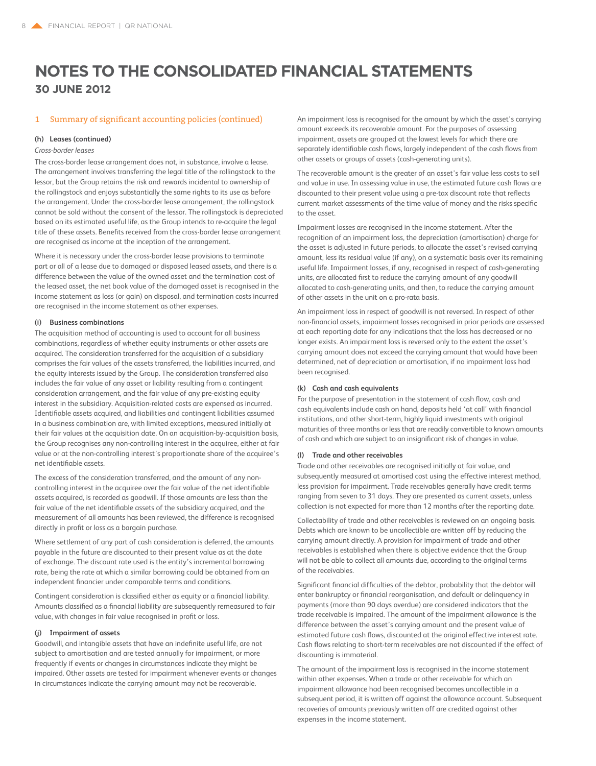# NOTES TO THE CONSOLIDATED FINANCIAL STATEMENTS

## 30 JUNE 2012

## 1 Summary of significant accounting policies (continued)

### (h) Leases (continued)

*Cross-border leases*

The cross-border lease arrangement does not, in substance, involve a lease. The arrangement involves transferring the legal title of the rollingstock to the lessor, but the Group retains the risk and rewards incidental to ownership of the rollingstock and enjoys substantially the same rights to its use as before the arrangement. Under the cross-border lease arrangement, the rollingstock cannot be sold without the consent of the lessor. The rollingstock is depreciated based on its estimated useful life, as the Group intends to re-acquire the legal title of these assets. Benefits received from the cross-border lease arrangement are recognised as income at the inception of the arrangement.

Where it is necessary under the cross-border lease provisions to terminate part or all of a lease due to damaged or disposed leased assets, and there is a difference between the value of the owned asset and the termination cost of the leased asset, the net book value of the damaged asset is recognised in the income statement as loss (or gain) on disposal, and termination costs incurred are recognised in the income statement as other expenses.

### (i) Business combinations

The acquisition method of accounting is used to account for all business combinations, regardless of whether equity instruments or other assets are acquired. The consideration transferred for the acquisition of a subsidiary comprises the fair values of the assets transferred, the liabilities incurred, and the equity interests issued by the Group. The consideration transferred also includes the fair value of any asset or liability resulting from a contingent consideration arrangement, and the fair value of any pre-existing equity interest in the subsidiary. Acquisition-related costs are expensed as incurred. Identifiable assets acquired, and liabilities and contingent liabilities assumed in a business combination are, with limited exceptions, measured initially at their fair values at the acquisition date. On an acquisition-by-acquisition basis, the Group recognises any non-controlling interest in the acquiree, either at fair value or at the non-controlling interest's proportionate share of the acquiree's net identifiable assets.

The excess of the consideration transferred, and the amount of any non-controlling interest in the acquiree over the fair value of the net identifiable assets acquired, is recorded as goodwill. If those amounts are less than the fair value of the net identifiable assets of the subsidiary acquired, and the measurement of all amounts has been reviewed, the difference is recognised directly in profit or loss as a bargain purchase.

Where settlement of any part of cash consideration is deferred, the amounts payable in the future are discounted to their present value as at the date of exchange. The discount rate used is the entity's incremental borrowing rate, being the rate at which a similar borrowing could be obtained from an independent financier under comparable terms and conditions.

Contingent consideration is classified either as equity or a financial liability. Amounts classified as a financial liability are subsequently remeasured to fair value, with changes in fair value recognised in profit or loss.

### (j) Impairment of assets

Goodwill, and intangible assets that have an indefinite useful life, are not subject to amortisation and are tested annually for impairment, or more frequently if events or changes in circumstances indicate they might be impaired. Other assets are tested for impairment whenever events or changes in circumstances indicate the carrying amount may not be recoverable.

An impairment loss is recognised for the amount by which the asset's carrying amount exceeds its recoverable amount. For the purposes of assessing impairment, assets are grouped at the lowest levels for which there are separately identifiable cash flows, largely independent of the cash flows from other assets or groups of assets (cash-generating units).

The recoverable amount is the greater of an asset's fair value less costs to sell and value in use. In assessing value in use, the estimated future cash flows are discounted to their present value using a pre-tax discount rate that reflects current market assessments of the time value of money and the risks specific to the asset.

Impairment losses are recognised in the income statement. After the recognition of an impairment loss, the depreciation (amortisation) charge for the asset is adjusted in future periods, to allocate the asset's revised carrying amount, less its residual value (if any), on a systematic basis over its remaining useful life. Impairment losses, if any, recognised in respect of cash-generating units, are allocated first to reduce the carrying amount of any goodwill allocated to cash-generating units, and then, to reduce the carrying amount of other assets in the unit on a pro-rata basis.

An impairment loss in respect of goodwill is not reversed. In respect of other non-financial assets, impairment losses recognised in prior periods are assessed at each reporting date for any indications that the loss has decreased or no longer exists. An impairment loss is reversed only to the extent the asset's carrying amount does not exceed the carrying amount that would have been determined, net of depreciation or amortisation, if no impairment loss had been recognised.

### (k) Cash and cash equivalents

For the purpose of presentation in the statement of cash flow, cash and cash equivalents include cash on hand, deposits held 'at call' with financial institutions, and other short-term, highly liquid investments with original maturities of three months or less that are readily convertible to known amounts of cash and which are subject to an insignificant risk of changes in value.

### (l) Trade and other receivables

Trade and other receivables are recognised initially at fair value, and subsequently measured at amortised cost using the effective interest method, less provision for impairment. Trade receivables generally have credit terms ranging from seven to 31 days. They are presented as current assets, unless collection is not expected for more than 12 months after the reporting date.

Collectability of trade and other receivables is reviewed on an ongoing basis. Debts which are known to be uncollectible are written off by reducing the carrying amount directly. A provision for impairment of trade and other receivables is established when there is objective evidence that the Group will not be able to collect all amounts due, according to the original terms of the receivables.

Significant financial difficulties of the debtor, probability that the debtor will enter bankruptcy or financial reorganisation, and default or delinquency in payments (more than 90 days overdue) are considered indicators that the trade receivable is impaired. The amount of the impairment allowance is the difference between the asset's carrying amount and the present value of estimated future cash flows, discounted at the original effective interest rate. Cash flows relating to short-term receivables are not discounted if the effect of discounting is immaterial.

The amount of the impairment loss is recognised in the income statement within other expenses. When a trade or other receivable for which an impairment allowance had been recognised becomes uncollectible in a subsequent period, it is written off against the allowance account. Subsequent recoveries of amounts previously written off are credited against other expenses in the income statement.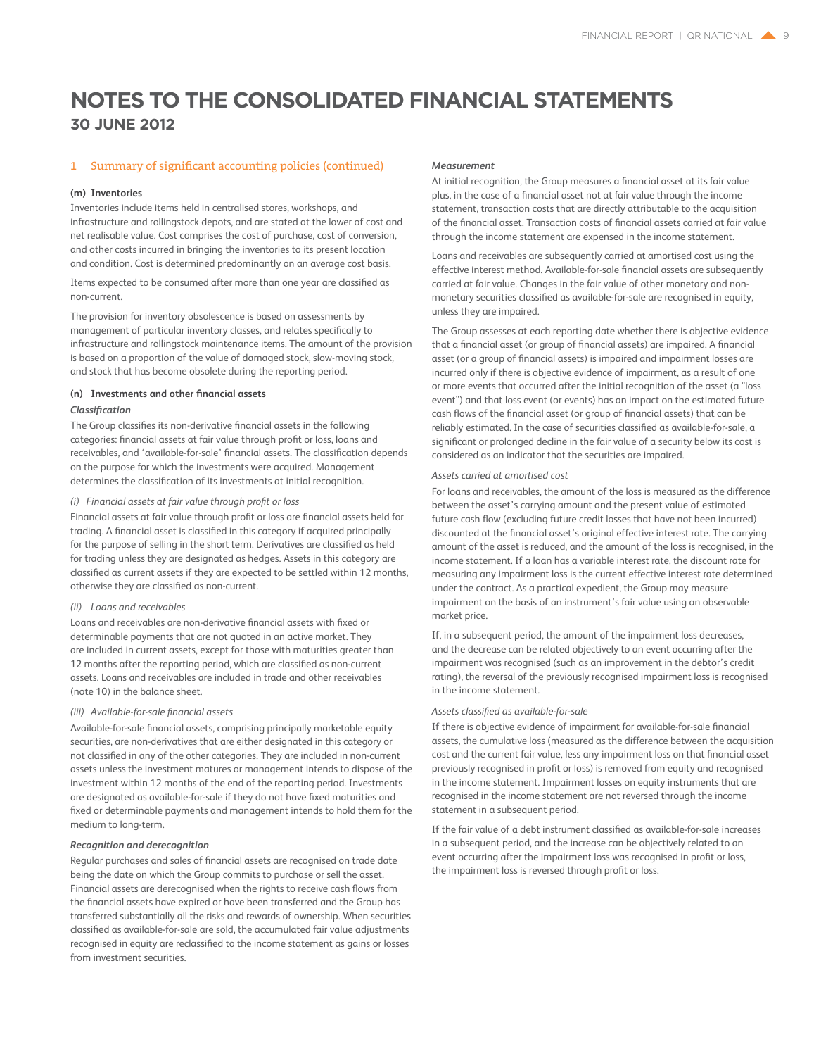# NOTES TO THE CONSOLIDATED FINANCIAL STATEMENTS

## 30 JUNE 2012

### 1 Summary of significant accounting policies (continued)

**(m) Inventories**

Inventories include items held in centralised stores, workshops, and infrastructure and rollingstock depots, and are stated at the lower of cost and net realisable value. Cost comprises the cost of purchase, cost of conversion, and other costs incurred in bringing the inventories to its present location and condition. Cost is determined predominantly on an average cost basis.

Items expected to be consumed after more than one year are classified as non-current.

The provision for inventory obsolescence is based on assessments by management of particular inventory classes, and relates specifically to infrastructure and rollingstock maintenance items. The amount of the provision is based on a proportion of the value of damaged stock, slow-moving stock, and stock that has become obsolete during the reporting period.

**(n) Investments and other financial assets**

***Classification***

The Group classifies its non-derivative financial assets in the following categories: financial assets at fair value through profit or loss, loans and receivables, and 'available-for-sale' financial assets. The classification depends on the purpose for which the investments were acquired. Management determines the classification of its investments at initial recognition.

*(i) Financial assets at fair value through profit or loss*

Financial assets at fair value through profit or loss are financial assets held for trading. A financial asset is classified in this category if acquired principally for the purpose of selling in the short term. Derivatives are classified as held for trading unless they are designated as hedges. Assets in this category are classified as current assets if they are expected to be settled within 12 months, otherwise they are classified as non-current.

*(ii) Loans and receivables*

Loans and receivables are non-derivative financial assets with fixed or determinable payments that are not quoted in an active market. They are included in current assets, except for those with maturities greater than 12 months after the reporting period, which are classified as non-current assets. Loans and receivables are included in trade and other receivables (note 10) in the balance sheet.

*(iii) Available-for-sale financial assets*

Available-for-sale financial assets, comprising principally marketable equity securities, are non-derivatives that are either designated in this category or not classified in any of the other categories. They are included in non-current assets unless the investment matures or management intends to dispose of the investment within 12 months of the end of the reporting period. Investments are designated as available-for-sale if they do not have fixed maturities and fixed or determinable payments and management intends to hold them for the medium to long-term.

***Recognition and derecognition***

Regular purchases and sales of financial assets are recognised on trade date being the date on which the Group commits to purchase or sell the asset. Financial assets are derecognised when the rights to receive cash flows from the financial assets have expired or have been transferred and the Group has transferred substantially all the risks and rewards of ownership. When securities classified as available-for-sale are sold, the accumulated fair value adjustments recognised in equity are reclassified to the income statement as gains or losses from investment securities.

***Measurement***

At initial recognition, the Group measures a financial asset at its fair value plus, in the case of a financial asset not at fair value through the income statement, transaction costs that are directly attributable to the acquisition of the financial asset. Transaction costs of financial assets carried at fair value through the income statement are expensed in the income statement.

Loans and receivables are subsequently carried at amortised cost using the effective interest method. Available-for-sale financial assets are subsequently carried at fair value. Changes in the fair value of other monetary and non-monetary securities classified as available-for-sale are recognised in equity, unless they are impaired.

The Group assesses at each reporting date whether there is objective evidence that a financial asset (or group of financial assets) are impaired. A financial asset (or a group of financial assets) is impaired and impairment losses are incurred only if there is objective evidence of impairment, as a result of one or more events that occurred after the initial recognition of the asset (a "loss event") and that loss event (or events) has an impact on the estimated future cash flows of the financial asset (or group of financial assets) that can be reliably estimated. In the case of securities classified as available-for-sale, a significant or prolonged decline in the fair value of a security below its cost is considered as an indicator that the securities are impaired.

*Assets carried at amortised cost*

For loans and receivables, the amount of the loss is measured as the difference between the asset's carrying amount and the present value of estimated future cash flow (excluding future credit losses that have not been incurred) discounted at the financial asset's original effective interest rate. The carrying amount of the asset is reduced, and the amount of the loss is recognised, in the income statement. If a loan has a variable interest rate, the discount rate for measuring any impairment loss is the current effective interest rate determined under the contract. As a practical expedient, the Group may measure impairment on the basis of an instrument's fair value using an observable market price.

If, in a subsequent period, the amount of the impairment loss decreases, and the decrease can be related objectively to an event occurring after the impairment was recognised (such as an improvement in the debtor's credit rating), the reversal of the previously recognised impairment loss is recognised in the income statement.

*Assets classified as available-for-sale*

If there is objective evidence of impairment for available-for-sale financial assets, the cumulative loss (measured as the difference between the acquisition cost and the current fair value, less any impairment loss on that financial asset previously recognised in profit or loss) is removed from equity and recognised in the income statement. Impairment losses on equity instruments that are recognised in the income statement are not reversed through the income statement in a subsequent period.

If the fair value of a debt instrument classified as available-for-sale increases in a subsequent period, and the increase can be objectively related to an event occurring after the impairment loss was recognised in profit or loss, the impairment loss is reversed through profit or loss.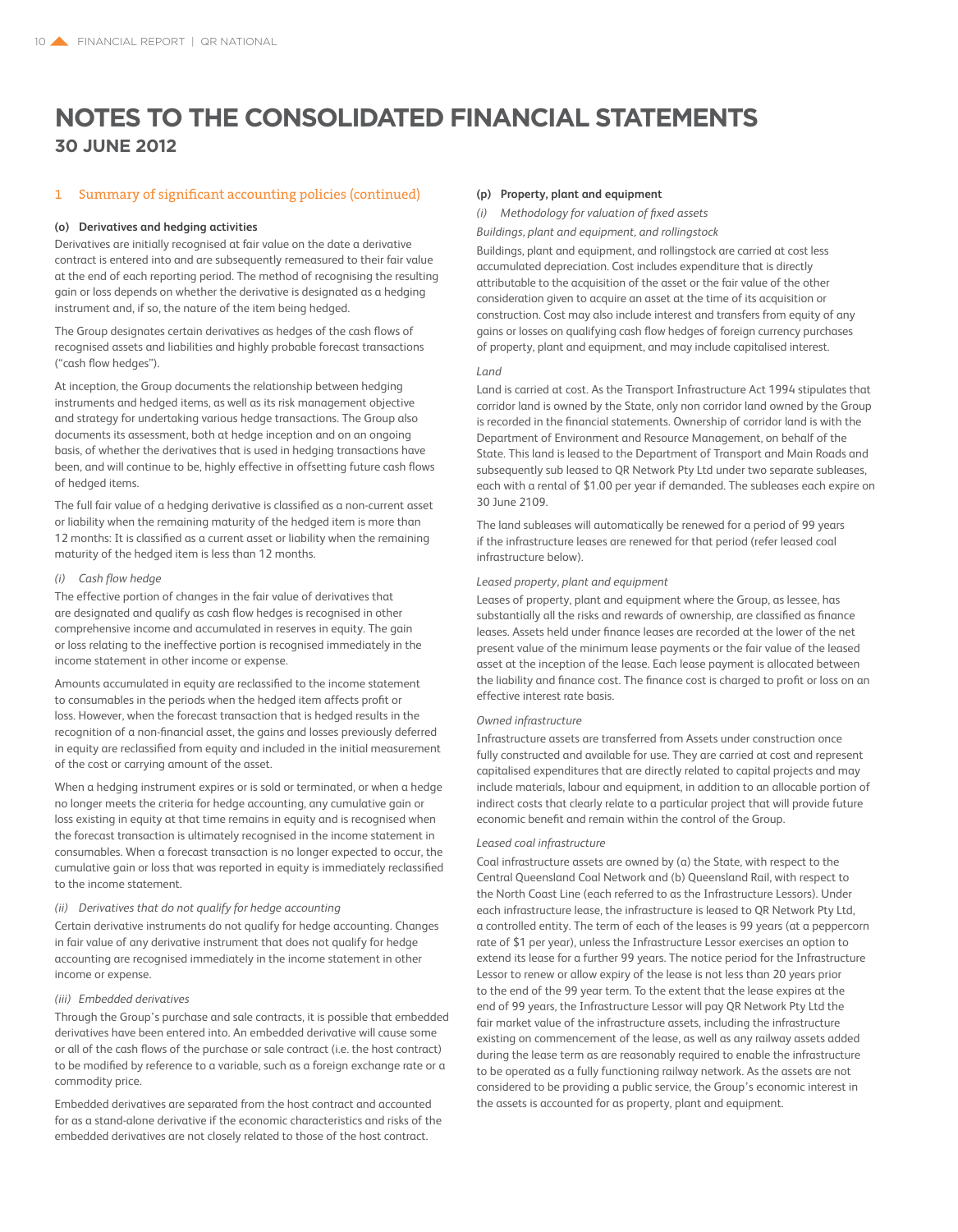# NOTES TO THE CONSOLIDATED FINANCIAL STATEMENTS

## 30 JUNE 2012

## 1 Summary of significant accounting policies (continued)

### (o) Derivatives and hedging activities

Derivatives are initially recognised at fair value on the date a derivative contract is entered into and are subsequently remeasured to their fair value at the end of each reporting period. The method of recognising the resulting gain or loss depends on whether the derivative is designated as a hedging instrument and, if so, the nature of the item being hedged.

The Group designates certain derivatives as hedges of the cash flows of recognised assets and liabilities and highly probable forecast transactions ("cash flow hedges").

At inception, the Group documents the relationship between hedging instruments and hedged items, as well as its risk management objective and strategy for undertaking various hedge transactions. The Group also documents its assessment, both at hedge inception and on an ongoing basis, of whether the derivatives that is used in hedging transactions have been, and will continue to be, highly effective in offsetting future cash flows of hedged items.

The full fair value of a hedging derivative is classified as a non-current asset or liability when the remaining maturity of the hedged item is more than 12 months: It is classified as a current asset or liability when the remaining maturity of the hedged item is less than 12 months.

*(i) Cash flow hedge*

The effective portion of changes in the fair value of derivatives that are designated and qualify as cash flow hedges is recognised in other comprehensive income and accumulated in reserves in equity. The gain or loss relating to the ineffective portion is recognised immediately in the income statement in other income or expense.

Amounts accumulated in equity are reclassified to the income statement to consumables in the periods when the hedged item affects profit or loss. However, when the forecast transaction that is hedged results in the recognition of a non-financial asset, the gains and losses previously deferred in equity are reclassified from equity and included in the initial measurement of the cost or carrying amount of the asset.

When a hedging instrument expires or is sold or terminated, or when a hedge no longer meets the criteria for hedge accounting, any cumulative gain or loss existing in equity at that time remains in equity and is recognised when the forecast transaction is ultimately recognised in the income statement in consumables. When a forecast transaction is no longer expected to occur, the cumulative gain or loss that was reported in equity is immediately reclassified to the income statement.

*(ii) Derivatives that do not qualify for hedge accounting*

Certain derivative instruments do not qualify for hedge accounting. Changes in fair value of any derivative instrument that does not qualify for hedge accounting are recognised immediately in the income statement in other income or expense.

*(iii) Embedded derivatives*

Through the Group's purchase and sale contracts, it is possible that embedded derivatives have been entered into. An embedded derivative will cause some or all of the cash flows of the purchase or sale contract (i.e. the host contract) to be modified by reference to a variable, such as a foreign exchange rate or a commodity price.

Embedded derivatives are separated from the host contract and accounted for as a stand-alone derivative if the economic characteristics and risks of the embedded derivatives are not closely related to those of the host contract.

### (p) Property, plant and equipment

*(i) Methodology for valuation of fixed assets*

*Buildings, plant and equipment, and rollingstock*

Buildings, plant and equipment, and rollingstock are carried at cost less accumulated depreciation. Cost includes expenditure that is directly attributable to the acquisition of the asset or the fair value of the other consideration given to acquire an asset at the time of its acquisition or construction. Cost may also include interest and transfers from equity of any gains or losses on qualifying cash flow hedges of foreign currency purchases of property, plant and equipment, and may include capitalised interest.

*Land*

Land is carried at cost. As the Transport Infrastructure Act 1994 stipulates that corridor land is owned by the State, only non corridor land owned by the Group is recorded in the financial statements. Ownership of corridor land is with the Department of Environment and Resource Management, on behalf of the State. This land is leased to the Department of Transport and Main Roads and subsequently sub leased to QR Network Pty Ltd under two separate subleases, each with a rental of $1.00 per year if demanded. The subleases each expire on 30 June 2109.

The land subleases will automatically be renewed for a period of 99 years if the infrastructure leases are renewed for that period (refer leased coal infrastructure below).

*Leased property, plant and equipment*

Leases of property, plant and equipment where the Group, as lessee, has substantially all the risks and rewards of ownership, are classified as finance leases. Assets held under finance leases are recorded at the lower of the net present value of the minimum lease payments or the fair value of the leased asset at the inception of the lease. Each lease payment is allocated between the liability and finance cost. The finance cost is charged to profit or loss on an effective interest rate basis.

*Owned infrastructure*

Infrastructure assets are transferred from Assets under construction once fully constructed and available for use. They are carried at cost and represent capitalised expenditures that are directly related to capital projects and may include materials, labour and equipment, in addition to an allocable portion of indirect costs that clearly relate to a particular project that will provide future economic benefit and remain within the control of the Group.

*Leased coal infrastructure*

Coal infrastructure assets are owned by (a) the State, with respect to the Central Queensland Coal Network and (b) Queensland Rail, with respect to the North Coast Line (each referred to as the Infrastructure Lessors). Under each infrastructure lease, the infrastructure is leased to QR Network Pty Ltd, a controlled entity. The term of each of the leases is 99 years (at a peppercorn rate of $1 per year), unless the Infrastructure Lessor exercises an option to extend its lease for a further 99 years. The notice period for the Infrastructure Lessor to renew or allow expiry of the lease is not less than 20 years prior to the end of the 99 year term. To the extent that the lease expires at the end of 99 years, the Infrastructure Lessor will pay QR Network Pty Ltd the fair market value of the infrastructure assets, including the infrastructure existing on commencement of the lease, as well as any railway assets added during the lease term as are reasonably required to enable the infrastructure to be operated as a fully functioning railway network. As the assets are not considered to be providing a public service, the Group's economic interest in the assets is accounted for as property, plant and equipment.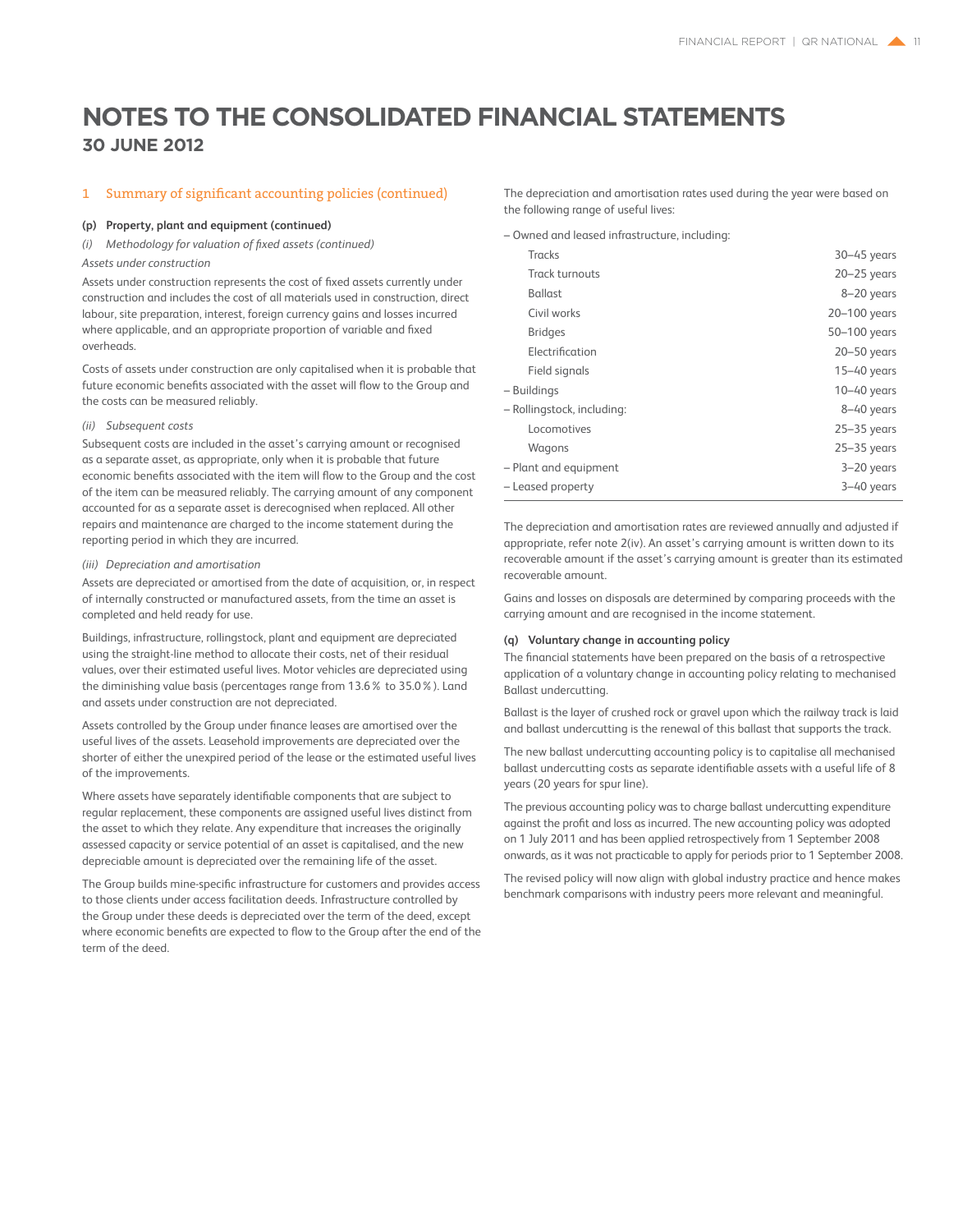# NOTES TO THE CONSOLIDATED FINANCIAL STATEMENTS
## 30 JUNE 2012

## 1 Summary of significant accounting policies (continued)

**(p) Property, plant and equipment (continued)**

*(i) Methodology for valuation of fixed assets (continued)*

*Assets under construction*

Assets under construction represents the cost of fixed assets currently under construction and includes the cost of all materials used in construction, direct labour, site preparation, interest, foreign currency gains and losses incurred where applicable, and an appropriate proportion of variable and fixed overheads.

Costs of assets under construction are only capitalised when it is probable that future economic benefits associated with the asset will flow to the Group and the costs can be measured reliably.

*(ii) Subsequent costs*

Subsequent costs are included in the asset's carrying amount or recognised as a separate asset, as appropriate, only when it is probable that future economic benefits associated with the item will flow to the Group and the cost of the item can be measured reliably. The carrying amount of any component accounted for as a separate asset is derecognised when replaced. All other repairs and maintenance are charged to the income statement during the reporting period in which they are incurred.

*(iii) Depreciation and amortisation*

Assets are depreciated or amortised from the date of acquisition, or, in respect of internally constructed or manufactured assets, from the time an asset is completed and held ready for use.

Buildings, infrastructure, rollingstock, plant and equipment are depreciated using the straight-line method to allocate their costs, net of their residual values, over their estimated useful lives. Motor vehicles are depreciated using the diminishing value basis (percentages range from 13.6% to 35.0%). Land and assets under construction are not depreciated.

Assets controlled by the Group under finance leases are amortised over the useful lives of the assets. Leasehold improvements are depreciated over the shorter of either the unexpired period of the lease or the estimated useful lives of the improvements.

Where assets have separately identifiable components that are subject to regular replacement, these components are assigned useful lives distinct from the asset to which they relate. Any expenditure that increases the originally assessed capacity or service potential of an asset is capitalised, and the new depreciable amount is depreciated over the remaining life of the asset.

The Group builds mine-specific infrastructure for customers and provides access to those clients under access facilitation deeds. Infrastructure controlled by the Group under these deeds is depreciated over the term of the deed, except where economic benefits are expected to flow to the Group after the end of the term of the deed.

The depreciation and amortisation rates used during the year were based on the following range of useful lives:

| | |
|---|---|
| – Owned and leased infrastructure, including: | |
| Tracks | 30–45 years |
| Track turnouts | 20–25 years |
| Ballast | 8–20 years |
| Civil works | 20–100 years |
| Bridges | 50–100 years |
| Electrification | 20–50 years |
| Field signals | 15–40 years |
| – Buildings | 10–40 years |
| – Rollingstock, including: | 8–40 years |
| Locomotives | 25–35 years |
| Wagons | 25–35 years |
| – Plant and equipment | 3–20 years |
| – Leased property | 3–40 years |

The depreciation and amortisation rates are reviewed annually and adjusted if appropriate, refer note 2(iv). An asset's carrying amount is written down to its recoverable amount if the asset's carrying amount is greater than its estimated recoverable amount.

Gains and losses on disposals are determined by comparing proceeds with the carrying amount and are recognised in the income statement.

**(q) Voluntary change in accounting policy**

The financial statements have been prepared on the basis of a retrospective application of a voluntary change in accounting policy relating to mechanised Ballast undercutting.

Ballast is the layer of crushed rock or gravel upon which the railway track is laid and ballast undercutting is the renewal of this ballast that supports the track.

The new ballast undercutting accounting policy is to capitalise all mechanised ballast undercutting costs as separate identifiable assets with a useful life of 8 years (20 years for spur line).

The previous accounting policy was to charge ballast undercutting expenditure against the profit and loss as incurred. The new accounting policy was adopted on 1 July 2011 and has been applied retrospectively from 1 September 2008 onwards, as it was not practicable to apply for periods prior to 1 September 2008.

The revised policy will now align with global industry practice and hence makes benchmark comparisons with industry peers more relevant and meaningful.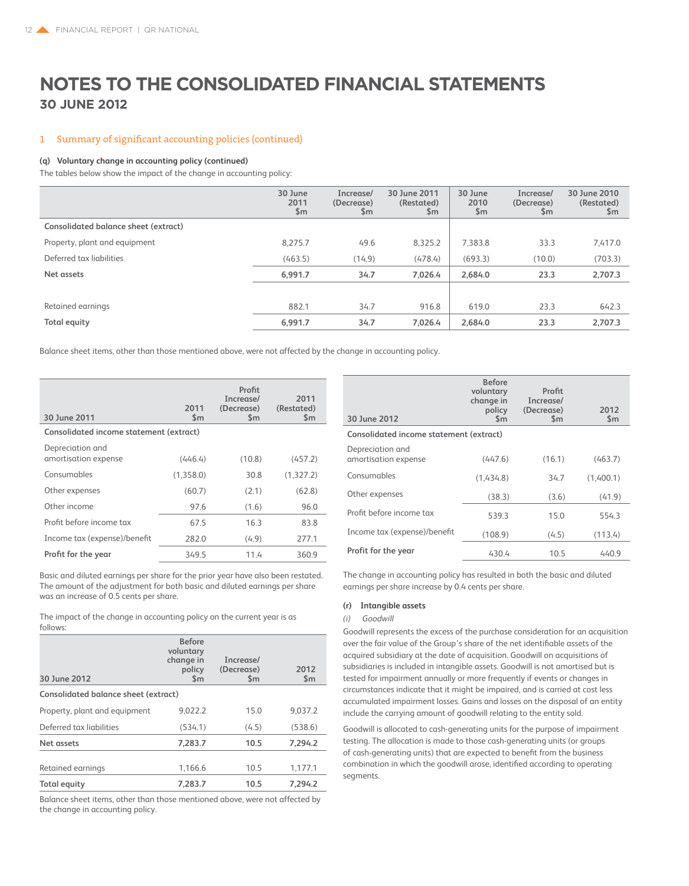# NOTES TO THE CONSOLIDATED FINANCIAL STATEMENTS

## 30 JUNE 2012

### 1 Summary of significant accounting policies (continued)

**(q) Voluntary change in accounting policy (continued)**

The tables below show the impact of the change in accounting policy:

| | 30 June 2011 $m | Increase/ (Decrease) $m | 30 June 2011 (Restated) $m | 30 June 2010 $m | Increase/ (Decrease) $m | 30 June 2010 (Restated) $m |
|---|---|---|---|---|---|---|
| **Consolidated balance sheet (extract)** | | | | | | |
| Property, plant and equipment | 8,275.7 | 49.6 | 8,325.2 | 7,383.8 | 33.3 | 7,417.0 |
| Deferred tax liabilities | (463.5) | (14.9) | (478.4) | (693.3) | (10.0) | (703.3) |
| **Net assets** | **6,991.7** | **34.7** | **7,026.4** | **2,684.0** | **23.3** | **2,707.3** |
| | | | | | | |
| Retained earnings | 882.1 | 34.7 | 916.8 | 619.0 | 23.3 | 642.3 |
| **Total equity** | **6,991.7** | **34.7** | **7,026.4** | **2,684.0** | **23.3** | **2,707.3** |

Balance sheet items, other than those mentioned above, were not affected by the change in accounting policy.

| 30 June 2011 | 2011 $m | Profit Increase/ (Decrease) $m | 2011 (Restated) $m |
|---|---|---|---|
| **Consolidated income statement (extract)** | | | |
| Depreciation and amortisation expense | (446.4) | (10.8) | (457.2) |
| Consumables | (1,358.0) | 30.8 | (1,327.2) |
| Other expenses | (60.7) | (2.1) | (62.8) |
| Other income | 97.6 | (1.6) | 96.0 |
| Profit before income tax | 67.5 | 16.3 | 83.8 |
| Income tax (expense)/benefit | 282.0 | (4.9) | 277.1 |
| **Profit for the year** | 349.5 | 11.4 | 360.9 |

Basic and diluted earnings per share for the prior year have also been restated. The amount of the adjustment for both basic and diluted earnings per share was an increase of 0.5 cents per share.

The impact of the change in accounting policy on the current year is as follows:

| 30 June 2012 | Before voluntary change in policy $m | Increase/ (Decrease) $m | 2012 $m |
|---|---|---|---|
| **Consolidated balance sheet (extract)** | | | |
| Property, plant and equipment | 9,022.2 | 15.0 | 9,037.2 |
| Deferred tax liabilities | (534.1) | (4.5) | (538.6) |
| **Net assets** | **7,283.7** | **10.5** | **7,294.2** |
| | | | |
| Retained earnings | 1,166.6 | 10.5 | 1,177.1 |
| **Total equity** | **7,283.7** | **10.5** | **7,294.2** |

Balance sheet items, other than those mentioned above, were not affected by the change in accounting policy.

| 30 June 2012 | Before voluntary change in policy $m | Profit Increase/ (Decrease) $m | 2012 $m |
|---|---|---|---|
| **Consolidated income statement (extract)** | | | |
| Depreciation and amortisation expense | (447.6) | (16.1) | (463.7) |
| Consumables | (1,434.8) | 34.7 | (1,400.1) |
| Other expenses | (38.3) | (3.6) | (41.9) |
| Profit before income tax | 539.3 | 15.0 | 554.3 |
| Income tax (expense)/benefit | (108.9) | (4.5) | (113.4) |
| **Profit for the year** | 430.4 | 10.5 | 440.9 |

The change in accounting policy has resulted in both the basic and diluted earnings per share increase by 0.4 cents per share.

**(r) Intangible assets**

*(i) Goodwill*

Goodwill represents the excess of the purchase consideration for an acquisition over the fair value of the Group's share of the net identifiable assets of the acquired subsidiary at the date of acquisition. Goodwill on acquisitions of subsidiaries is included in intangible assets. Goodwill is not amortised but is tested for impairment annually or more frequently if events or changes in circumstances indicate that it might be impaired, and is carried at cost less accumulated impairment losses. Gains and losses on the disposal of an entity include the carrying amount of goodwill relating to the entity sold.

Goodwill is allocated to cash-generating units for the purpose of impairment testing. The allocation is made to those cash-generating units (or groups of cash-generating units) that are expected to benefit from the business combination in which the goodwill arose, identified according to operating segments.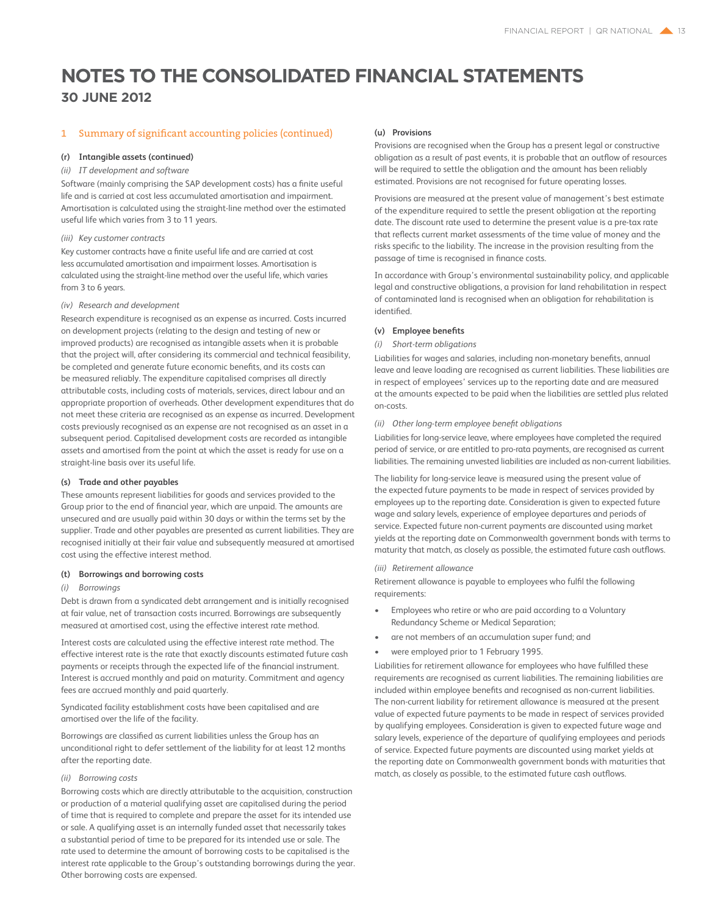# NOTES TO THE CONSOLIDATED FINANCIAL STATEMENTS

## 30 JUNE 2012

### 1 Summary of significant accounting policies (continued)

**(r) Intangible assets (continued)**

*(ii) IT development and software*

Software (mainly comprising the SAP development costs) has a finite useful life and is carried at cost less accumulated amortisation and impairment. Amortisation is calculated using the straight-line method over the estimated useful life which varies from 3 to 11 years.

*(iii) Key customer contracts*

Key customer contracts have a finite useful life and are carried at cost less accumulated amortisation and impairment losses. Amortisation is calculated using the straight-line method over the useful life, which varies from 3 to 6 years.

*(iv) Research and development*

Research expenditure is recognised as an expense as incurred. Costs incurred on development projects (relating to the design and testing of new or improved products) are recognised as intangible assets when it is probable that the project will, after considering its commercial and technical feasibility, be completed and generate future economic benefits, and its costs can be measured reliably. The expenditure capitalised comprises all directly attributable costs, including costs of materials, services, direct labour and an appropriate proportion of overheads. Other development expenditures that do not meet these criteria are recognised as an expense as incurred. Development costs previously recognised as an expense are not recognised as an asset in a subsequent period. Capitalised development costs are recorded as intangible assets and amortised from the point at which the asset is ready for use on a straight-line basis over its useful life.

**(s) Trade and other payables**

These amounts represent liabilities for goods and services provided to the Group prior to the end of financial year, which are unpaid. The amounts are unsecured and are usually paid within 30 days or within the terms set by the supplier. Trade and other payables are presented as current liabilities. They are recognised initially at their fair value and subsequently measured at amortised cost using the effective interest method.

**(t) Borrowings and borrowing costs**

*(i) Borrowings*

Debt is drawn from a syndicated debt arrangement and is initially recognised at fair value, net of transaction costs incurred. Borrowings are subsequently measured at amortised cost, using the effective interest rate method.

Interest costs are calculated using the effective interest rate method. The effective interest rate is the rate that exactly discounts estimated future cash payments or receipts through the expected life of the financial instrument. Interest is accrued monthly and paid on maturity. Commitment and agency fees are accrued monthly and paid quarterly.

Syndicated facility establishment costs have been capitalised and are amortised over the life of the facility.

Borrowings are classified as current liabilities unless the Group has an unconditional right to defer settlement of the liability for at least 12 months after the reporting date.

*(ii) Borrowing costs*

Borrowing costs which are directly attributable to the acquisition, construction or production of a material qualifying asset are capitalised during the period of time that is required to complete and prepare the asset for its intended use or sale. A qualifying asset is an internally funded asset that necessarily takes a substantial period of time to be prepared for its intended use or sale. The rate used to determine the amount of borrowing costs to be capitalised is the interest rate applicable to the Group's outstanding borrowings during the year. Other borrowing costs are expensed.

**(u) Provisions**

Provisions are recognised when the Group has a present legal or constructive obligation as a result of past events, it is probable that an outflow of resources will be required to settle the obligation and the amount has been reliably estimated. Provisions are not recognised for future operating losses.

Provisions are measured at the present value of management's best estimate of the expenditure required to settle the present obligation at the reporting date. The discount rate used to determine the present value is a pre-tax rate that reflects current market assessments of the time value of money and the risks specific to the liability. The increase in the provision resulting from the passage of time is recognised in finance costs.

In accordance with Group's environmental sustainability policy, and applicable legal and constructive obligations, a provision for land rehabilitation in respect of contaminated land is recognised when an obligation for rehabilitation is identified.

**(v) Employee benefits**

*(i) Short-term obligations*

Liabilities for wages and salaries, including non-monetary benefits, annual leave and leave loading are recognised as current liabilities. These liabilities are in respect of employees' services up to the reporting date and are measured at the amounts expected to be paid when the liabilities are settled plus related on-costs.

*(ii) Other long-term employee benefit obligations*

Liabilities for long-service leave, where employees have completed the required period of service, or are entitled to pro-rata payments, are recognised as current liabilities. The remaining unvested liabilities are included as non-current liabilities.

The liability for long-service leave is measured using the present value of the expected future payments to be made in respect of services provided by employees up to the reporting date. Consideration is given to expected future wage and salary levels, experience of employee departures and periods of service. Expected future non-current payments are discounted using market yields at the reporting date on Commonwealth government bonds with terms to maturity that match, as closely as possible, the estimated future cash outflows.

*(iii) Retirement allowance*

Retirement allowance is payable to employees who fulfil the following requirements:

- Employees who retire or who are paid according to a Voluntary Redundancy Scheme or Medical Separation;
- are not members of an accumulation super fund; and
- were employed prior to 1 February 1995.

Liabilities for retirement allowance for employees who have fulfilled these requirements are recognised as current liabilities. The remaining liabilities are included within employee benefits and recognised as non-current liabilities. The non-current liability for retirement allowance is measured at the present value of expected future payments to be made in respect of services provided by qualifying employees. Consideration is given to expected future wage and salary levels, experience of the departure of qualifying employees and periods of service. Expected future payments are discounted using market yields at the reporting date on Commonwealth government bonds with maturities that match, as closely as possible, to the estimated future cash outflows.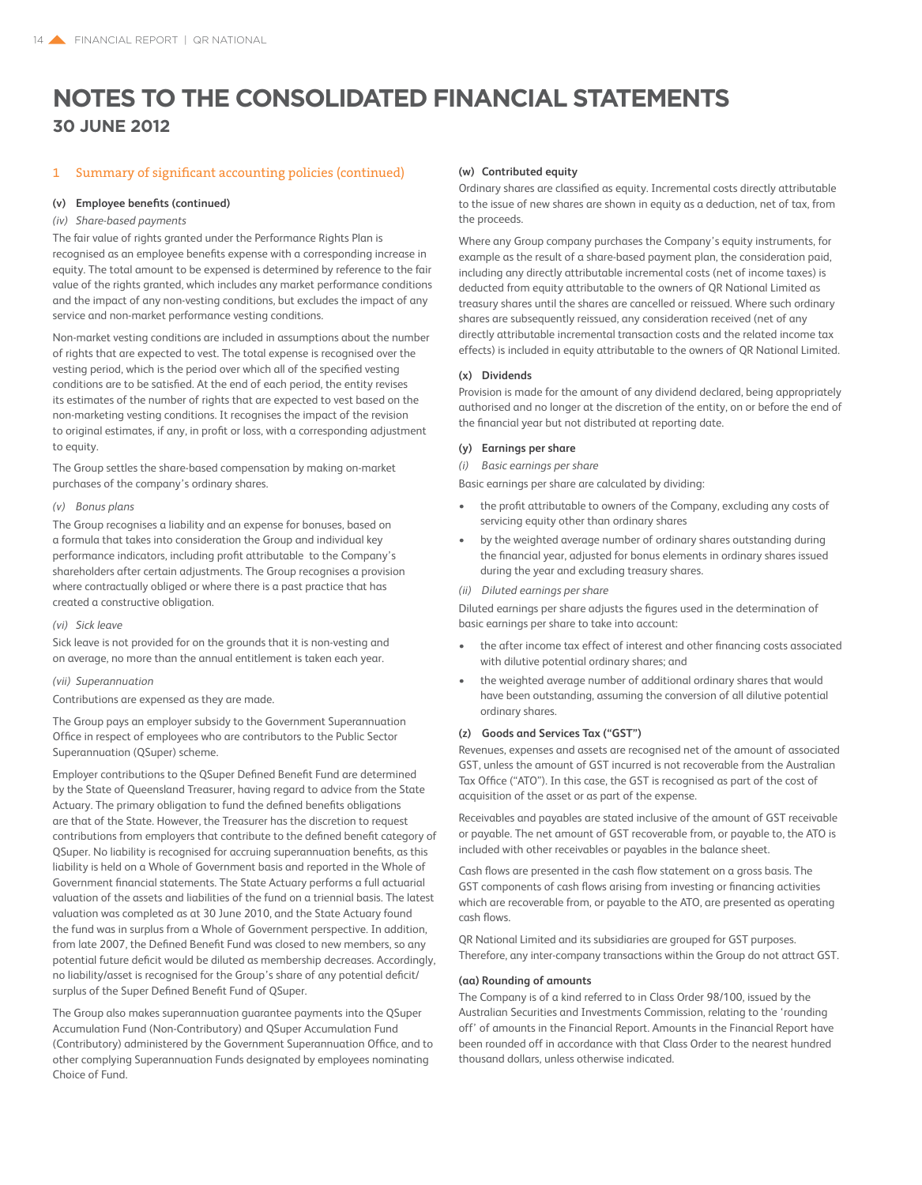# NOTES TO THE CONSOLIDATED FINANCIAL STATEMENTS
## 30 JUNE 2012

### 1 Summary of significant accounting policies (continued)

#### (v) Employee benefits (continued)

*(iv) Share-based payments*

The fair value of rights granted under the Performance Rights Plan is recognised as an employee benefits expense with a corresponding increase in equity. The total amount to be expensed is determined by reference to the fair value of the rights granted, which includes any market performance conditions and the impact of any non-vesting conditions, but excludes the impact of any service and non-market performance vesting conditions.

Non-market vesting conditions are included in assumptions about the number of rights that are expected to vest. The total expense is recognised over the vesting period, which is the period over which all of the specified vesting conditions are to be satisfied. At the end of each period, the entity revises its estimates of the number of rights that are expected to vest based on the non-marketing vesting conditions. It recognises the impact of the revision to original estimates, if any, in profit or loss, with a corresponding adjustment to equity.

The Group settles the share-based compensation by making on-market purchases of the company's ordinary shares.

*(v) Bonus plans*

The Group recognises a liability and an expense for bonuses, based on a formula that takes into consideration the Group and individual key performance indicators, including profit attributable to the Company's shareholders after certain adjustments. The Group recognises a provision where contractually obliged or where there is a past practice that has created a constructive obligation.

*(vi) Sick leave*

Sick leave is not provided for on the grounds that it is non-vesting and on average, no more than the annual entitlement is taken each year.

*(vii) Superannuation*

Contributions are expensed as they are made.

The Group pays an employer subsidy to the Government Superannuation Office in respect of employees who are contributors to the Public Sector Superannuation (QSuper) scheme.

Employer contributions to the QSuper Defined Benefit Fund are determined by the State of Queensland Treasurer, having regard to advice from the State Actuary. The primary obligation to fund the defined benefits obligations are that of the State. However, the Treasurer has the discretion to request contributions from employers that contribute to the defined benefit category of QSuper. No liability is recognised for accruing superannuation benefits, as this liability is held on a Whole of Government basis and reported in the Whole of Government financial statements. The State Actuary performs a full actuarial valuation of the assets and liabilities of the fund on a triennial basis. The latest valuation was completed as at 30 June 2010, and the State Actuary found the fund was in surplus from a Whole of Government perspective. In addition, from late 2007, the Defined Benefit Fund was closed to new members, so any potential future deficit would be diluted as membership decreases. Accordingly, no liability/asset is recognised for the Group's share of any potential deficit/surplus of the Super Defined Benefit Fund of QSuper.

The Group also makes superannuation guarantee payments into the QSuper Accumulation Fund (Non-Contributory) and QSuper Accumulation Fund (Contributory) administered by the Government Superannuation Office, and to other complying Superannuation Funds designated by employees nominating Choice of Fund.

#### (w) Contributed equity

Ordinary shares are classified as equity. Incremental costs directly attributable to the issue of new shares are shown in equity as a deduction, net of tax, from the proceeds.

Where any Group company purchases the Company's equity instruments, for example as the result of a share-based payment plan, the consideration paid, including any directly attributable incremental costs (net of income taxes) is deducted from equity attributable to the owners of QR National Limited as treasury shares until the shares are cancelled or reissued. Where such ordinary shares are subsequently reissued, any consideration received (net of any directly attributable incremental transaction costs and the related income tax effects) is included in equity attributable to the owners of QR National Limited.

#### (x) Dividends

Provision is made for the amount of any dividend declared, being appropriately authorised and no longer at the discretion of the entity, on or before the end of the financial year but not distributed at reporting date.

#### (y) Earnings per share

*(i) Basic earnings per share*

Basic earnings per share are calculated by dividing:

- the profit attributable to owners of the Company, excluding any costs of servicing equity other than ordinary shares
- by the weighted average number of ordinary shares outstanding during the financial year, adjusted for bonus elements in ordinary shares issued during the year and excluding treasury shares.

*(ii) Diluted earnings per share*

Diluted earnings per share adjusts the figures used in the determination of basic earnings per share to take into account:

- the after income tax effect of interest and other financing costs associated with dilutive potential ordinary shares; and
- the weighted average number of additional ordinary shares that would have been outstanding, assuming the conversion of all dilutive potential ordinary shares.

#### (z) Goods and Services Tax ("GST")

Revenues, expenses and assets are recognised net of the amount of associated GST, unless the amount of GST incurred is not recoverable from the Australian Tax Office ("ATO"). In this case, the GST is recognised as part of the cost of acquisition of the asset or as part of the expense.

Receivables and payables are stated inclusive of the amount of GST receivable or payable. The net amount of GST recoverable from, or payable to, the ATO is included with other receivables or payables in the balance sheet.

Cash flows are presented in the cash flow statement on a gross basis. The GST components of cash flows arising from investing or financing activities which are recoverable from, or payable to the ATO, are presented as operating cash flows.

QR National Limited and its subsidiaries are grouped for GST purposes. Therefore, any inter-company transactions within the Group do not attract GST.

#### (aa) Rounding of amounts

The Company is of a kind referred to in Class Order 98/100, issued by the Australian Securities and Investments Commission, relating to the 'rounding off' of amounts in the Financial Report. Amounts in the Financial Report have been rounded off in accordance with that Class Order to the nearest hundred thousand dollars, unless otherwise indicated.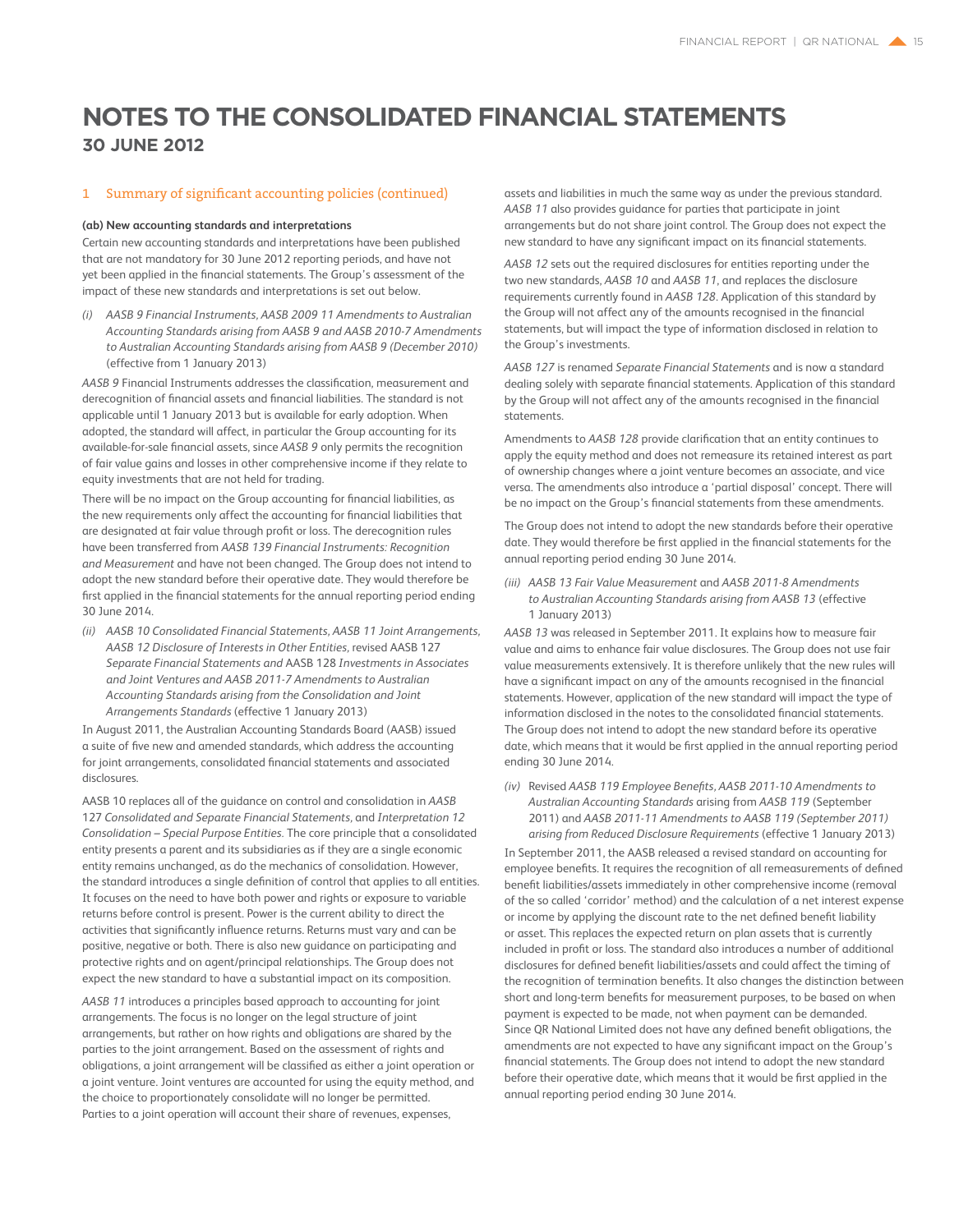# NOTES TO THE CONSOLIDATED FINANCIAL STATEMENTS
## 30 JUNE 2012

### 1 Summary of significant accounting policies (continued)

**(ab) New accounting standards and interpretations**

Certain new accounting standards and interpretations have been published that are not mandatory for 30 June 2012 reporting periods, and have not yet been applied in the financial statements. The Group's assessment of the impact of these new standards and interpretations is set out below.

*(i) AASB 9 Financial Instruments, AASB 2009 11 Amendments to Australian Accounting Standards arising from AASB 9 and AASB 2010-7 Amendments to Australian Accounting Standards arising from AASB 9 (December 2010)* (effective from 1 January 2013)

*AASB 9* Financial Instruments addresses the classification, measurement and derecognition of financial assets and financial liabilities. The standard is not applicable until 1 January 2013 but is available for early adoption. When adopted, the standard will affect, in particular the Group accounting for its available-for-sale financial assets, since *AASB 9* only permits the recognition of fair value gains and losses in other comprehensive income if they relate to equity investments that are not held for trading.

There will be no impact on the Group accounting for financial liabilities, as the new requirements only affect the accounting for financial liabilities that are designated at fair value through profit or loss. The derecognition rules have been transferred from *AASB 139 Financial Instruments: Recognition and Measurement* and have not been changed. The Group does not intend to adopt the new standard before their operative date. They would therefore be first applied in the financial statements for the annual reporting period ending 30 June 2014.

*(ii) AASB 10 Consolidated Financial Statements, AASB 11 Joint Arrangements, AASB 12 Disclosure of Interests in Other Entities*, revised AASB 127 *Separate Financial Statements and* AASB 128 *Investments in Associates and Joint Ventures and AASB 2011-7 Amendments to Australian Accounting Standards arising from the Consolidation and Joint Arrangements Standards* (effective 1 January 2013)

In August 2011, the Australian Accounting Standards Board (AASB) issued a suite of five new and amended standards, which address the accounting for joint arrangements, consolidated financial statements and associated disclosures.

AASB 10 replaces all of the guidance on control and consolidation in *AASB* 127 *Consolidated and Separate Financial Statements*, and *Interpretation 12 Consolidation – Special Purpose Entities*. The core principle that a consolidated entity presents a parent and its subsidiaries as if they are a single economic entity remains unchanged, as do the mechanics of consolidation. However, the standard introduces a single definition of control that applies to all entities. It focuses on the need to have both power and rights or exposure to variable returns before control is present. Power is the current ability to direct the activities that significantly influence returns. Returns must vary and can be positive, negative or both. There is also new guidance on participating and protective rights and on agent/principal relationships. The Group does not expect the new standard to have a substantial impact on its composition.

*AASB 11* introduces a principles based approach to accounting for joint arrangements. The focus is no longer on the legal structure of joint arrangements, but rather on how rights and obligations are shared by the parties to the joint arrangement. Based on the assessment of rights and obligations, a joint arrangement will be classified as either a joint operation or a joint venture. Joint ventures are accounted for using the equity method, and the choice to proportionately consolidate will no longer be permitted. Parties to a joint operation will account their share of revenues, expenses, assets and liabilities in much the same way as under the previous standard. *AASB 11* also provides guidance for parties that participate in joint arrangements but do not share joint control. The Group does not expect the new standard to have any significant impact on its financial statements.

*AASB 12* sets out the required disclosures for entities reporting under the two new standards, *AASB 10* and *AASB 11*, and replaces the disclosure requirements currently found in *AASB 128*. Application of this standard by the Group will not affect any of the amounts recognised in the financial statements, but will impact the type of information disclosed in relation to the Group's investments.

*AASB 127* is renamed *Separate Financial Statements* and is now a standard dealing solely with separate financial statements. Application of this standard by the Group will not affect any of the amounts recognised in the financial statements.

Amendments to *AASB 128* provide clarification that an entity continues to apply the equity method and does not remeasure its retained interest as part of ownership changes where a joint venture becomes an associate, and vice versa. The amendments also introduce a 'partial disposal' concept. There will be no impact on the Group's financial statements from these amendments.

The Group does not intend to adopt the new standards before their operative date. They would therefore be first applied in the financial statements for the annual reporting period ending 30 June 2014.

*(iii) AASB 13 Fair Value Measurement* and *AASB 2011-8 Amendments to Australian Accounting Standards arising from AASB 13* (effective 1 January 2013)

*AASB 13* was released in September 2011. It explains how to measure fair value and aims to enhance fair value disclosures. The Group does not use fair value measurements extensively. It is therefore unlikely that the new rules will have a significant impact on any of the amounts recognised in the financial statements. However, application of the new standard will impact the type of information disclosed in the notes to the consolidated financial statements. The Group does not intend to adopt the new standard before its operative date, which means that it would be first applied in the annual reporting period ending 30 June 2014.

*(iv)* Revised *AASB 119 Employee Benefits*, *AASB 2011-10 Amendments to Australian Accounting Standards* arising from *AASB 119* (September 2011) and *AASB 2011-11 Amendments to AASB 119 (September 2011) arising from Reduced Disclosure Requirements* (effective 1 January 2013)

In September 2011, the AASB released a revised standard on accounting for employee benefits. It requires the recognition of all remeasurements of defined benefit liabilities/assets immediately in other comprehensive income (removal of the so called 'corridor' method) and the calculation of a net interest expense or income by applying the discount rate to the net defined benefit liability or asset. This replaces the expected return on plan assets that is currently included in profit or loss. The standard also introduces a number of additional disclosures for defined benefit liabilities/assets and could affect the timing of the recognition of termination benefits. It also changes the distinction between short and long-term benefits for measurement purposes, to be based on when payment is expected to be made, not when payment can be demanded. Since QR National Limited does not have any defined benefit obligations, the amendments are not expected to have any significant impact on the Group's financial statements. The Group does not intend to adopt the new standard before their operative date, which means that it would be first applied in the annual reporting period ending 30 June 2014.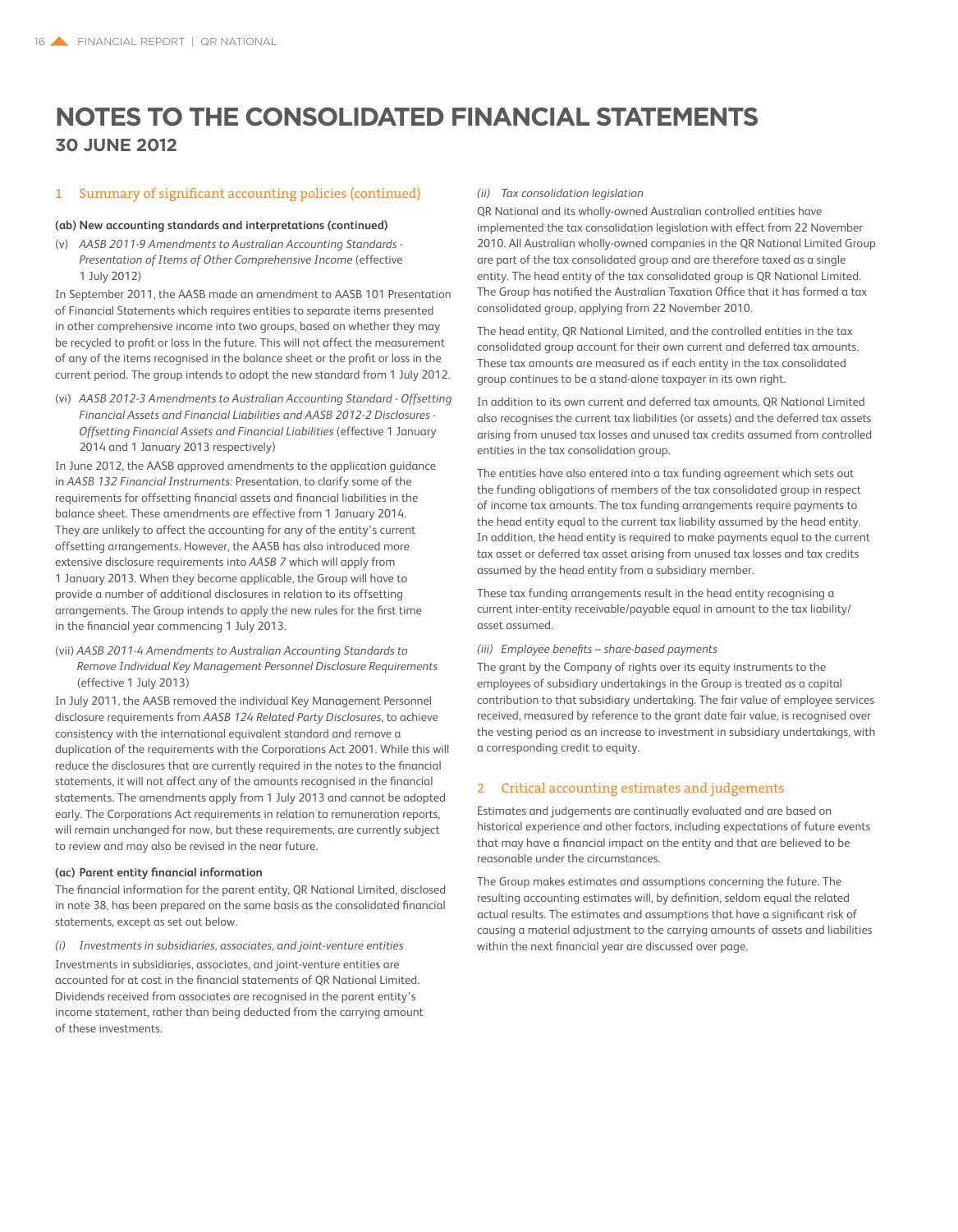# NOTES TO THE CONSOLIDATED FINANCIAL STATEMENTS

## 30 JUNE 2012

### 1 Summary of significant accounting policies (continued)

**(ab) New accounting standards and interpretations (continued)**

(v) *AASB 2011-9 Amendments to Australian Accounting Standards - Presentation of Items of Other Comprehensive Income* (effective 1 July 2012)

In September 2011, the AASB made an amendment to AASB 101 Presentation of Financial Statements which requires entities to separate items presented in other comprehensive income into two groups, based on whether they may be recycled to profit or loss in the future. This will not affect the measurement of any of the items recognised in the balance sheet or the profit or loss in the current period. The group intends to adopt the new standard from 1 July 2012.

(vi) *AASB 2012-3 Amendments to Australian Accounting Standard - Offsetting Financial Assets and Financial Liabilities and AASB 2012-2 Disclosures - Offsetting Financial Assets and Financial Liabilities* (effective 1 January 2014 and 1 January 2013 respectively)

In June 2012, the AASB approved amendments to the application guidance in *AASB 132 Financial Instruments:* Presentation, to clarify some of the requirements for offsetting financial assets and financial liabilities in the balance sheet. These amendments are effective from 1 January 2014. They are unlikely to affect the accounting for any of the entity's current offsetting arrangements. However, the AASB has also introduced more extensive disclosure requirements into *AASB 7* which will apply from 1 January 2013. When they become applicable, the Group will have to provide a number of additional disclosures in relation to its offsetting arrangements. The Group intends to apply the new rules for the first time in the financial year commencing 1 July 2013.

(vii) *AASB 2011-4 Amendments to Australian Accounting Standards to Remove Individual Key Management Personnel Disclosure Requirements* (effective 1 July 2013)

In July 2011, the AASB removed the individual Key Management Personnel disclosure requirements from *AASB 124 Related Party Disclosures*, to achieve consistency with the international equivalent standard and remove a duplication of the requirements with the Corporations Act 2001. While this will reduce the disclosures that are currently required in the notes to the financial statements, it will not affect any of the amounts recognised in the financial statements. The amendments apply from 1 July 2013 and cannot be adopted early. The Corporations Act requirements in relation to remuneration reports, will remain unchanged for now, but these requirements, are currently subject to review and may also be revised in the near future.

**(ac) Parent entity financial information**

The financial information for the parent entity, QR National Limited, disclosed in note 38, has been prepared on the same basis as the consolidated financial statements, except as set out below.

*(i) Investments in subsidiaries, associates, and joint-venture entities*

Investments in subsidiaries, associates, and joint-venture entities are accounted for at cost in the financial statements of QR National Limited. Dividends received from associates are recognised in the parent entity's income statement, rather than being deducted from the carrying amount of these investments.

*(ii) Tax consolidation legislation*

QR National and its wholly-owned Australian controlled entities have implemented the tax consolidation legislation with effect from 22 November 2010. All Australian wholly-owned companies in the QR National Limited Group are part of the tax consolidated group and are therefore taxed as a single entity. The head entity of the tax consolidated group is QR National Limited. The Group has notified the Australian Taxation Office that it has formed a tax consolidated group, applying from 22 November 2010.

The head entity, QR National Limited, and the controlled entities in the tax consolidated group account for their own current and deferred tax amounts. These tax amounts are measured as if each entity in the tax consolidated group continues to be a stand-alone taxpayer in its own right.

In addition to its own current and deferred tax amounts, QR National Limited also recognises the current tax liabilities (or assets) and the deferred tax assets arising from unused tax losses and unused tax credits assumed from controlled entities in the tax consolidation group.

The entities have also entered into a tax funding agreement which sets out the funding obligations of members of the tax consolidated group in respect of income tax amounts. The tax funding arrangements require payments to the head entity equal to the current tax liability assumed by the head entity. In addition, the head entity is required to make payments equal to the current tax asset or deferred tax asset arising from unused tax losses and tax credits assumed by the head entity from a subsidiary member.

These tax funding arrangements result in the head entity recognising a current inter-entity receivable/payable equal in amount to the tax liability/asset assumed.

*(iii) Employee benefits – share-based payments*

The grant by the Company of rights over its equity instruments to the employees of subsidiary undertakings in the Group is treated as a capital contribution to that subsidiary undertaking. The fair value of employee services received, measured by reference to the grant date fair value, is recognised over the vesting period as an increase to investment in subsidiary undertakings, with a corresponding credit to equity.

### 2 Critical accounting estimates and judgements

Estimates and judgements are continually evaluated and are based on historical experience and other factors, including expectations of future events that may have a financial impact on the entity and that are believed to be reasonable under the circumstances.

The Group makes estimates and assumptions concerning the future. The resulting accounting estimates will, by definition, seldom equal the related actual results. The estimates and assumptions that have a significant risk of causing a material adjustment to the carrying amounts of assets and liabilities within the next financial year are discussed over page.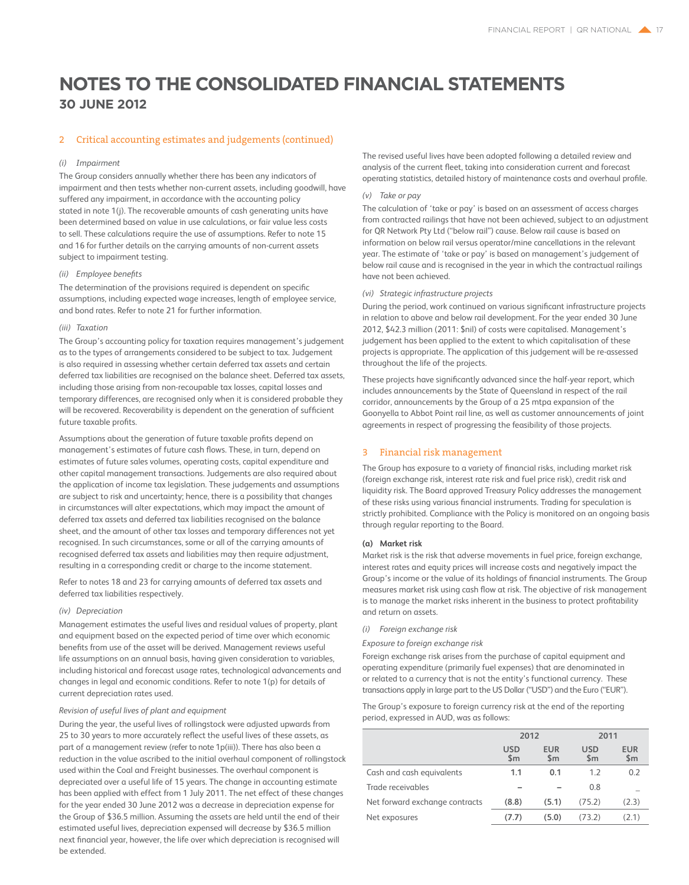# NOTES TO THE CONSOLIDATED FINANCIAL STATEMENTS
## 30 JUNE 2012

### 2 Critical accounting estimates and judgements (continued)

*(i) Impairment*

The Group considers annually whether there has been any indicators of impairment and then tests whether non-current assets, including goodwill, have suffered any impairment, in accordance with the accounting policy stated in note 1(j). The recoverable amounts of cash generating units have been determined based on value in use calculations, or fair value less costs to sell. These calculations require the use of assumptions. Refer to note 15 and 16 for further details on the carrying amounts of non-current assets subject to impairment testing.

*(ii) Employee benefits*

The determination of the provisions required is dependent on specific assumptions, including expected wage increases, length of employee service, and bond rates. Refer to note 21 for further information.

*(iii) Taxation*

The Group's accounting policy for taxation requires management's judgement as to the types of arrangements considered to be subject to tax. Judgement is also required in assessing whether certain deferred tax assets and certain deferred tax liabilities are recognised on the balance sheet. Deferred tax assets, including those arising from non-recoupable tax losses, capital losses and temporary differences, are recognised only when it is considered probable they will be recovered. Recoverability is dependent on the generation of sufficient future taxable profits.

Assumptions about the generation of future taxable profits depend on management's estimates of future cash flows. These, in turn, depend on estimates of future sales volumes, operating costs, capital expenditure and other capital management transactions. Judgements are also required about the application of income tax legislation. These judgements and assumptions are subject to risk and uncertainty; hence, there is a possibility that changes in circumstances will alter expectations, which may impact the amount of deferred tax assets and deferred tax liabilities recognised on the balance sheet, and the amount of other tax losses and temporary differences not yet recognised. In such circumstances, some or all of the carrying amounts of recognised deferred tax assets and liabilities may then require adjustment, resulting in a corresponding credit or charge to the income statement.

Refer to notes 18 and 23 for carrying amounts of deferred tax assets and deferred tax liabilities respectively.

*(iv) Depreciation*

Management estimates the useful lives and residual values of property, plant and equipment based on the expected period of time over which economic benefits from use of the asset will be derived. Management reviews useful life assumptions on an annual basis, having given consideration to variables, including historical and forecast usage rates, technological advancements and changes in legal and economic conditions. Refer to note 1(p) for details of current depreciation rates used.

*Revision of useful lives of plant and equipment*

During the year, the useful lives of rollingstock were adjusted upwards from 25 to 30 years to more accurately reflect the useful lives of these assets, as part of a management review (refer to note 1p(iii)). There has also been a reduction in the value ascribed to the initial overhaul component of rollingstock used within the Coal and Freight businesses. The overhaul component is depreciated over a useful life of 15 years. The change in accounting estimate has been applied with effect from 1 July 2011. The net effect of these changes for the year ended 30 June 2012 was a decrease in depreciation expense for the Group of $36.5 million. Assuming the assets are held until the end of their estimated useful lives, depreciation expensed will decrease by $36.5 million next financial year, however, the life over which depreciation is recognised will be extended.

The revised useful lives have been adopted following a detailed review and analysis of the current fleet, taking into consideration current and forecast operating statistics, detailed history of maintenance costs and overhaul profile.

*(v) Take or pay*

The calculation of 'take or pay' is based on an assessment of access charges from contracted railings that have not been achieved, subject to an adjustment for QR Network Pty Ltd ("below rail") cause. Below rail cause is based on information on below rail versus operator/mine cancellations in the relevant year. The estimate of 'take or pay' is based on management's judgement of below rail cause and is recognised in the year in which the contractual railings have not been achieved.

*(vi) Strategic infrastructure projects*

During the period, work continued on various significant infrastructure projects in relation to above and below rail development. For the year ended 30 June 2012, $42.3 million (2011: $nil) of costs were capitalised. Management's judgement has been applied to the extent to which capitalisation of these projects is appropriate. The application of this judgement will be re-assessed throughout the life of the projects.

These projects have significantly advanced since the half-year report, which includes announcements by the State of Queensland in respect of the rail corridor, announcements by the Group of a 25 mtpa expansion of the Goonyella to Abbot Point rail line, as well as customer announcements of joint agreements in respect of progressing the feasibility of those projects.

### 3 Financial risk management

The Group has exposure to a variety of financial risks, including market risk (foreign exchange risk, interest rate risk and fuel price risk), credit risk and liquidity risk. The Board approved Treasury Policy addresses the management of these risks using various financial instruments. Trading for speculation is strictly prohibited. Compliance with the Policy is monitored on an ongoing basis through regular reporting to the Board.

**(a) Market risk**

Market risk is the risk that adverse movements in fuel price, foreign exchange, interest rates and equity prices will increase costs and negatively impact the Group's income or the value of its holdings of financial instruments. The Group measures market risk using cash flow at risk. The objective of risk management is to manage the market risks inherent in the business to protect profitability and return on assets.

*(i) Foreign exchange risk*

*Exposure to foreign exchange risk*

Foreign exchange risk arises from the purchase of capital equipment and operating expenditure (primarily fuel expenses) that are denominated in or related to a currency that is not the entity's functional currency. These transactions apply in large part to the US Dollar ("USD") and the Euro ("EUR").

The Group's exposure to foreign currency risk at the end of the reporting period, expressed in AUD, was as follows:

| | 2012 | | 2011 | |
|---|---|---|---|---|
| | USD $m | EUR $m | USD $m | EUR $m |
| Cash and cash equivalents | **1.1** | **0.1** | 1.2 | 0.2 |
| Trade receivables | **–** | **–** | 0.8 | – |
| Net forward exchange contracts | **(8.8)** | **(5.1)** | (75.2) | (2.3) |
| Net exposures | **(7.7)** | **(5.0)** | (73.2) | (2.1) |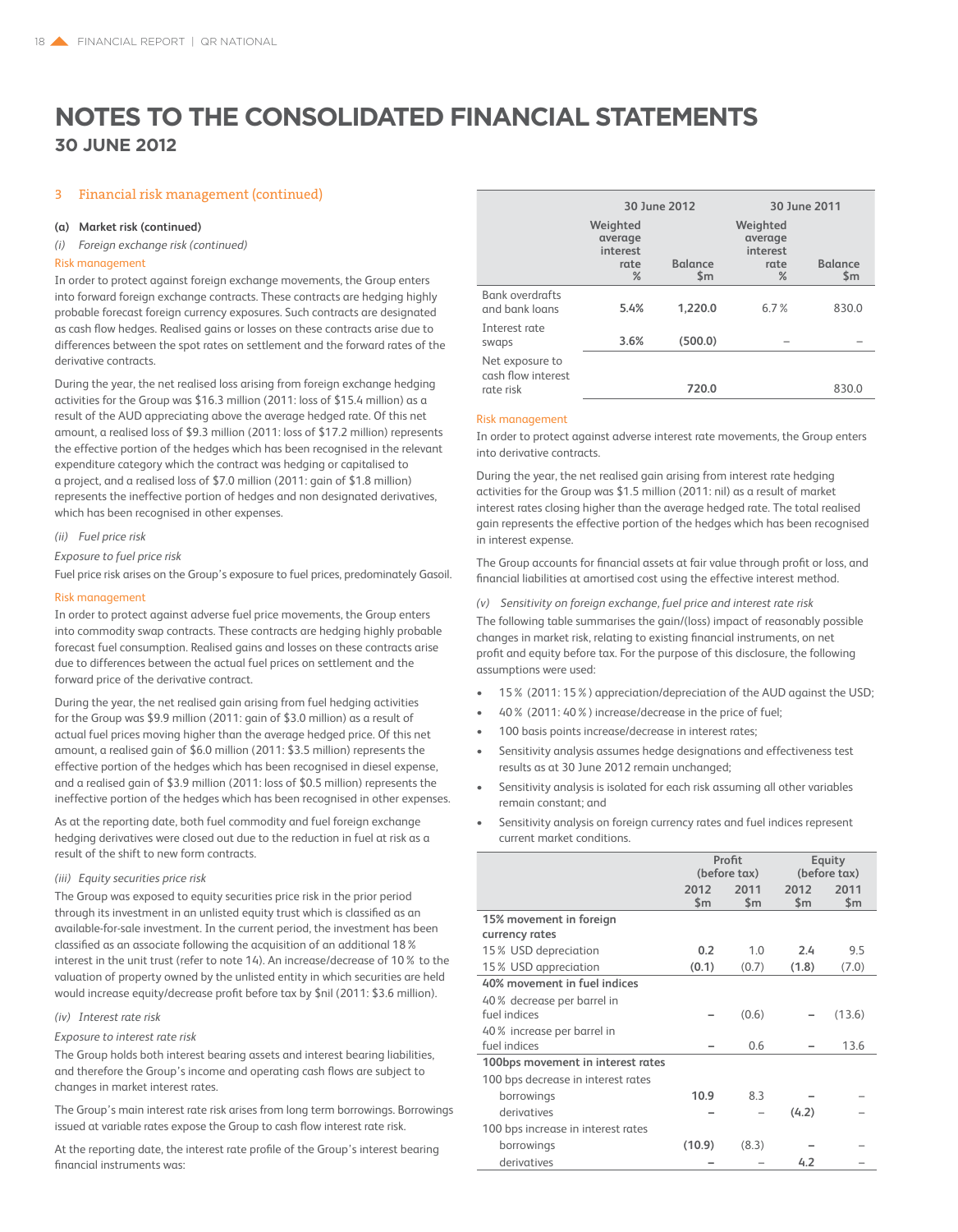# NOTES TO THE CONSOLIDATED FINANCIAL STATEMENTS
## 30 JUNE 2012

### 3 Financial risk management (continued)

**(a) Market risk (continued)**

*(i) Foreign exchange risk (continued)*

Risk management

In order to protect against foreign exchange movements, the Group enters into forward foreign exchange contracts. These contracts are hedging highly probable forecast foreign currency exposures. Such contracts are designated as cash flow hedges. Realised gains or losses on these contracts arise due to differences between the spot rates on settlement and the forward rates of the derivative contracts.

During the year, the net realised loss arising from foreign exchange hedging activities for the Group was $16.3 million (2011: loss of $15.4 million) as a result of the AUD appreciating above the average hedged rate. Of this net amount, a realised loss of $9.3 million (2011: loss of $17.2 million) represents the effective portion of the hedges which has been recognised in the relevant expenditure category which the contract was hedging or capitalised to a project, and a realised loss of $7.0 million (2011: gain of $1.8 million) represents the ineffective portion of hedges and non designated derivatives, which has been recognised in other expenses.

*(ii) Fuel price risk*

*Exposure to fuel price risk*

Fuel price risk arises on the Group's exposure to fuel prices, predominately Gasoil.

Risk management

In order to protect against adverse fuel price movements, the Group enters into commodity swap contracts. These contracts are hedging highly probable forecast fuel consumption. Realised gains and losses on these contracts arise due to differences between the actual fuel prices on settlement and the forward price of the derivative contract.

During the year, the net realised gain arising from fuel hedging activities for the Group was $9.9 million (2011: gain of $3.0 million) as a result of actual fuel prices moving higher than the average hedged price. Of this net amount, a realised gain of $6.0 million (2011: $3.5 million) represents the effective portion of the hedges which has been recognised in diesel expense, and a realised gain of $3.9 million (2011: loss of $0.5 million) represents the ineffective portion of the hedges which has been recognised in other expenses.

As at the reporting date, both fuel commodity and fuel foreign exchange hedging derivatives were closed out due to the reduction in fuel at risk as a result of the shift to new form contracts.

*(iii) Equity securities price risk*

The Group was exposed to equity securities price risk in the prior period through its investment in an unlisted equity trust which is classified as an available-for-sale investment. In the current period, the investment has been classified as an associate following the acquisition of an additional 18% interest in the unit trust (refer to note 14). An increase/decrease of 10% to the valuation of property owned by the unlisted entity in which securities are held would increase equity/decrease profit before tax by $nil (2011: $3.6 million).

*(iv) Interest rate risk*

*Exposure to interest rate risk*

The Group holds both interest bearing assets and interest bearing liabilities, and therefore the Group's income and operating cash flows are subject to changes in market interest rates.

The Group's main interest rate risk arises from long term borrowings. Borrowings issued at variable rates expose the Group to cash flow interest rate risk.

At the reporting date, the interest rate profile of the Group's interest bearing financial instruments was:

| | 30 June 2012 | | 30 June 2011 | |
|---|---|---|---|---|
| | Weighted average interest rate % | Balance $m | Weighted average interest rate % | Balance $m |
| Bank overdrafts and bank loans | **5.4%** | **1,220.0** | 6.7% | 830.0 |
| Interest rate swaps | **3.6%** | **(500.0)** | – | – |
| Net exposure to cash flow interest rate risk | | **720.0** | | 830.0 |

Risk management

In order to protect against adverse interest rate movements, the Group enters into derivative contracts.

During the year, the net realised gain arising from interest rate hedging activities for the Group was $1.5 million (2011: nil) as a result of market interest rates closing higher than the average hedged rate. The total realised gain represents the effective portion of the hedges which has been recognised in interest expense.

The Group accounts for financial assets at fair value through profit or loss, and financial liabilities at amortised cost using the effective interest method.

*(v) Sensitivity on foreign exchange, fuel price and interest rate risk*

The following table summarises the gain/(loss) impact of reasonably possible changes in market risk, relating to existing financial instruments, on net profit and equity before tax. For the purpose of this disclosure, the following assumptions were used:

- 15% (2011: 15%) appreciation/depreciation of the AUD against the USD;
- 40% (2011: 40%) increase/decrease in the price of fuel;
- 100 basis points increase/decrease in interest rates;
- Sensitivity analysis assumes hedge designations and effectiveness test results as at 30 June 2012 remain unchanged;
- Sensitivity analysis is isolated for each risk assuming all other variables remain constant; and
- Sensitivity analysis on foreign currency rates and fuel indices represent current market conditions.

| | Profit (before tax) | | Equity (before tax) | |
|---|---|---|---|---|
| | 2012 $m | 2011 $m | 2012 $m | 2011 $m |
| **15% movement in foreign currency rates** | | | | |
| 15% USD depreciation | **0.2** | 1.0 | **2.4** | 9.5 |
| 15% USD appreciation | **(0.1)** | (0.7) | **(1.8)** | (7.0) |
| **40% movement in fuel indices** | | | | |
| 40% decrease per barrel in fuel indices | **–** | (0.6) | **–** | (13.6) |
| 40% increase per barrel in fuel indices | **–** | 0.6 | **–** | 13.6 |
| **100bps movement in interest rates** | | | | |
| 100 bps decrease in interest rates | | | | |
| borrowings | **10.9** | 8.3 | **–** | – |
| derivatives | **–** | – | **(4.2)** | – |
| 100 bps increase in interest rates | | | | |
| borrowings | **(10.9)** | (8.3) | **–** | – |
| derivatives | **–** | – | **4.2** | – |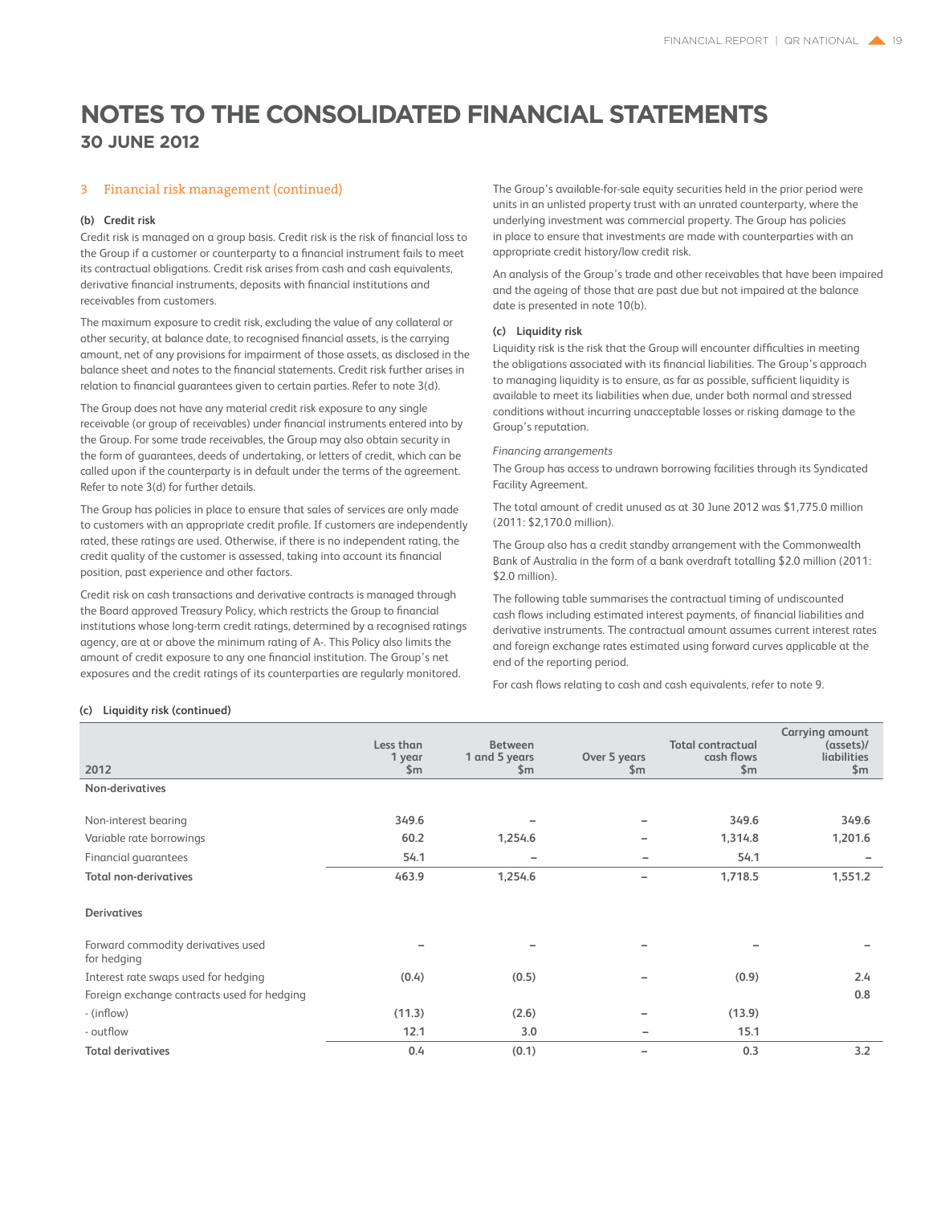# NOTES TO THE CONSOLIDATED FINANCIAL STATEMENTS
## 30 JUNE 2012

### 3 Financial risk management (continued)

**(b) Credit risk**

Credit risk is managed on a group basis. Credit risk is the risk of financial loss to the Group if a customer or counterparty to a financial instrument fails to meet its contractual obligations. Credit risk arises from cash and cash equivalents, derivative financial instruments, deposits with financial institutions and receivables from customers.

The maximum exposure to credit risk, excluding the value of any collateral or other security, at balance date, to recognised financial assets, is the carrying amount, net of any provisions for impairment of those assets, as disclosed in the balance sheet and notes to the financial statements. Credit risk further arises in relation to financial guarantees given to certain parties. Refer to note 3(d).

The Group does not have any material credit risk exposure to any single receivable (or group of receivables) under financial instruments entered into by the Group. For some trade receivables, the Group may also obtain security in the form of guarantees, deeds of undertaking, or letters of credit, which can be called upon if the counterparty is in default under the terms of the agreement. Refer to note 3(d) for further details.

The Group has policies in place to ensure that sales of services are only made to customers with an appropriate credit profile. If customers are independently rated, these ratings are used. Otherwise, if there is no independent rating, the credit quality of the customer is assessed, taking into account its financial position, past experience and other factors.

Credit risk on cash transactions and derivative contracts is managed through the Board approved Treasury Policy, which restricts the Group to financial institutions whose long-term credit ratings, determined by a recognised ratings agency, are at or above the minimum rating of A-. This Policy also limits the amount of credit exposure to any one financial institution. The Group's net exposures and the credit ratings of its counterparties are regularly monitored.

The Group's available-for-sale equity securities held in the prior period were units in an unlisted property trust with an unrated counterparty, where the underlying investment was commercial property. The Group has policies in place to ensure that investments are made with counterparties with an appropriate credit history/low credit risk.

An analysis of the Group's trade and other receivables that have been impaired and the ageing of those that are past due but not impaired at the balance date is presented in note 10(b).

**(c) Liquidity risk**

Liquidity risk is the risk that the Group will encounter difficulties in meeting the obligations associated with its financial liabilities. The Group's approach to managing liquidity is to ensure, as far as possible, sufficient liquidity is available to meet its liabilities when due, under both normal and stressed conditions without incurring unacceptable losses or risking damage to the Group's reputation.

*Financing arrangements*

The Group has access to undrawn borrowing facilities through its Syndicated Facility Agreement.

The total amount of credit unused as at 30 June 2012 was $1,775.0 million (2011: $2,170.0 million).

The Group also has a credit standby arrangement with the Commonwealth Bank of Australia in the form of a bank overdraft totalling $2.0 million (2011: $2.0 million).

The following table summarises the contractual timing of undiscounted cash flows including estimated interest payments, of financial liabilities and derivative instruments. The contractual amount assumes current interest rates and foreign exchange rates estimated using forward curves applicable at the end of the reporting period.

For cash flows relating to cash and cash equivalents, refer to note 9.

**(c) Liquidity risk (continued)**

| 2012 | Less than 1 year $m | Between 1 and 5 years $m | Over 5 years $m | Total contractual cash flows $m | Carrying amount (assets)/ liabilities $m |
|---|---|---|---|---|---|
| **Non-derivatives** | | | | | |
| Non-interest bearing | 349.6 | – | – | 349.6 | 349.6 |
| Variable rate borrowings | 60.2 | 1,254.6 | – | 1,314.8 | 1,201.6 |
| Financial guarantees | 54.1 | – | – | 54.1 | – |
| **Total non-derivatives** | 463.9 | 1,254.6 | – | 1,718.5 | 1,551.2 |
| **Derivatives** | | | | | |
| Forward commodity derivatives used for hedging | – | – | – | – | – |
| Interest rate swaps used for hedging | (0.4) | (0.5) | – | (0.9) | 2.4 |
| Foreign exchange contracts used for hedging | | | | | 0.8 |
| - (inflow) | (11.3) | (2.6) | – | (13.9) | |
| - outflow | 12.1 | 3.0 | – | 15.1 | |
| **Total derivatives** | 0.4 | (0.1) | – | 0.3 | 3.2 |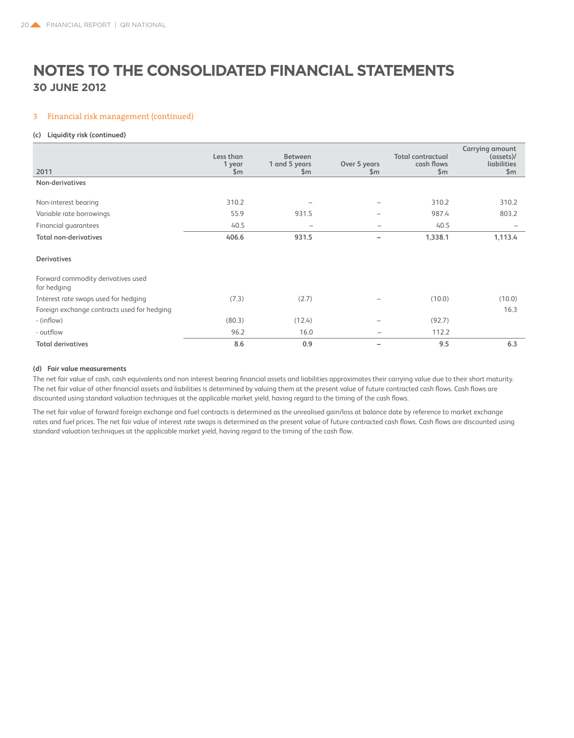# NOTES TO THE CONSOLIDATED FINANCIAL STATEMENTS
## 30 JUNE 2012

### 3 Financial risk management (continued)

#### (c) Liquidity risk (continued)

| 2011 | Less than 1 year $m | Between 1 and 5 years $m | Over 5 years $m | Total contractual cash flows $m | Carrying amount (assets)/ liabilities $m |
|---|---|---|---|---|---|
| **Non-derivatives** | | | | | |
| Non-interest bearing | 310.2 | – | – | 310.2 | 310.2 |
| Variable rate borrowings | 55.9 | 931.5 | – | 987.4 | 803.2 |
| Financial guarantees | 40.5 | – | – | 40.5 | – |
| **Total non-derivatives** | **406.6** | **931.5** | **–** | **1,338.1** | **1,113.4** |
| **Derivatives** | | | | | |
| Forward commodity derivatives used for hedging | | | | | |
| Interest rate swaps used for hedging | (7.3) | (2.7) | – | (10.0) | (10.0) |
| Foreign exchange contracts used for hedging | | | | | 16.3 |
| - (inflow) | (80.3) | (12.4) | – | (92.7) | |
| - outflow | 96.2 | 16.0 | – | 112.2 | |
| **Total derivatives** | **8.6** | **0.9** | **–** | **9.5** | **6.3** |

#### (d) Fair value measurements

The net fair value of cash, cash equivalents and non interest bearing financial assets and liabilities approximates their carrying value due to their short maturity. The net fair value of other financial assets and liabilities is determined by valuing them at the present value of future contracted cash flows. Cash flows are discounted using standard valuation techniques at the applicable market yield, having regard to the timing of the cash flows.

The net fair value of forward foreign exchange and fuel contracts is determined as the unrealised gain/loss at balance date by reference to market exchange rates and fuel prices. The net fair value of interest rate swaps is determined as the present value of future contracted cash flows. Cash flows are discounted using standard valuation techniques at the applicable market yield, having regard to the timing of the cash flow.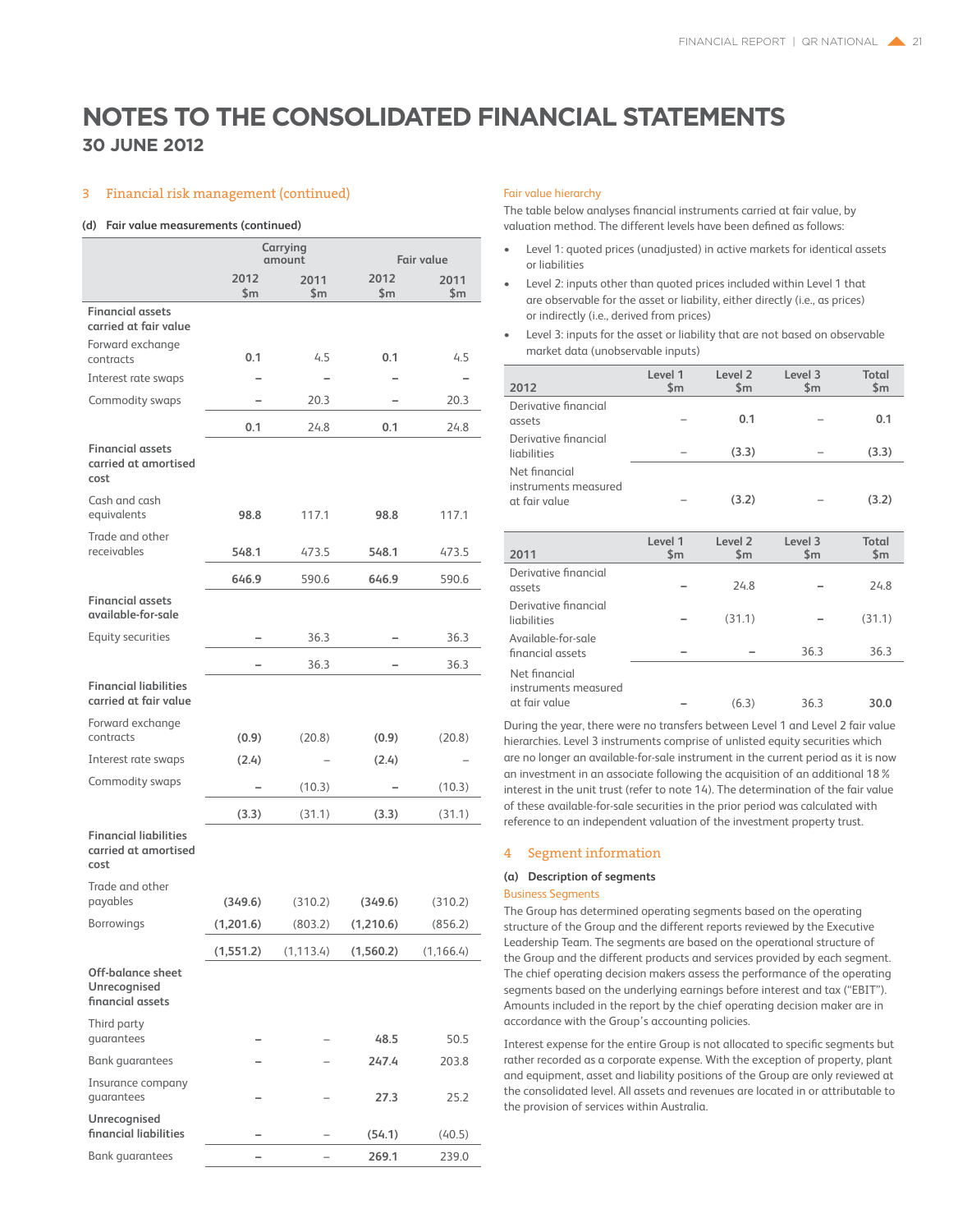# NOTES TO THE CONSOLIDATED FINANCIAL STATEMENTS

## 30 JUNE 2012

### 3 Financial risk management (continued)

#### (d) Fair value measurements (continued)

| | Carrying amount | | Fair value | |
|---|---|---|---|---|
| | 2012 $m | 2011 $m | 2012 $m | 2011 $m |
| **Financial assets carried at fair value** | | | | |
| Forward exchange contracts | **0.1** | 4.5 | **0.1** | 4.5 |
| Interest rate swaps | **–** | – | **–** | – |
| Commodity swaps | **–** | 20.3 | **–** | 20.3 |
| | **0.1** | 24.8 | **0.1** | 24.8 |
| **Financial assets carried at amortised cost** | | | | |
| Cash and cash equivalents | **98.8** | 117.1 | **98.8** | 117.1 |
| Trade and other receivables | **548.1** | 473.5 | **548.1** | 473.5 |
| | **646.9** | 590.6 | **646.9** | 590.6 |
| **Financial assets available-for-sale** | | | | |
| Equity securities | **–** | 36.3 | **–** | 36.3 |
| | **–** | 36.3 | **–** | 36.3 |
| **Financial liabilities carried at fair value** | | | | |
| Forward exchange contracts | **(0.9)** | (20.8) | **(0.9)** | (20.8) |
| Interest rate swaps | **(2.4)** | – | **(2.4)** | – |
| Commodity swaps | **–** | (10.3) | **–** | (10.3) |
| | **(3.3)** | (31.1) | **(3.3)** | (31.1) |
| **Financial liabilities carried at amortised cost** | | | | |
| Trade and other payables | **(349.6)** | (310.2) | **(349.6)** | (310.2) |
| Borrowings | **(1,201.6)** | (803.2) | **(1,210.6)** | (856.2) |
| | **(1,551.2)** | (1,113.4) | **(1,560.2)** | (1,166.4) |
| **Off-balance sheet Unrecognised financial assets** | | | | |
| Third party guarantees | **–** | – | **48.5** | 50.5 |
| Bank guarantees | **–** | – | **247.4** | 203.8 |
| Insurance company guarantees | **–** | – | **27.3** | 25.2 |
| **Unrecognised financial liabilities** | **–** | – | **(54.1)** | (40.5) |
| Bank guarantees | **–** | – | **269.1** | 239.0 |

**Fair value hierarchy**

The table below analyses financial instruments carried at fair value, by valuation method. The different levels have been defined as follows:

- Level 1: quoted prices (unadjusted) in active markets for identical assets or liabilities
- Level 2: inputs other than quoted prices included within Level 1 that are observable for the asset or liability, either directly (i.e., as prices) or indirectly (i.e., derived from prices)
- Level 3: inputs for the asset or liability that are not based on observable market data (unobservable inputs)

| 2012 | Level 1 $m | Level 2 $m | Level 3 $m | Total $m |
|---|---|---|---|---|
| Derivative financial assets | – | **0.1** | – | **0.1** |
| Derivative financial liabilities | – | **(3.3)** | – | **(3.3)** |
| Net financial instruments measured at fair value | – | **(3.2)** | – | **(3.2)** |

| 2011 | Level 1 $m | Level 2 $m | Level 3 $m | Total $m |
|---|---|---|---|---|
| Derivative financial assets | – | 24.8 | – | 24.8 |
| Derivative financial liabilities | – | (31.1) | – | (31.1) |
| Available-for-sale financial assets | – | – | 36.3 | 36.3 |
| Net financial instruments measured at fair value | – | (6.3) | 36.3 | **30.0** |

During the year, there were no transfers between Level 1 and Level 2 fair value hierarchies. Level 3 instruments comprise of unlisted equity securities which are no longer an available-for-sale instrument in the current period as it is now an investment in an associate following the acquisition of an additional 18 % interest in the unit trust (refer to note 14). The determination of the fair value of these available-for-sale securities in the prior period was calculated with reference to an independent valuation of the investment property trust.

### 4 Segment information

#### (a) Description of segments

**Business Segments**

The Group has determined operating segments based on the operating structure of the Group and the different reports reviewed by the Executive Leadership Team. The segments are based on the operational structure of the Group and the different products and services provided by each segment. The chief operating decision makers assess the performance of the operating segments based on the underlying earnings before interest and tax ("EBIT"). Amounts included in the report by the chief operating decision maker are in accordance with the Group's accounting policies.

Interest expense for the entire Group is not allocated to specific segments but rather recorded as a corporate expense. With the exception of property, plant and equipment, asset and liability positions of the Group are only reviewed at the consolidated level. All assets and revenues are located in or attributable to the provision of services within Australia.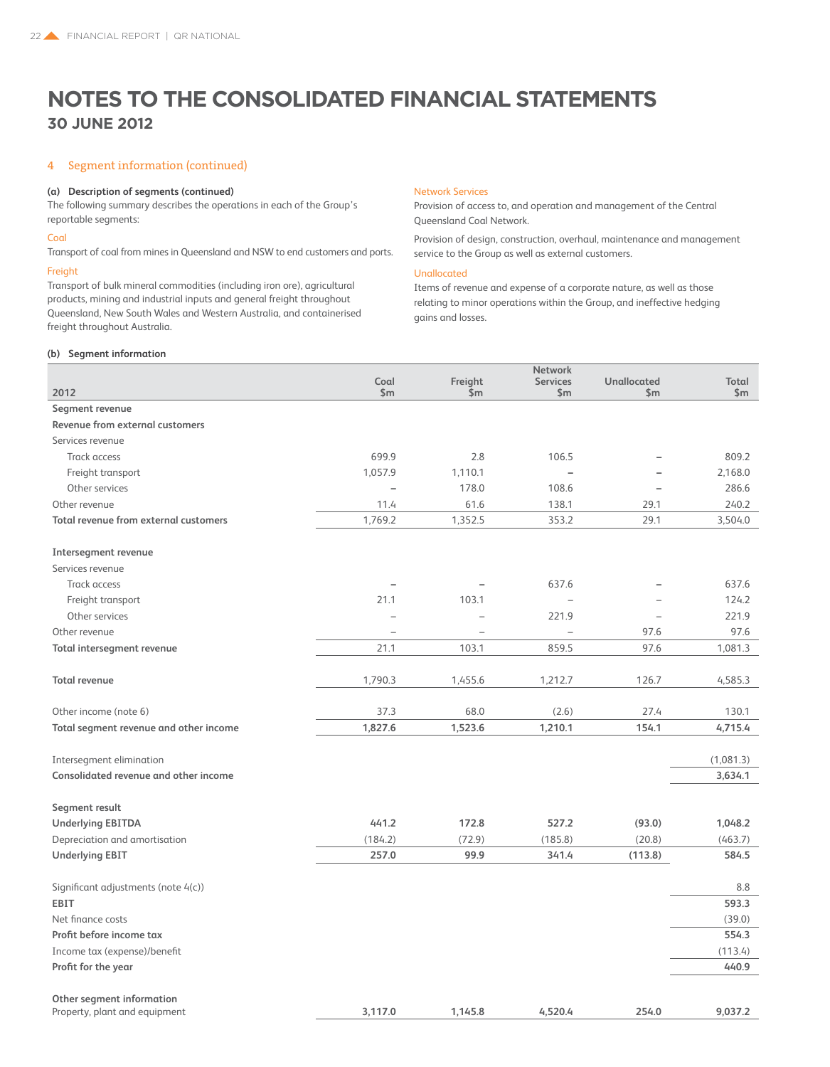# NOTES TO THE CONSOLIDATED FINANCIAL STATEMENTS

## 30 JUNE 2012

### 4 Segment information (continued)

**(a) Description of segments (continued)**

The following summary describes the operations in each of the Group's reportable segments:

Coal

Transport of coal from mines in Queensland and NSW to end customers and ports.

Freight

Transport of bulk mineral commodities (including iron ore), agricultural products, mining and industrial inputs and general freight throughout Queensland, New South Wales and Western Australia, and containerised freight throughout Australia.

Network Services

Provision of access to, and operation and management of the Central Queensland Coal Network.

Provision of design, construction, overhaul, maintenance and management service to the Group as well as external customers.

Unallocated

Items of revenue and expense of a corporate nature, as well as those relating to minor operations within the Group, and ineffective hedging gains and losses.

**(b) Segment information**

| 2012 | Coal $m | Freight $m | Network Services $m | Unallocated $m | Total $m |
|---|---|---|---|---|---|
| **Segment revenue** | | | | | |
| **Revenue from external customers** | | | | | |
| Services revenue | | | | | |
| Track access | 699.9 | 2.8 | 106.5 | – | 809.2 |
| Freight transport | 1,057.9 | 1,110.1 | – | – | 2,168.0 |
| Other services | – | 178.0 | 108.6 | – | 286.6 |
| Other revenue | 11.4 | 61.6 | 138.1 | 29.1 | 240.2 |
| **Total revenue from external customers** | 1,769.2 | 1,352.5 | 353.2 | 29.1 | 3,504.0 |
| | | | | | |
| **Intersegment revenue** | | | | | |
| Services revenue | | | | | |
| Track access | – | – | 637.6 | – | 637.6 |
| Freight transport | 21.1 | 103.1 | – | – | 124.2 |
| Other services | – | – | 221.9 | – | 221.9 |
| Other revenue | – | – | – | 97.6 | 97.6 |
| **Total intersegment revenue** | 21.1 | 103.1 | 859.5 | 97.6 | 1,081.3 |
| | | | | | |
| **Total revenue** | 1,790.3 | 1,455.6 | 1,212.7 | 126.7 | 4,585.3 |
| | | | | | |
| Other income (note 6) | 37.3 | 68.0 | (2.6) | 27.4 | 130.1 |
| **Total segment revenue and other income** | **1,827.6** | **1,523.6** | **1,210.1** | **154.1** | **4,715.4** |
| | | | | | |
| Intersegment elimination | | | | | (1,081.3) |
| **Consolidated revenue and other income** | | | | | **3,634.1** |
| | | | | | |
| **Segment result** | | | | | |
| **Underlying EBITDA** | **441.2** | **172.8** | **527.2** | **(93.0)** | **1,048.2** |
| Depreciation and amortisation | (184.2) | (72.9) | (185.8) | (20.8) | (463.7) |
| **Underlying EBIT** | **257.0** | **99.9** | **341.4** | **(113.8)** | **584.5** |
| | | | | | |
| Significant adjustments (note 4(c)) | | | | | 8.8 |
| **EBIT** | | | | | **593.3** |
| Net finance costs | | | | | (39.0) |
| **Profit before income tax** | | | | | **554.3** |
| Income tax (expense)/benefit | | | | | (113.4) |
| **Profit for the year** | | | | | **440.9** |
| | | | | | |
| **Other segment information** | | | | | |
| Property, plant and equipment | **3,117.0** | **1,145.8** | **4,520.4** | **254.0** | **9,037.2** |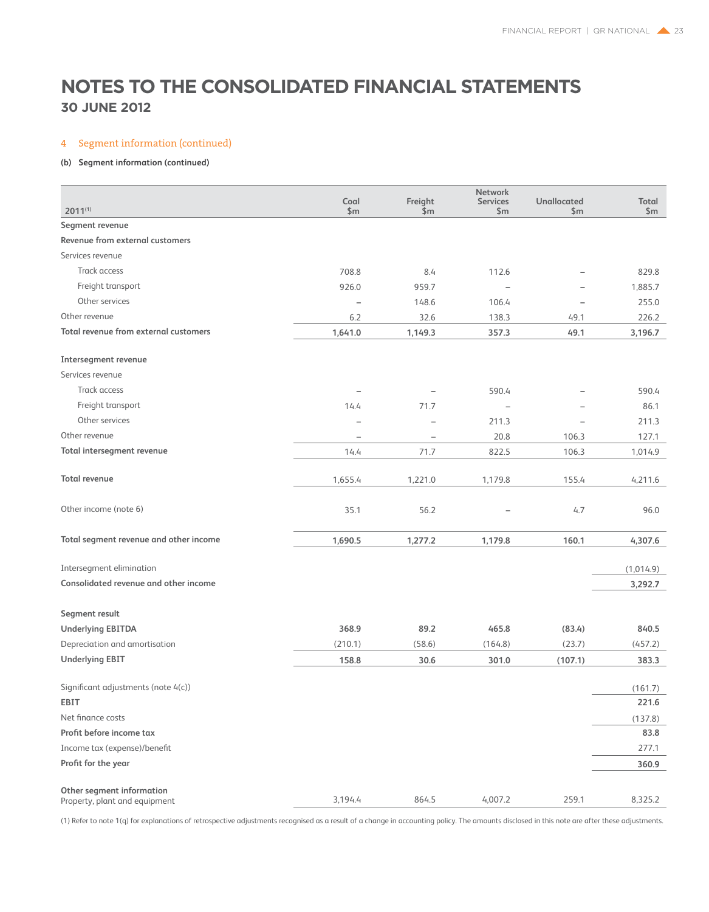# NOTES TO THE CONSOLIDATED FINANCIAL STATEMENTS
## 30 JUNE 2012

### 4 Segment information (continued)

**(b) Segment information (continued)**

| 2011[1] | Coal $m | Freight $m | Network Services $m | Unallocated $m | Total $m |
|---|---|---|---|---|---|
| **Segment revenue** | | | | | |
| **Revenue from external customers** | | | | | |
| Services revenue | | | | | |
| Track access | 708.8 | 8.4 | 112.6 | – | 829.8 |
| Freight transport | 926.0 | 959.7 | – | – | 1,885.7 |
| Other services | – | 148.6 | 106.4 | – | 255.0 |
| Other revenue | 6.2 | 32.6 | 138.3 | 49.1 | 226.2 |
| **Total revenue from external customers** | **1,641.0** | **1,149.3** | **357.3** | **49.1** | **3,196.7** |
| **Intersegment revenue** | | | | | |
| Services revenue | | | | | |
| Track access | – | – | 590.4 | – | 590.4 |
| Freight transport | 14.4 | 71.7 | – | – | 86.1 |
| Other services | – | – | 211.3 | – | 211.3 |
| Other revenue | – | – | 20.8 | 106.3 | 127.1 |
| **Total intersegment revenue** | 14.4 | 71.7 | 822.5 | 106.3 | 1,014.9 |
| **Total revenue** | 1,655.4 | 1,221.0 | 1,179.8 | 155.4 | 4,211.6 |
| Other income (note 6) | 35.1 | 56.2 | – | 4.7 | 96.0 |
| **Total segment revenue and other income** | **1,690.5** | **1,277.2** | **1,179.8** | **160.1** | **4,307.6** |
| Intersegment elimination | | | | | (1,014.9) |
| **Consolidated revenue and other income** | | | | | **3,292.7** |
| **Segment result** | | | | | |
| **Underlying EBITDA** | **368.9** | **89.2** | **465.8** | **(83.4)** | **840.5** |
| Depreciation and amortisation | (210.1) | (58.6) | (164.8) | (23.7) | (457.2) |
| **Underlying EBIT** | **158.8** | **30.6** | **301.0** | **(107.1)** | **383.3** |
| Significant adjustments (note 4(c)) | | | | | (161.7) |
| **EBIT** | | | | | **221.6** |
| Net finance costs | | | | | (137.8) |
| **Profit before income tax** | | | | | **83.8** |
| Income tax (expense)/benefit | | | | | 277.1 |
| **Profit for the year** | | | | | **360.9** |
| **Other segment information** | | | | | |
| Property, plant and equipment | 3,194.4 | 864.5 | 4,007.2 | 259.1 | 8,325.2 |

(1) Refer to note 1(q) for explanations of retrospective adjustments recognised as a result of a change in accounting policy. The amounts disclosed in this note are after these adjustments.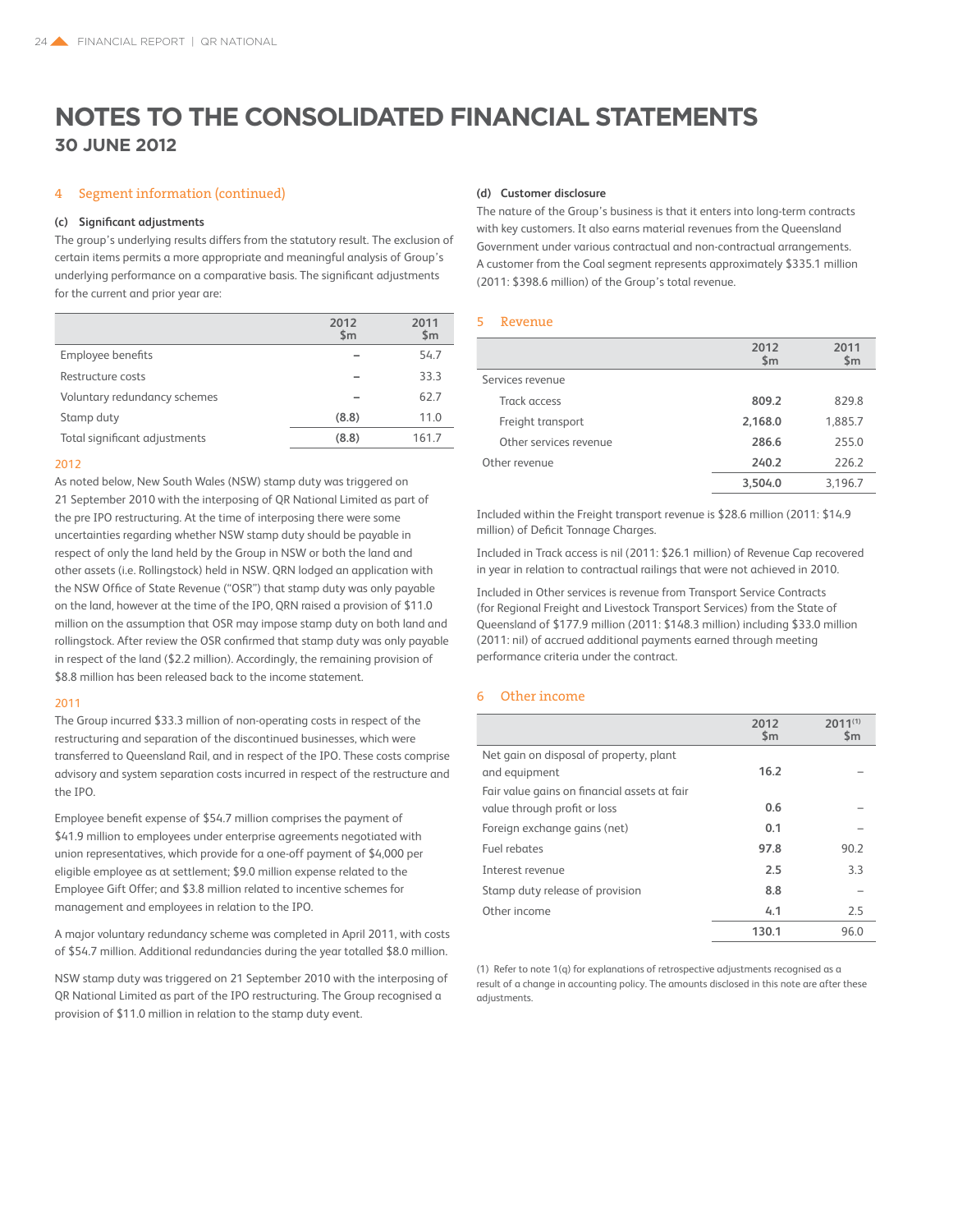# NOTES TO THE CONSOLIDATED FINANCIAL STATEMENTS

## 30 JUNE 2012

## 4 Segment information (continued)

### (c) Significant adjustments

The group's underlying results differs from the statutory result. The exclusion of certain items permits a more appropriate and meaningful analysis of Group's underlying performance on a comparative basis. The significant adjustments for the current and prior year are:

| | 2012 $m | 2011 $m |
|---|---|---|
| Employee benefits | – | 54.7 |
| Restructure costs | – | 33.3 |
| Voluntary redundancy schemes | – | 62.7 |
| Stamp duty | (8.8) | 11.0 |
| Total significant adjustments | (8.8) | 161.7 |

#### 2012

As noted below, New South Wales (NSW) stamp duty was triggered on 21 September 2010 with the interposing of QR National Limited as part of the pre IPO restructuring. At the time of interposing there were some uncertainties regarding whether NSW stamp duty should be payable in respect of only the land held by the Group in NSW or both the land and other assets (i.e. Rollingstock) held in NSW. QRN lodged an application with the NSW Office of State Revenue ("OSR") that stamp duty was only payable on the land, however at the time of the IPO, QRN raised a provision of $11.0 million on the assumption that OSR may impose stamp duty on both land and rollingstock. After review the OSR confirmed that stamp duty was only payable in respect of the land ($2.2 million). Accordingly, the remaining provision of $8.8 million has been released back to the income statement.

#### 2011

The Group incurred $33.3 million of non-operating costs in respect of the restructuring and separation of the discontinued businesses, which were transferred to Queensland Rail, and in respect of the IPO. These costs comprise advisory and system separation costs incurred in respect of the restructure and the IPO.

Employee benefit expense of $54.7 million comprises the payment of $41.9 million to employees under enterprise agreements negotiated with union representatives, which provide for a one-off payment of $4,000 per eligible employee as at settlement; $9.0 million expense related to the Employee Gift Offer; and $3.8 million related to incentive schemes for management and employees in relation to the IPO.

A major voluntary redundancy scheme was completed in April 2011, with costs of $54.7 million. Additional redundancies during the year totalled $8.0 million.

NSW stamp duty was triggered on 21 September 2010 with the interposing of QR National Limited as part of the IPO restructuring. The Group recognised a provision of $11.0 million in relation to the stamp duty event.

### (d) Customer disclosure

The nature of the Group's business is that it enters into long-term contracts with key customers. It also earns material revenues from the Queensland Government under various contractual and non-contractual arrangements. A customer from the Coal segment represents approximately $335.1 million (2011: $398.6 million) of the Group's total revenue.

## 5 Revenue

| | 2012 $m | 2011 $m |
|---|---|---|
| Services revenue | | |
| Track access | **809.2** | 829.8 |
| Freight transport | **2,168.0** | 1,885.7 |
| Other services revenue | **286.6** | 255.0 |
| Other revenue | **240.2** | 226.2 |
| | **3,504.0** | 3,196.7 |

Included within the Freight transport revenue is $28.6 million (2011: $14.9 million) of Deficit Tonnage Charges.

Included in Track access is nil (2011: $26.1 million) of Revenue Cap recovered in year in relation to contractual railings that were not achieved in 2010.

Included in Other services is revenue from Transport Service Contracts (for Regional Freight and Livestock Transport Services) from the State of Queensland of $177.9 million (2011: $148.3 million) including $33.0 million (2011: nil) of accrued additional payments earned through meeting performance criteria under the contract.

## 6 Other income

| | 2012 $m | 2011[(1)] $m |
|---|---|---|
| Net gain on disposal of property, plant and equipment | **16.2** | – |
| Fair value gains on financial assets at fair value through profit or loss | **0.6** | – |
| Foreign exchange gains (net) | **0.1** | – |
| Fuel rebates | **97.8** | 90.2 |
| Interest revenue | **2.5** | 3.3 |
| Stamp duty release of provision | **8.8** | – |
| Other income | **4.1** | 2.5 |
| | **130.1** | 96.0 |

(1) Refer to note 1(q) for explanations of retrospective adjustments recognised as a result of a change in accounting policy. The amounts disclosed in this note are after these adjustments.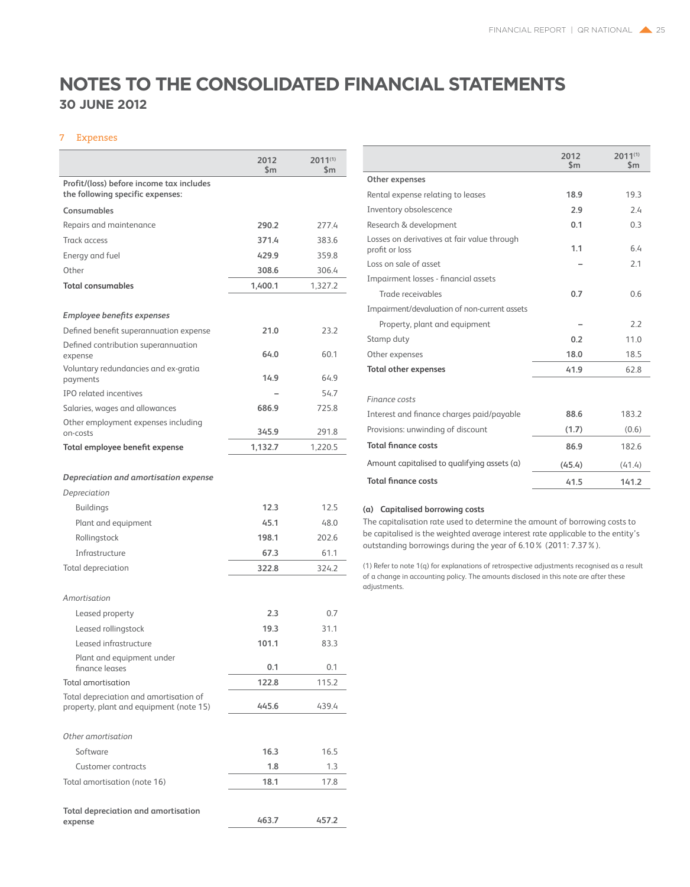# NOTES TO THE CONSOLIDATED FINANCIAL STATEMENTS

## 30 JUNE 2012

### 7 Expenses

| | 2012 $m | 2011[(1)] $m |
|---|---|---|
| **Profit/(loss) before income tax includes the following specific expenses:** | | |
| **Consumables** | | |
| Repairs and maintenance | **290.2** | 277.4 |
| Track access | **371.4** | 383.6 |
| Energy and fuel | **429.9** | 359.8 |
| Other | **308.6** | 306.4 |
| **Total consumables** | **1,400.1** | 1,327.2 |
| ***Employee benefits expenses*** | | |
| Defined benefit superannuation expense | **21.0** | 23.2 |
| Defined contribution superannuation expense | **64.0** | 60.1 |
| Voluntary redundancies and ex-gratia payments | **14.9** | 64.9 |
| IPO related incentives | **–** | 54.7 |
| Salaries, wages and allowances | **686.9** | 725.8 |
| Other employment expenses including on-costs | **345.9** | 291.8 |
| **Total employee benefit expense** | **1,132.7** | 1,220.5 |
| ***Depreciation and amortisation expense*** | | |
| *Depreciation* | | |
| Buildings | **12.3** | 12.5 |
| Plant and equipment | **45.1** | 48.0 |
| Rollingstock | **198.1** | 202.6 |
| Infrastructure | **67.3** | 61.1 |
| Total depreciation | **322.8** | 324.2 |
| *Amortisation* | | |
| Leased property | **2.3** | 0.7 |
| Leased rollingstock | **19.3** | 31.1 |
| Leased infrastructure | **101.1** | 83.3 |
| Plant and equipment under finance leases | **0.1** | 0.1 |
| Total amortisation | **122.8** | 115.2 |
| Total depreciation and amortisation of property, plant and equipment (note 15) | **445.6** | 439.4 |
| *Other amortisation* | | |
| Software | **16.3** | 16.5 |
| Customer contracts | **1.8** | 1.3 |
| Total amortisation (note 16) | **18.1** | 17.8 |
| **Total depreciation and amortisation expense** | **463.7** | **457.2** |

| | 2012 $m | 2011[(1)] $m |
|---|---|---|
| **Other expenses** | | |
| Rental expense relating to leases | **18.9** | 19.3 |
| Inventory obsolescence | **2.9** | 2.4 |
| Research & development | **0.1** | 0.3 |
| Losses on derivatives at fair value through profit or loss | **1.1** | 6.4 |
| Loss on sale of asset | **–** | 2.1 |
| Impairment losses - financial assets | | |
| Trade receivables | **0.7** | 0.6 |
| Impairment/devaluation of non-current assets | | |
| Property, plant and equipment | **–** | 2.2 |
| Stamp duty | **0.2** | 11.0 |
| Other expenses | **18.0** | 18.5 |
| **Total other expenses** | **41.9** | 62.8 |
| *Finance costs* | | |
| Interest and finance charges paid/payable | **88.6** | 183.2 |
| Provisions: unwinding of discount | **(1.7)** | (0.6) |
| **Total finance costs** | **86.9** | 182.6 |
| Amount capitalised to qualifying assets (a) | **(45.4)** | (41.4) |
| **Total finance costs** | **41.5** | **141.2** |

**(a) Capitalised borrowing costs**

The capitalisation rate used to determine the amount of borrowing costs to be capitalised is the weighted average interest rate applicable to the entity's outstanding borrowings during the year of 6.10% (2011: 7.37%).

(1) Refer to note 1(q) for explanations of retrospective adjustments recognised as a result of a change in accounting policy. The amounts disclosed in this note are after these adjustments.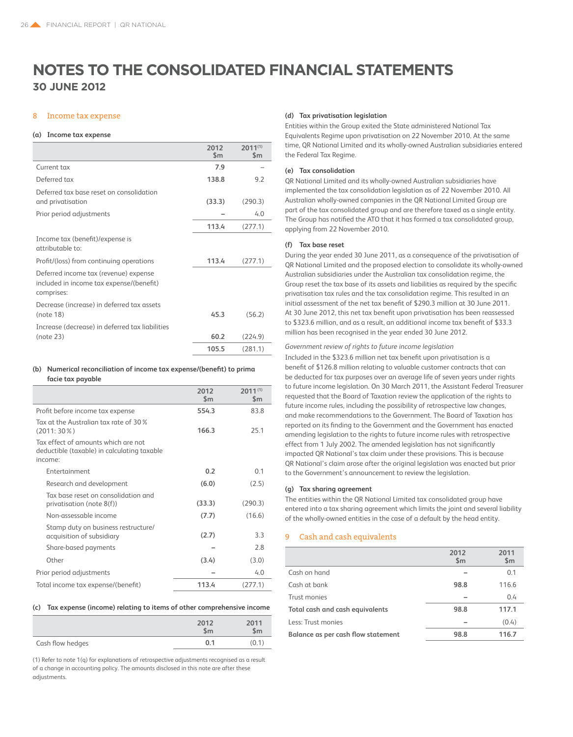# NOTES TO THE CONSOLIDATED FINANCIAL STATEMENTS

## 30 JUNE 2012

## 8 Income tax expense

### (a) Income tax expense

| | 2012 $m | 2011[(1)] $m |
|---|---|---|
| Current tax | 7.9 | – |
| Deferred tax | 138.8 | 9.2 |
| Deferred tax base reset on consolidation and privatisation | (33.3) | (290.3) |
| Prior period adjustments | – | 4.0 |
| | 113.4 | (277.1) |
| Income tax (benefit)/expense is attributable to: | | |
| Profit/(loss) from continuing operations | 113.4 | (277.1) |
| Deferred income tax (revenue) expense included in income tax expense/(benefit) comprises: | | |
| Decrease (increase) in deferred tax assets (note 18) | 45.3 | (56.2) |
| Increase (decrease) in deferred tax liabilities (note 23) | 60.2 | (224.9) |
| | 105.5 | (281.1) |

### (b) Numerical reconciliation of income tax expense/(benefit) to prima facie tax payable

| | 2012 $m | 2011[(1)] $m |
|---|---|---|
| Profit before income tax expense | 554.3 | 83.8 |
| Tax at the Australian tax rate of 30% (2011: 30%) | 166.3 | 25.1 |
| Tax effect of amounts which are not deductible (taxable) in calculating taxable income: | | |
| Entertainment | 0.2 | 0.1 |
| Research and development | (6.0) | (2.5) |
| Tax base reset on consolidation and privatisation (note 8(f)) | (33.3) | (290.3) |
| Non-assessable income | (7.7) | (16.6) |
| Stamp duty on business restructure/acquisition of subsidiary | (2.7) | 3.3 |
| Share-based payments | – | 2.8 |
| Other | (3.4) | (3.0) |
| Prior period adjustments | – | 4.0 |
| Total income tax expense/(benefit) | 113.4 | (277.1) |

### (c) Tax expense (income) relating to items of other comprehensive income

| | 2012 $m | 2011 $m |
|---|---|---|
| Cash flow hedges | 0.1 | (0.1) |

(1) Refer to note 1(q) for explanations of retrospective adjustments recognised as a result of a change in accounting policy. The amounts disclosed in this note are after these adjustments.

### (d) Tax privatisation legislation

Entities within the Group exited the State administered National Tax Equivalents Regime upon privatisation on 22 November 2010. At the same time, QR National Limited and its wholly-owned Australian subsidiaries entered the Federal Tax Regime.

### (e) Tax consolidation

QR National Limited and its wholly-owned Australian subsidiaries have implemented the tax consolidation legislation as of 22 November 2010. All Australian wholly-owned companies in the QR National Limited Group are part of the tax consolidated group and are therefore taxed as a single entity. The Group has notified the ATO that it has formed a tax consolidated group, applying from 22 November 2010.

### (f) Tax base reset

During the year ended 30 June 2011, as a consequence of the privatisation of QR National Limited and the proposed election to consolidate its wholly-owned Australian subsidiaries under the Australian tax consolidation regime, the Group reset the tax base of its assets and liabilities as required by the specific privatisation tax rules and the tax consolidation regime. This resulted in an initial assessment of the net tax benefit of $290.3 million at 30 June 2011. At 30 June 2012, this net tax benefit upon privatisation has been reassessed to $323.6 million, and as a result, an additional income tax benefit of $33.3 million has been recognised in the year ended 30 June 2012.

*Government review of rights to future income legislation*

Included in the $323.6 million net tax benefit upon privatisation is a benefit of $126.8 million relating to valuable customer contracts that can be deducted for tax purposes over an average life of seven years under rights to future income legislation. On 30 March 2011, the Assistant Federal Treasurer requested that the Board of Taxation review the application of the rights to future income rules, including the possibility of retrospective law changes, and make recommendations to the Government. The Board of Taxation has reported on its finding to the Government and the Government has enacted amending legislation to the rights to future income rules with retrospective effect from 1 July 2002. The amended legislation has not significantly impacted QR National's tax claim under these provisions. This is because QR National's claim arose after the original legislation was enacted but prior to the Government's announcement to review the legislation.

### (g) Tax sharing agreement

The entities within the QR National Limited tax consolidated group have entered into a tax sharing agreement which limits the joint and several liability of the wholly-owned entities in the case of a default by the head entity.

## 9 Cash and cash equivalents

| | 2012 $m | 2011 $m |
|---|---|---|
| Cash on hand | – | 0.1 |
| Cash at bank | 98.8 | 116.6 |
| Trust monies | – | 0.4 |
| **Total cash and cash equivalents** | **98.8** | **117.1** |
| Less: Trust monies | – | (0.4) |
| **Balance as per cash flow statement** | **98.8** | **116.7** |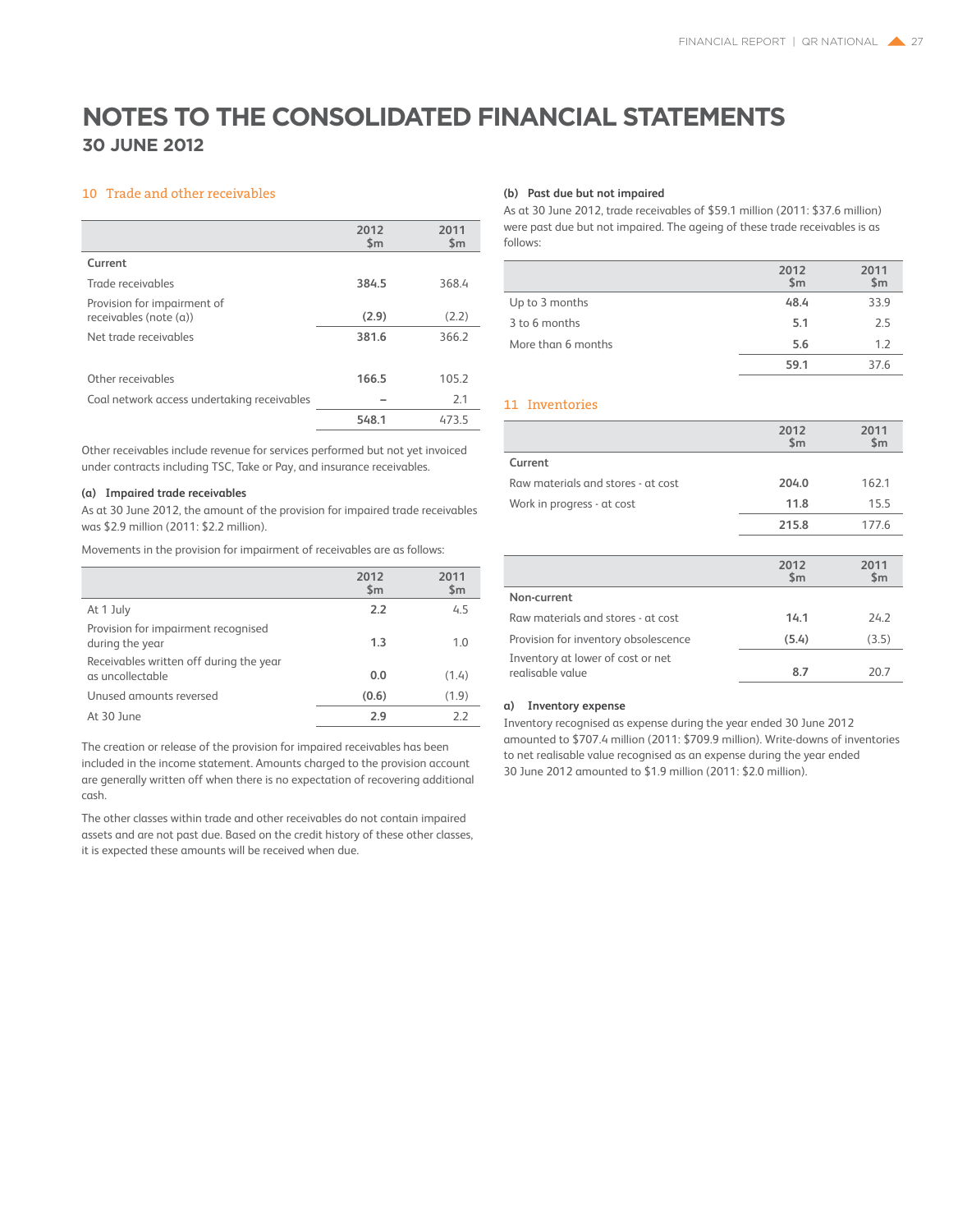# NOTES TO THE CONSOLIDATED FINANCIAL STATEMENTS

## 30 JUNE 2012

### 10 Trade and other receivables

| | 2012 $m | 2011 $m |
|---|---|---|
| **Current** | | |
| Trade receivables | **384.5** | 368.4 |
| Provision for impairment of receivables (note (a)) | **(2.9)** | (2.2) |
| Net trade receivables | **381.6** | 366.2 |
| | | |
| Other receivables | **166.5** | 105.2 |
| Coal network access undertaking receivables | **–** | 2.1 |
| | **548.1** | 473.5 |

Other receivables include revenue for services performed but not yet invoiced under contracts including TSC, Take or Pay, and insurance receivables.

#### (a) Impaired trade receivables

As at 30 June 2012, the amount of the provision for impaired trade receivables was $2.9 million (2011: $2.2 million).

Movements in the provision for impairment of receivables are as follows:

| | 2012 $m | 2011 $m |
|---|---|---|
| At 1 July | **2.2** | 4.5 |
| Provision for impairment recognised during the year | **1.3** | 1.0 |
| Receivables written off during the year as uncollectable | **0.0** | (1.4) |
| Unused amounts reversed | **(0.6)** | (1.9) |
| At 30 June | **2.9** | 2.2 |

The creation or release of the provision for impaired receivables has been included in the income statement. Amounts charged to the provision account are generally written off when there is no expectation of recovering additional cash.

The other classes within trade and other receivables do not contain impaired assets and are not past due. Based on the credit history of these other classes, it is expected these amounts will be received when due.

#### (b) Past due but not impaired

As at 30 June 2012, trade receivables of $59.1 million (2011: $37.6 million) were past due but not impaired. The ageing of these trade receivables is as follows:

| | 2012 $m | 2011 $m |
|---|---|---|
| Up to 3 months | **48.4** | 33.9 |
| 3 to 6 months | **5.1** | 2.5 |
| More than 6 months | **5.6** | 1.2 |
| | **59.1** | 37.6 |

### 11 Inventories

| | 2012 $m | 2011 $m |
|---|---|---|
| **Current** | | |
| Raw materials and stores - at cost | **204.0** | 162.1 |
| Work in progress - at cost | **11.8** | 15.5 |
| | **215.8** | 177.6 |

| | 2012 $m | 2011 $m |
|---|---|---|
| **Non-current** | | |
| Raw materials and stores - at cost | **14.1** | 24.2 |
| Provision for inventory obsolescence | **(5.4)** | (3.5) |
| Inventory at lower of cost or net realisable value | **8.7** | 20.7 |

#### a) Inventory expense

Inventory recognised as expense during the year ended 30 June 2012 amounted to $707.4 million (2011: $709.9 million). Write-downs of inventories to net realisable value recognised as an expense during the year ended 30 June 2012 amounted to $1.9 million (2011: $2.0 million).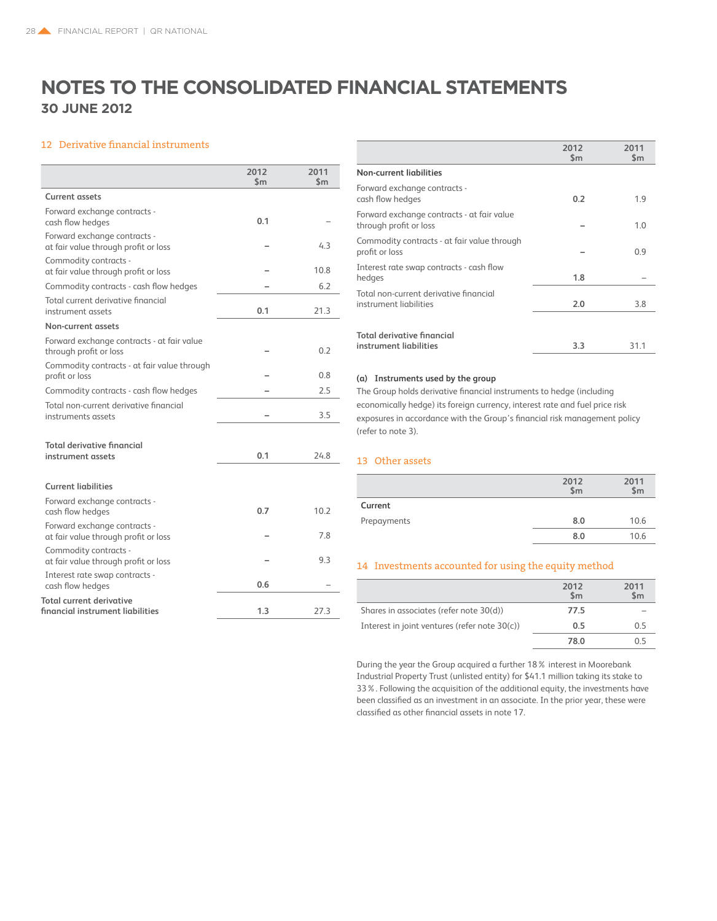# NOTES TO THE CONSOLIDATED FINANCIAL STATEMENTS

## 30 JUNE 2012

### 12 Derivative financial instruments

| | 2012 $m | 2011 $m |
|---|---|---|
| **Current assets** | | |
| Forward exchange contracts - cash flow hedges | 0.1 | – |
| Forward exchange contracts - at fair value through profit or loss | – | 4.3 |
| Commodity contracts - at fair value through profit or loss | – | 10.8 |
| Commodity contracts - cash flow hedges | – | 6.2 |
| Total current derivative financial instrument assets | 0.1 | 21.3 |
| **Non-current assets** | | |
| Forward exchange contracts - at fair value through profit or loss | – | 0.2 |
| Commodity contracts - at fair value through profit or loss | – | 0.8 |
| Commodity contracts - cash flow hedges | – | 2.5 |
| Total non-current derivative financial instruments assets | – | 3.5 |
| **Total derivative financial instrument assets** | 0.1 | 24.8 |
| **Current liabilities** | | |
| Forward exchange contracts - cash flow hedges | 0.7 | 10.2 |
| Forward exchange contracts - at fair value through profit or loss | – | 7.8 |
| Commodity contracts - at fair value through profit or loss | – | 9.3 |
| Interest rate swap contracts - cash flow hedges | 0.6 | – |
| **Total current derivative financial instrument liabilities** | 1.3 | 27.3 |

| | 2012 $m | 2011 $m |
|---|---|---|
| **Non-current liabilities** | | |
| Forward exchange contracts - cash flow hedges | 0.2 | 1.9 |
| Forward exchange contracts - at fair value through profit or loss | – | 1.0 |
| Commodity contracts - at fair value through profit or loss | – | 0.9 |
| Interest rate swap contracts - cash flow hedges | 1.8 | – |
| Total non-current derivative financial instrument liabilities | 2.0 | 3.8 |
| **Total derivative financial instrument liabilities** | 3.3 | 31.1 |

**(a) Instruments used by the group**

The Group holds derivative financial instruments to hedge (including economically hedge) its foreign currency, interest rate and fuel price risk exposures in accordance with the Group's financial risk management policy (refer to note 3).

### 13 Other assets

| | 2012 $m | 2011 $m |
|---|---|---|
| **Current** | | |
| Prepayments | 8.0 | 10.6 |
| | 8.0 | 10.6 |

### 14 Investments accounted for using the equity method

| | 2012 $m | 2011 $m |
|---|---|---|
| Shares in associates (refer note 30(d)) | 77.5 | – |
| Interest in joint ventures (refer note 30(c)) | 0.5 | 0.5 |
| | 78.0 | 0.5 |

During the year the Group acquired a further 18% interest in Moorebank Industrial Property Trust (unlisted entity) for $41.1 million taking its stake to 33%. Following the acquisition of the additional equity, the investments have been classified as an investment in an associate. In the prior year, these were classified as other financial assets in note 17.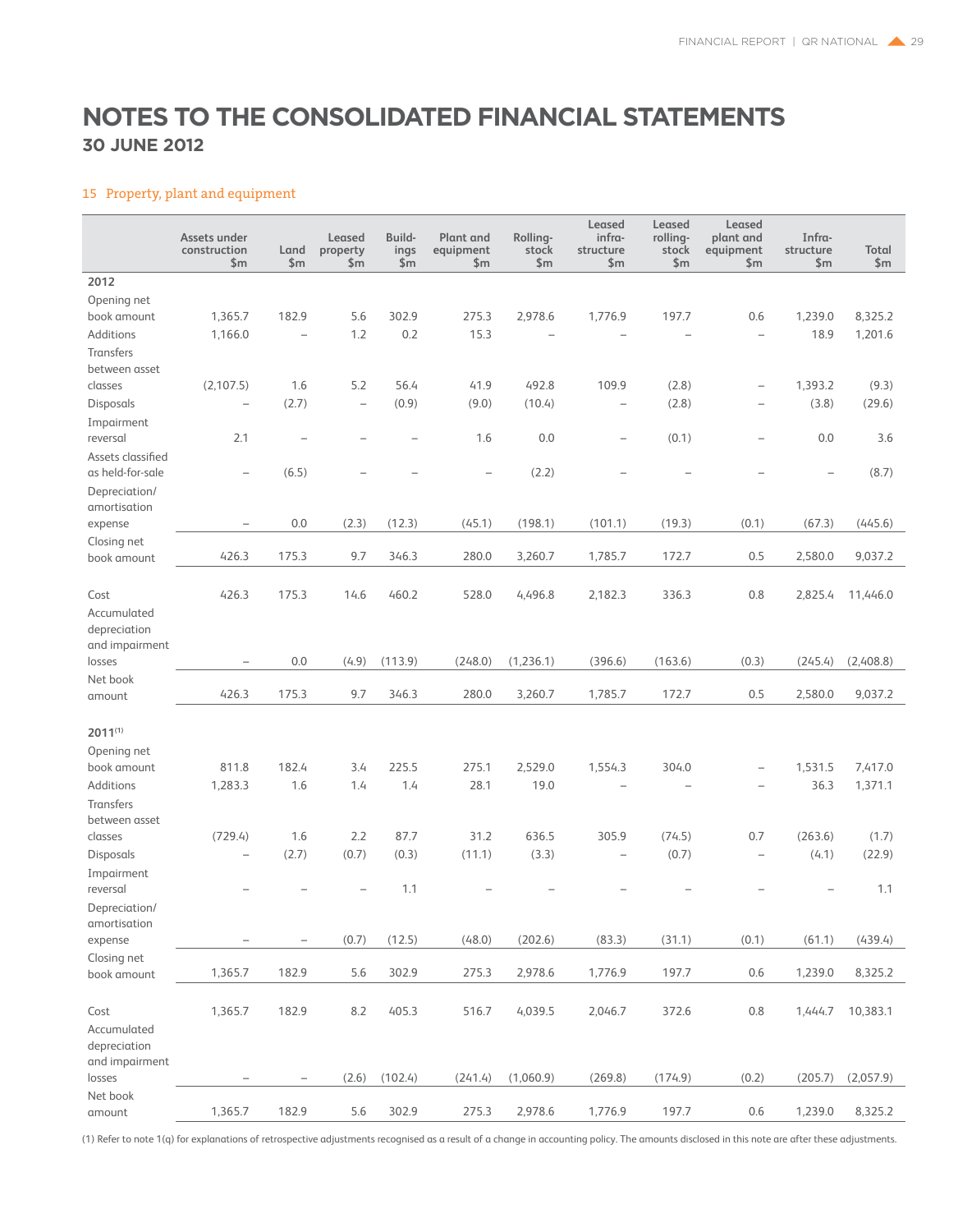# NOTES TO THE CONSOLIDATED FINANCIAL STATEMENTS

## 30 JUNE 2012

### 15 Property, plant and equipment

| | Assets under construction $m | Land $m | Leased property $m | Buildings $m | Plant and equipment $m | Rolling-stock $m | Leased infra-structure $m | Leased rolling-stock $m | Leased plant and equipment $m | Infra-structure $m | Total $m |
|---|---|---|---|---|---|---|---|---|---|---|---|
| **2012** | | | | | | | | | | | |
| Opening net book amount | 1,365.7 | 182.9 | 5.6 | 302.9 | 275.3 | 2,978.6 | 1,776.9 | 197.7 | 0.6 | 1,239.0 | 8,325.2 |
| Additions | 1,166.0 | – | 1.2 | 0.2 | 15.3 | – | – | – | – | 18.9 | 1,201.6 |
| Transfers between asset classes | (2,107.5) | 1.6 | 5.2 | 56.4 | 41.9 | 492.8 | 109.9 | (2.8) | – | 1,393.2 | (9.3) |
| Disposals | – | (2.7) | – | (0.9) | (9.0) | (10.4) | – | (2.8) | – | (3.8) | (29.6) |
| Impairment reversal | 2.1 | – | – | – | 1.6 | 0.0 | – | (0.1) | – | 0.0 | 3.6 |
| Assets classified as held-for-sale | – | (6.5) | – | – | – | (2.2) | – | – | – | – | (8.7) |
| Depreciation/amortisation expense | – | 0.0 | (2.3) | (12.3) | (45.1) | (198.1) | (101.1) | (19.3) | (0.1) | (67.3) | (445.6) |
| Closing net book amount | 426.3 | 175.3 | 9.7 | 346.3 | 280.0 | 3,260.7 | 1,785.7 | 172.7 | 0.5 | 2,580.0 | 9,037.2 |
| Cost | 426.3 | 175.3 | 14.6 | 460.2 | 528.0 | 4,496.8 | 2,182.3 | 336.3 | 0.8 | 2,825.4 | 11,446.0 |
| Accumulated depreciation and impairment losses | – | 0.0 | (4.9) | (113.9) | (248.0) | (1,236.1) | (396.6) | (163.6) | (0.3) | (245.4) | (2,408.8) |
| Net book amount | 426.3 | 175.3 | 9.7 | 346.3 | 280.0 | 3,260.7 | 1,785.7 | 172.7 | 0.5 | 2,580.0 | 9,037.2 |
| **2011(1)** | | | | | | | | | | | |
| Opening net book amount | 811.8 | 182.4 | 3.4 | 225.5 | 275.1 | 2,529.0 | 1,554.3 | 304.0 | – | 1,531.5 | 7,417.0 |
| Additions | 1,283.3 | 1.6 | 1.4 | 1.4 | 28.1 | 19.0 | – | – | – | 36.3 | 1,371.1 |
| Transfers between asset classes | (729.4) | 1.6 | 2.2 | 87.7 | 31.2 | 636.5 | 305.9 | (74.5) | 0.7 | (263.6) | (1.7) |
| Disposals | – | (2.7) | (0.7) | (0.3) | (11.1) | (3.3) | – | (0.7) | – | (4.1) | (22.9) |
| Impairment reversal | – | – | – | 1.1 | – | – | – | – | – | – | 1.1 |
| Depreciation/amortisation expense | – | – | (0.7) | (12.5) | (48.0) | (202.6) | (83.3) | (31.1) | (0.1) | (61.1) | (439.4) |
| Closing net book amount | 1,365.7 | 182.9 | 5.6 | 302.9 | 275.3 | 2,978.6 | 1,776.9 | 197.7 | 0.6 | 1,239.0 | 8,325.2 |
| Cost | 1,365.7 | 182.9 | 8.2 | 405.3 | 516.7 | 4,039.5 | 2,046.7 | 372.6 | 0.8 | 1,444.7 | 10,383.1 |
| Accumulated depreciation and impairment losses | – | – | (2.6) | (102.4) | (241.4) | (1,060.9) | (269.8) | (174.9) | (0.2) | (205.7) | (2,057.9) |
| Net book amount | 1,365.7 | 182.9 | 5.6 | 302.9 | 275.3 | 2,978.6 | 1,776.9 | 197.7 | 0.6 | 1,239.0 | 8,325.2 |

(1) Refer to note 1(q) for explanations of retrospective adjustments recognised as a result of a change in accounting policy. The amounts disclosed in this note are after these adjustments.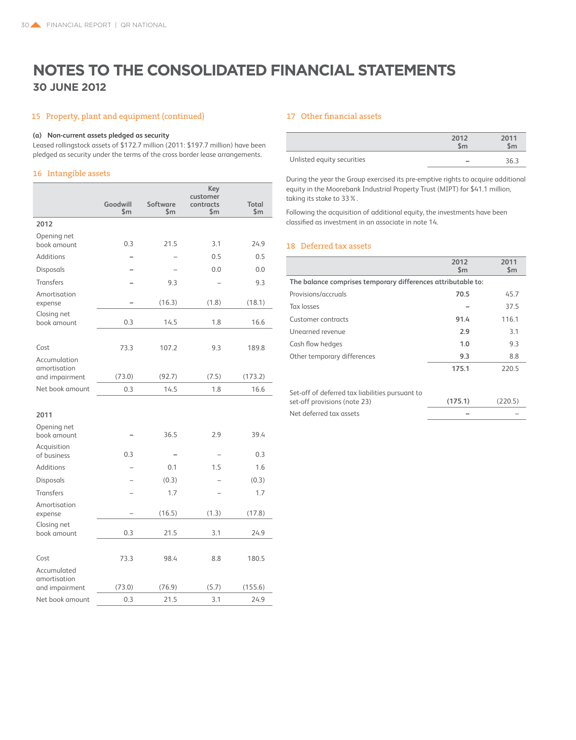# NOTES TO THE CONSOLIDATED FINANCIAL STATEMENTS

## 30 JUNE 2012

### 15 Property, plant and equipment (continued)

**(a) Non-current assets pledged as security**

Leased rollingstock assets of $172.7 million (2011: $197.7 million) have been pledged as security under the terms of the cross border lease arrangements.

### 16 Intangible assets

| | Goodwill $m | Software $m | Key customer contracts $m | Total $m |
|---|---|---|---|---|
| **2012** | | | | |
| Opening net book amount | 0.3 | 21.5 | 3.1 | 24.9 |
| Additions | – | – | 0.5 | 0.5 |
| Disposals | – | – | 0.0 | 0.0 |
| Transfers | – | 9.3 | – | 9.3 |
| Amortisation expense | – | (16.3) | (1.8) | (18.1) |
| Closing net book amount | 0.3 | 14.5 | 1.8 | 16.6 |
| | | | | |
| Cost | 73.3 | 107.2 | 9.3 | 189.8 |
| Accumulation amortisation and impairment | (73.0) | (92.7) | (7.5) | (173.2) |
| Net book amount | 0.3 | 14.5 | 1.8 | 16.6 |
| | | | | |
| **2011** | | | | |
| Opening net book amount | – | 36.5 | 2.9 | 39.4 |
| Acquisition of business | 0.3 | – | – | 0.3 |
| Additions | – | 0.1 | 1.5 | 1.6 |
| Disposals | – | (0.3) | – | (0.3) |
| Transfers | – | 1.7 | – | 1.7 |
| Amortisation expense | – | (16.5) | (1.3) | (17.8) |
| Closing net book amount | 0.3 | 21.5 | 3.1 | 24.9 |
| | | | | |
| Cost | 73.3 | 98.4 | 8.8 | 180.5 |
| Accumulated amortisation and impairment | (73.0) | (76.9) | (5.7) | (155.6) |
| Net book amount | 0.3 | 21.5 | 3.1 | 24.9 |

### 17 Other financial assets

| | 2012 $m | 2011 $m |
|---|---|---|
| Unlisted equity securities | – | 36.3 |

During the year the Group exercised its pre-emptive rights to acquire additional equity in the Moorebank Industrial Property Trust (MIPT) for $41.1 million, taking its stake to 33%.

Following the acquisition of additional equity, the investments have been classified as investment in an associate in note 14.

### 18 Deferred tax assets

| | 2012 $m | 2011 $m |
|---|---|---|
| **The balance comprises temporary differences attributable to:** | | |
| Provisions/accruals | **70.5** | 45.7 |
| Tax losses | **–** | 37.5 |
| Customer contracts | **91.4** | 116.1 |
| Unearned revenue | **2.9** | 3.1 |
| Cash flow hedges | **1.0** | 9.3 |
| Other temporary differences | **9.3** | 8.8 |
| | **175.1** | 220.5 |
| | | |
| Set-off of deferred tax liabilities pursuant to set-off provisions (note 23) | **(175.1)** | (220.5) |
| Net deferred tax assets | **–** | – |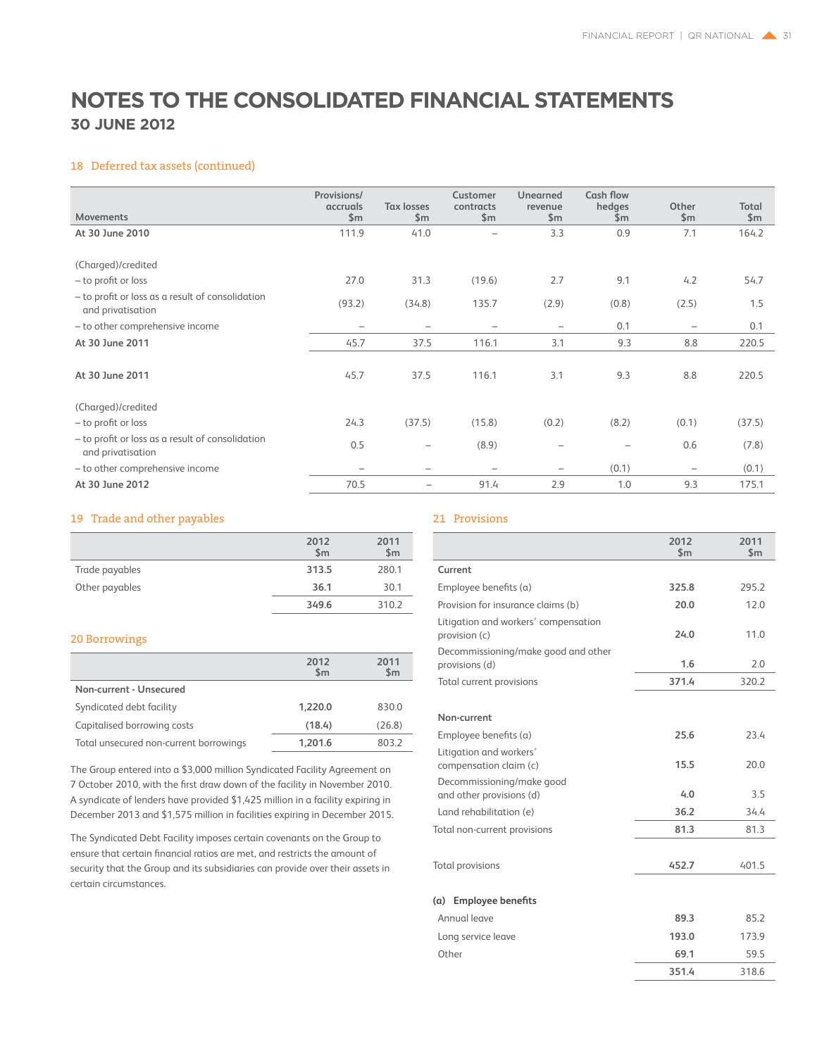# NOTES TO THE CONSOLIDATED FINANCIAL STATEMENTS

## 30 JUNE 2012

### 18 Deferred tax assets (continued)

| Movements | Provisions/ accruals $m | Tax losses $m | Customer contracts $m | Unearned revenue $m | Cash flow hedges $m | Other $m | Total $m |
|---|---|---|---|---|---|---|---|
| **At 30 June 2010** | 111.9 | 41.0 | – | 3.3 | 0.9 | 7.1 | 164.2 |
| (Charged)/credited | | | | | | | |
| – to profit or loss | 27.0 | 31.3 | (19.6) | 2.7 | 9.1 | 4.2 | 54.7 |
| – to profit or loss as a result of consolidation and privatisation | (93.2) | (34.8) | 135.7 | (2.9) | (0.8) | (2.5) | 1.5 |
| – to other comprehensive income | – | – | – | – | 0.1 | – | 0.1 |
| **At 30 June 2011** | 45.7 | 37.5 | 116.1 | 3.1 | 9.3 | 8.8 | 220.5 |
| **At 30 June 2011** | 45.7 | 37.5 | 116.1 | 3.1 | 9.3 | 8.8 | 220.5 |
| (Charged)/credited | | | | | | | |
| – to profit or loss | 24.3 | (37.5) | (15.8) | (0.2) | (8.2) | (0.1) | (37.5) |
| – to profit or loss as a result of consolidation and privatisation | 0.5 | – | (8.9) | – | – | 0.6 | (7.8) |
| – to other comprehensive income | – | – | – | – | (0.1) | – | (0.1) |
| **At 30 June 2012** | 70.5 | – | 91.4 | 2.9 | 1.0 | 9.3 | 175.1 |

### 19 Trade and other payables

| | 2012 $m | 2011 $m |
|---|---|---|
| Trade payables | **313.5** | 280.1 |
| Other payables | **36.1** | 30.1 |
| | **349.6** | 310.2 |

### 20 Borrowings

| | 2012 $m | 2011 $m |
|---|---|---|
| **Non-current - Unsecured** | | |
| Syndicated debt facility | **1,220.0** | 830.0 |
| Capitalised borrowing costs | **(18.4)** | (26.8) |
| Total unsecured non-current borrowings | **1,201.6** | 803.2 |

The Group entered into a $3,000 million Syndicated Facility Agreement on 7 October 2010, with the first draw down of the facility in November 2010. A syndicate of lenders have provided $1,425 million in a facility expiring in December 2013 and $1,575 million in facilities expiring in December 2015.

The Syndicated Debt Facility imposes certain covenants on the Group to ensure that certain financial ratios are met, and restricts the amount of security that the Group and its subsidiaries can provide over their assets in certain circumstances.

### 21 Provisions

| | 2012 $m | 2011 $m |
|---|---|---|
| **Current** | | |
| Employee benefits (a) | **325.8** | 295.2 |
| Provision for insurance claims (b) | **20.0** | 12.0 |
| Litigation and workers' compensation provision (c) | **24.0** | 11.0 |
| Decommissioning/make good and other provisions (d) | **1.6** | 2.0 |
| Total current provisions | **371.4** | 320.2 |
| **Non-current** | | |
| Employee benefits (a) | **25.6** | 23.4 |
| Litigation and workers' compensation claim (c) | **15.5** | 20.0 |
| Decommissioning/make good and other provisions (d) | **4.0** | 3.5 |
| Land rehabilitation (e) | **36.2** | 34.4 |
| Total non-current provisions | **81.3** | 81.3 |
| Total provisions | **452.7** | 401.5 |

**(a) Employee benefits**

| | 2012 $m | 2011 $m |
|---|---|---|
| Annual leave | **89.3** | 85.2 |
| Long service leave | **193.0** | 173.9 |
| Other | **69.1** | 59.5 |
| | **351.4** | 318.6 |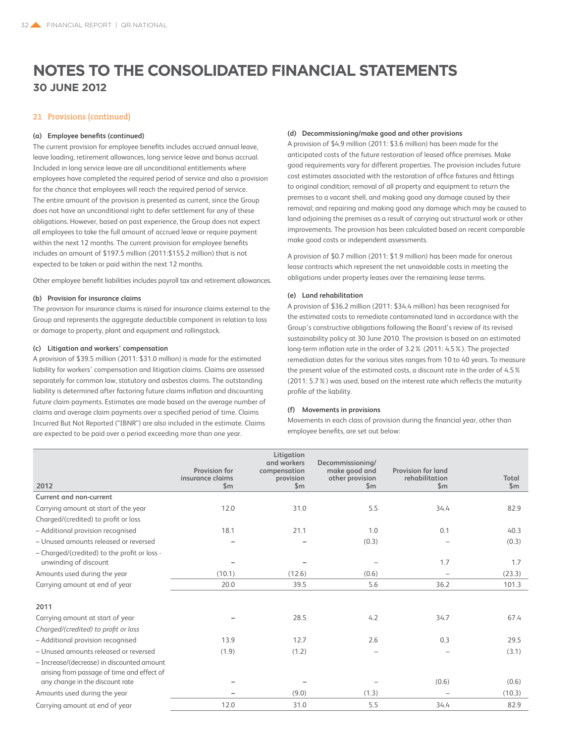# NOTES TO THE CONSOLIDATED FINANCIAL STATEMENTS

## 30 JUNE 2012

### 21 Provisions (continued)

#### (a) Employee benefits (continued)

The current provision for employee benefits includes accrued annual leave, leave loading, retirement allowances, long service leave and bonus accrual. Included in long service leave are all unconditional entitlements where employees have completed the required period of service and also a provision for the chance that employees will reach the required period of service. The entire amount of the provision is presented as current, since the Group does not have an unconditional right to defer settlement for any of these obligations. However, based on past experience, the Group does not expect all employees to take the full amount of accrued leave or require payment within the next 12 months. The current provision for employee benefits includes an amount of $197.5 million (2011:$155.2 million) that is not expected to be taken or paid within the next 12 months.

Other employee benefit liabilities includes payroll tax and retirement allowances.

#### (b) Provision for insurance claims

The provision for insurance claims is raised for insurance claims external to the Group and represents the aggregate deductible component in relation to loss or damage to property, plant and equipment and rollingstock.

#### (c) Litigation and workers' compensation

A provision of $39.5 million (2011: $31.0 million) is made for the estimated liability for workers' compensation and litigation claims. Claims are assessed separately for common law, statutory and asbestos claims. The outstanding liability is determined after factoring future claims inflation and discounting future claim payments. Estimates are made based on the average number of claims and average claim payments over a specified period of time. Claims Incurred But Not Reported ("IBNR") are also included in the estimate. Claims are expected to be paid over a period exceeding more than one year.

#### (d) Decommissioning/make good and other provisions

A provision of $4.9 million (2011: $3.6 million) has been made for the anticipated costs of the future restoration of leased office premises. Make good requirements vary for different properties. The provision includes future cost estimates associated with the restoration of office fixtures and fittings to original condition; removal of all property and equipment to return the premises to a vacant shell, and making good any damage caused by their removal; and repairing and making good any damage which may be caused to land adjoining the premises as a result of carrying out structural work or other improvements. The provision has been calculated based on recent comparable make good costs or independent assessments.

A provision of $0.7 million (2011: $1.9 million) has been made for onerous lease contracts which represent the net unavoidable costs in meeting the obligations under property leases over the remaining lease terms.

#### (e) Land rehabilitation

A provision of $36.2 million (2011: $34.4 million) has been recognised for the estimated costs to remediate contaminated land in accordance with the Group's constructive obligations following the Board's review of its revised sustainability policy at 30 June 2010. The provision is based on an estimated long-term inflation rate in the order of 3.2% (2011: 4.5%). The projected remediation dates for the various sites ranges from 10 to 40 years. To measure the present value of the estimated costs, a discount rate in the order of 4.5% (2011: 5.7%) was used, based on the interest rate which reflects the maturity profile of the liability.

#### (f) Movements in provisions

Movements in each class of provision during the financial year, other than employee benefits, are set out below:

| 2012 | Provision for insurance claims $m | Litigation and workers compensation provision $m | Decommissioning/ make good and other provision $m | Provision for land rehabilitation $m | Total $m |
|---|---|---|---|---|---|
| **Current and non-current** | | | | | |
| Carrying amount at start of the year | 12.0 | 31.0 | 5.5 | 34.4 | 82.9 |
| Charged/(credited) to profit or loss | | | | | |
| – Additional provision recognised | 18.1 | 21.1 | 1.0 | 0.1 | 40.3 |
| – Unused amounts released or reversed | – | – | (0.3) | – | (0.3) |
| – Charged/(credited) to the profit or loss - unwinding of discount | – | – | – | 1.7 | 1.7 |
| Amounts used during the year | (10.1) | (12.6) | (0.6) | – | (23.3) |
| Carrying amount at end of year | 20.0 | 39.5 | 5.6 | 36.2 | 101.3 |
| | | | | | |
| **2011** | | | | | |
| Carrying amount at start of year | – | 28.5 | 4.2 | 34.7 | 67.4 |
| *Charged/(credited) to profit or loss* | | | | | |
| – Additional provision recognised | 13.9 | 12.7 | 2.6 | 0.3 | 29.5 |
| – Unused amounts released or reversed | (1.9) | (1.2) | – | – | (3.1) |
| – Increase/(decrease) in discounted amount arising from passage of time and effect of any change in the discount rate | – | – | – | (0.6) | (0.6) |
| Amounts used during the year | – | (9.0) | (1.3) | – | (10.3) |
| Carrying amount at end of year | 12.0 | 31.0 | 5.5 | 34.4 | 82.9 |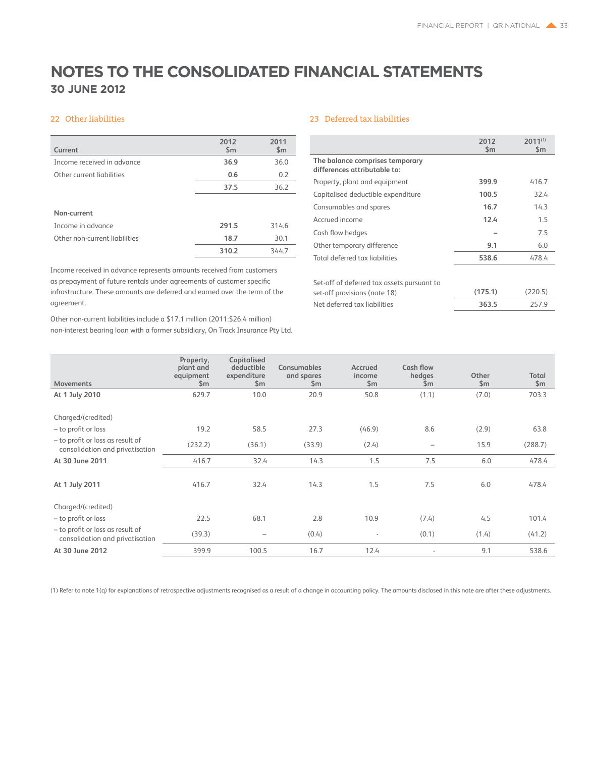# NOTES TO THE CONSOLIDATED FINANCIAL STATEMENTS
## 30 JUNE 2012

### 22 Other liabilities

| Current | 2012 $m | 2011 $m |
|---|---|---|
| Income received in advance | **36.9** | 36.0 |
| Other current liabilities | **0.6** | 0.2 |
| | **37.5** | 36.2 |
| **Non-current** | | |
| Income in advance | **291.5** | 314.6 |
| Other non-current liabilities | **18.7** | 30.1 |
| | **310.2** | 344.7 |

Income received in advance represents amounts received from customers as prepayment of future rentals under agreements of customer specific infrastructure. These amounts are deferred and earned over the term of the agreement.

Other non-current liabilities include a $17.1 million (2011:$26.4 million) non-interest bearing loan with a former subsidiary, On Track Insurance Pty Ltd.

### 23 Deferred tax liabilities

| | 2012 $m | 2011[1] $m |
|---|---|---|
| **The balance comprises temporary differences attributable to:** | | |
| Property, plant and equipment | **399.9** | 416.7 |
| Capitalised deductible expenditure | **100.5** | 32.4 |
| Consumables and spares | **16.7** | 14.3 |
| Accrued income | **12.4** | 1.5 |
| Cash flow hedges | **–** | 7.5 |
| Other temporary difference | **9.1** | 6.0 |
| Total deferred tax liabilities | **538.6** | 478.4 |
| Set-off of deferred tax assets pursuant to set-off provisions (note 18) | **(175.1)** | (220.5) |
| Net deferred tax liabilities | **363.5** | 257.9 |

| Movements | Property, plant and equipment $m | Capitalised deductible expenditure $m | Consumables and spares $m | Accrued income $m | Cash flow hedges $m | Other $m | Total $m |
|---|---|---|---|---|---|---|---|
| **At 1 July 2010** | 629.7 | 10.0 | 20.9 | 50.8 | (1.1) | (7.0) | 703.3 |
| Charged/(credited) | | | | | | | |
| – to profit or loss | 19.2 | 58.5 | 27.3 | (46.9) | 8.6 | (2.9) | 63.8 |
| – to profit or loss as result of consolidation and privatisation | (232.2) | (36.1) | (33.9) | (2.4) | – | 15.9 | (288.7) |
| **At 30 June 2011** | 416.7 | 32.4 | 14.3 | 1.5 | 7.5 | 6.0 | 478.4 |
| **At 1 July 2011** | 416.7 | 32.4 | 14.3 | 1.5 | 7.5 | 6.0 | 478.4 |
| Charged/(credited) | | | | | | | |
| – to profit or loss | 22.5 | 68.1 | 2.8 | 10.9 | (7.4) | 4.5 | 101.4 |
| – to profit or loss as result of consolidation and privatisation | (39.3) | – | (0.4) | - | (0.1) | (1.4) | (41.2) |
| **At 30 June 2012** | 399.9 | 100.5 | 16.7 | 12.4 | - | 9.1 | 538.6 |

(1) Refer to note 1(q) for explanations of retrospective adjustments recognised as a result of a change in accounting policy. The amounts disclosed in this note are after these adjustments.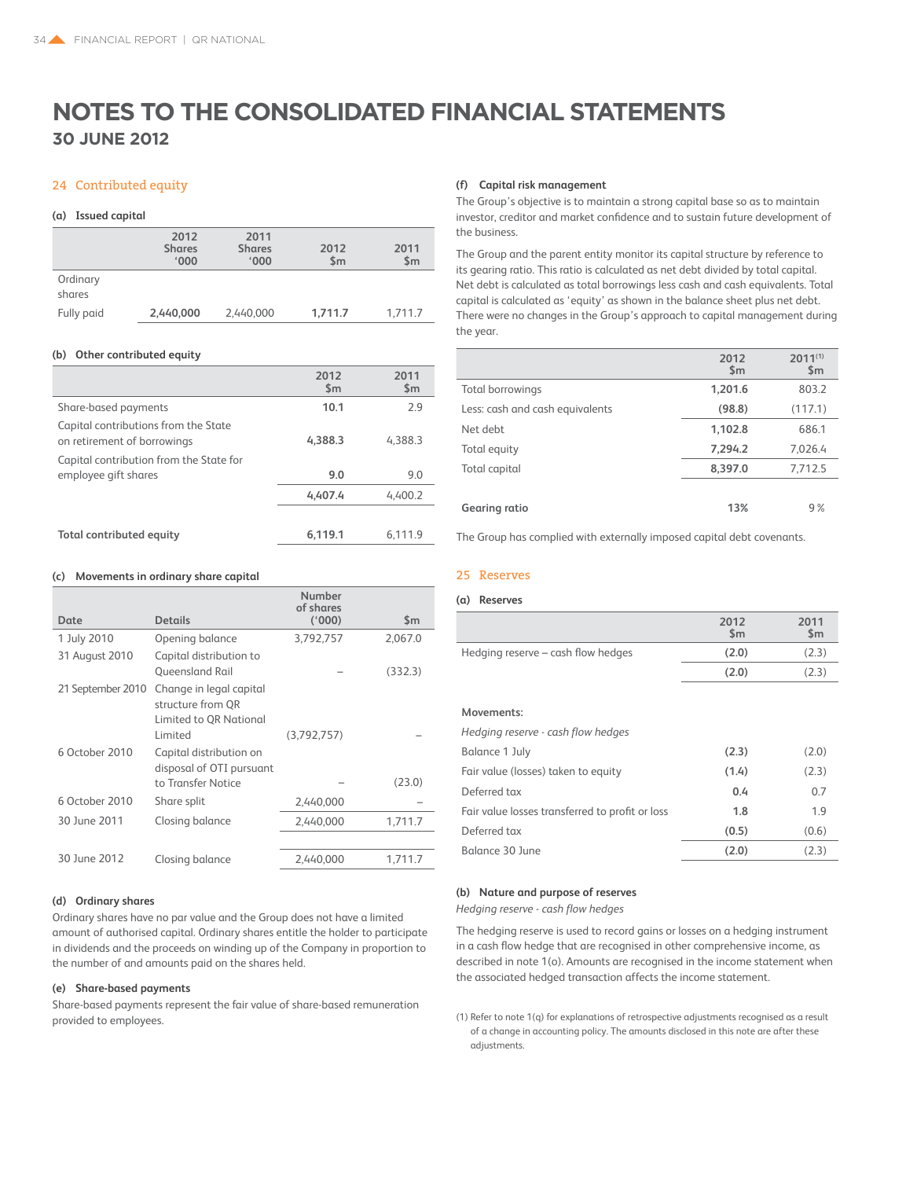# NOTES TO THE CONSOLIDATED FINANCIAL STATEMENTS

## 30 JUNE 2012

## 24 Contributed equity

### (a) Issued capital

| | 2012 Shares '000 | 2011 Shares '000 | 2012 $m | 2011 $m |
|---|---|---|---|---|
| Ordinary shares | | | | |
| Fully paid | **2,440,000** | 2,440,000 | **1,711.7** | 1,711.7 |

### (b) Other contributed equity

| | 2012 $m | 2011 $m |
|---|---|---|
| Share-based payments | **10.1** | 2.9 |
| Capital contributions from the State on retirement of borrowings | **4,388.3** | 4,388.3 |
| Capital contribution from the State for employee gift shares | **9.0** | 9.0 |
| | **4,407.4** | 4,400.2 |
| | | |
| **Total contributed equity** | **6,119.1** | 6,111.9 |

### (c) Movements in ordinary share capital

| Date | Details | Number of shares ('000) | $m |
|---|---|---|---|
| 1 July 2010 | Opening balance | 3,792,757 | 2,067.0 |
| 31 August 2010 | Capital distribution to Queensland Rail | – | (332.3) |
| 21 September 2010 | Change in legal capital structure from QR Limited to QR National Limited | (3,792,757) | – |
| 6 October 2010 | Capital distribution on disposal of OTI pursuant to Transfer Notice | – | (23.0) |
| 6 October 2010 | Share split | 2,440,000 | – |
| 30 June 2011 | Closing balance | 2,440,000 | 1,711.7 |
| | | | |
| 30 June 2012 | Closing balance | 2,440,000 | 1,711.7 |

### (d) Ordinary shares

Ordinary shares have no par value and the Group does not have a limited amount of authorised capital. Ordinary shares entitle the holder to participate in dividends and the proceeds on winding up of the Company in proportion to the number of and amounts paid on the shares held.

### (e) Share-based payments

Share-based payments represent the fair value of share-based remuneration provided to employees.

### (f) Capital risk management

The Group's objective is to maintain a strong capital base so as to maintain investor, creditor and market confidence and to sustain future development of the business.

The Group and the parent entity monitor its capital structure by reference to its gearing ratio. This ratio is calculated as net debt divided by total capital. Net debt is calculated as total borrowings less cash and cash equivalents. Total capital is calculated as 'equity' as shown in the balance sheet plus net debt. There were no changes in the Group's approach to capital management during the year.

| | 2012 $m | 2011[(1)] $m |
|---|---|---|
| Total borrowings | **1,201.6** | 803.2 |
| Less: cash and cash equivalents | **(98.8)** | (117.1) |
| Net debt | **1,102.8** | 686.1 |
| Total equity | **7,294.2** | 7,026.4 |
| Total capital | **8,397.0** | 7,712.5 |
| | | |
| **Gearing ratio** | **13%** | 9 % |

The Group has complied with externally imposed capital debt covenants.

## 25 Reserves

### (a) Reserves

| | 2012 $m | 2011 $m |
|---|---|---|
| Hedging reserve – cash flow hedges | **(2.0)** | (2.3) |
| | **(2.0)** | (2.3) |
| | | |
| **Movements:** | | |
| *Hedging reserve - cash flow hedges* | | |
| Balance 1 July | **(2.3)** | (2.0) |
| Fair value (losses) taken to equity | **(1.4)** | (2.3) |
| Deferred tax | **0.4** | 0.7 |
| Fair value losses transferred to profit or loss | **1.8** | 1.9 |
| Deferred tax | **(0.5)** | (0.6) |
| Balance 30 June | **(2.0)** | (2.3) |

### (b) Nature and purpose of reserves

*Hedging reserve - cash flow hedges*

The hedging reserve is used to record gains or losses on a hedging instrument in a cash flow hedge that are recognised in other comprehensive income, as described in note 1(o). Amounts are recognised in the income statement when the associated hedged transaction affects the income statement.

(1) Refer to note 1(q) for explanations of retrospective adjustments recognised as a result of a change in accounting policy. The amounts disclosed in this note are after these adjustments.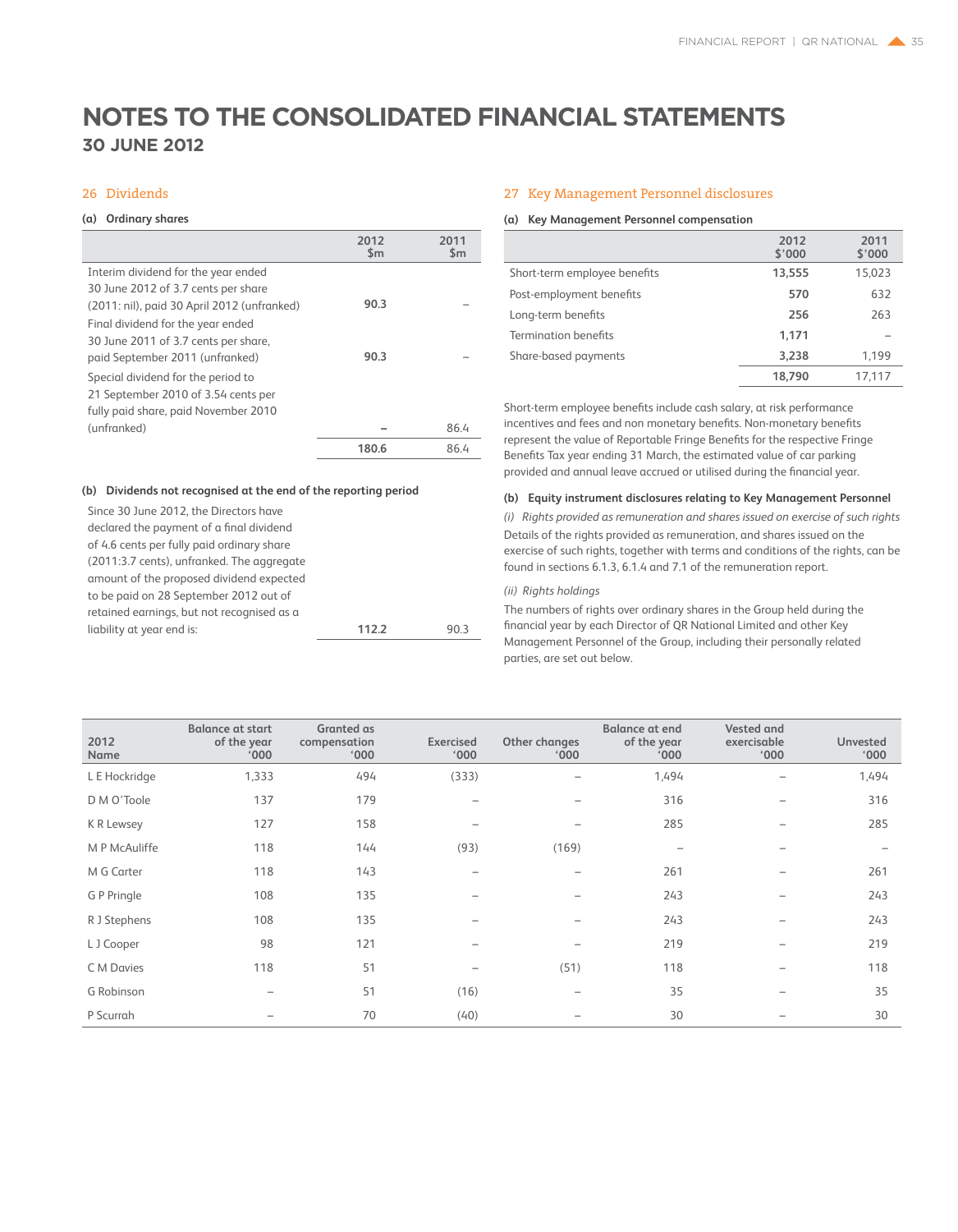# NOTES TO THE CONSOLIDATED FINANCIAL STATEMENTS

## 30 JUNE 2012

## 26 Dividends

### (a) Ordinary shares

| | 2012 $m | 2011 $m |
|---|---|---|
| Interim dividend for the year ended 30 June 2012 of 3.7 cents per share (2011: nil), paid 30 April 2012 (unfranked) | **90.3** | – |
| Final dividend for the year ended 30 June 2011 of 3.7 cents per share, paid September 2011 (unfranked) | **90.3** | – |
| Special dividend for the period to 21 September 2010 of 3.54 cents per fully paid share, paid November 2010 (unfranked) | **–** | 86.4 |
| | **180.6** | 86.4 |

### (b) Dividends not recognised at the end of the reporting period

| | 2012 | 2011 |
|---|---|---|
| Since 30 June 2012, the Directors have declared the payment of a final dividend of 4.6 cents per fully paid ordinary share (2011:3.7 cents), unfranked. The aggregate amount of the proposed dividend expected to be paid on 28 September 2012 out of retained earnings, but not recognised as a liability at year end is: | **112.2** | 90.3 |

## 27 Key Management Personnel disclosures

### (a) Key Management Personnel compensation

| | 2012 $'000 | 2011 $'000 |
|---|---|---|
| Short-term employee benefits | **13,555** | 15,023 |
| Post-employment benefits | **570** | 632 |
| Long-term benefits | **256** | 263 |
| Termination benefits | **1,171** | – |
| Share-based payments | **3,238** | 1,199 |
| | **18,790** | 17,117 |

Short-term employee benefits include cash salary, at risk performance incentives and fees and non monetary benefits. Non-monetary benefits represent the value of Reportable Fringe Benefits for the respective Fringe Benefits Tax year ending 31 March, the estimated value of car parking provided and annual leave accrued or utilised during the financial year.

### (b) Equity instrument disclosures relating to Key Management Personnel

*(i) Rights provided as remuneration and shares issued on exercise of such rights*

Details of the rights provided as remuneration, and shares issued on the exercise of such rights, together with terms and conditions of the rights, can be found in sections 6.1.3, 6.1.4 and 7.1 of the remuneration report.

*(ii) Rights holdings*

The numbers of rights over ordinary shares in the Group held during the financial year by each Director of QR National Limited and other Key Management Personnel of the Group, including their personally related parties, are set out below.

| 2012 Name | Balance at start of the year '000 | Granted as compensation '000 | Exercised '000 | Other changes '000 | Balance at end of the year '000 | Vested and exercisable '000 | Unvested '000 |
|---|---|---|---|---|---|---|---|
| L E Hockridge | 1,333 | 494 | (333) | – | 1,494 | – | 1,494 |
| D M O'Toole | 137 | 179 | – | – | 316 | – | 316 |
| K R Lewsey | 127 | 158 | – | – | 285 | – | 285 |
| M P McAuliffe | 118 | 144 | (93) | (169) | – | – | – |
| M G Carter | 118 | 143 | – | – | 261 | – | 261 |
| G P Pringle | 108 | 135 | – | – | 243 | – | 243 |
| R J Stephens | 108 | 135 | – | – | 243 | – | 243 |
| L J Cooper | 98 | 121 | – | – | 219 | – | 219 |
| C M Davies | 118 | 51 | – | (51) | 118 | – | 118 |
| G Robinson | – | 51 | (16) | – | 35 | – | 35 |
| P Scurrah | – | 70 | (40) | – | 30 | – | 30 |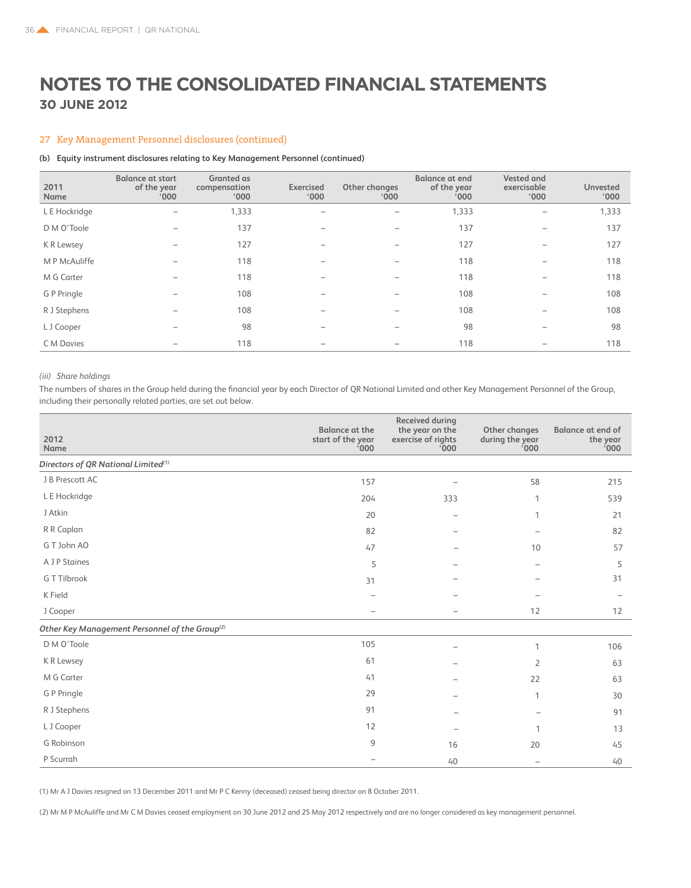# NOTES TO THE CONSOLIDATED FINANCIAL STATEMENTS
## 30 JUNE 2012

### 27 Key Management Personnel disclosures (continued)

**(b) Equity instrument disclosures relating to Key Management Personnel (continued)**

| 2011 Name | Balance at start of the year '000 | Granted as compensation '000 | Exercised '000 | Other changes '000 | Balance at end of the year '000 | Vested and exercisable '000 | Unvested '000 |
|---|---|---|---|---|---|---|---|
| L E Hockridge | – | 1,333 | – | – | 1,333 | – | 1,333 |
| D M O'Toole | – | 137 | – | – | 137 | – | 137 |
| K R Lewsey | – | 127 | – | – | 127 | – | 127 |
| M P McAuliffe | – | 118 | – | – | 118 | – | 118 |
| M G Carter | – | 118 | – | – | 118 | – | 118 |
| G P Pringle | – | 108 | – | – | 108 | – | 108 |
| R J Stephens | – | 108 | – | – | 108 | – | 108 |
| L J Cooper | – | 98 | – | – | 98 | – | 98 |
| C M Davies | – | 118 | – | – | 118 | – | 118 |

*(iii) Share holdings*

The numbers of shares in the Group held during the financial year by each Director of QR National Limited and other Key Management Personnel of the Group, including their personally related parties, are set out below.

| 2012 Name | Balance at the start of the year '000 | Received during the year on the exercise of rights '000 | Other changes during the year '000 | Balance at end of the year '000 |
|---|---|---|---|---|
| *Directors of QR National Limited[(1)]* | | | | |
| J B Prescott AC | 157 | – | 58 | 215 |
| L E Hockridge | 204 | 333 | 1 | 539 |
| J Atkin | 20 | – | 1 | 21 |
| R R Caplan | 82 | – | – | 82 |
| G T John AO | 47 | – | 10 | 57 |
| A J P Staines | 5 | – | – | 5 |
| G T Tilbrook | 31 | – | – | 31 |
| K Field | – | – | – | – |
| J Cooper | – | – | 12 | 12 |
| *Other Key Management Personnel of the Group[(2)]* | | | | |
| D M O'Toole | 105 | – | 1 | 106 |
| K R Lewsey | 61 | – | 2 | 63 |
| M G Carter | 41 | – | 22 | 63 |
| G P Pringle | 29 | – | 1 | 30 |
| R J Stephens | 91 | – | – | 91 |
| L J Cooper | 12 | – | 1 | 13 |
| G Robinson | 9 | 16 | 20 | 45 |
| P Scurrah | – | 40 | – | 40 |

(1) Mr A J Davies resigned on 13 December 2011 and Mr P C Kenny (deceased) ceased being director on 8 October 2011.

(2) Mr M P McAuliffe and Mr C M Davies ceased employment on 30 June 2012 and 25 May 2012 respectively and are no longer considered as key management personnel.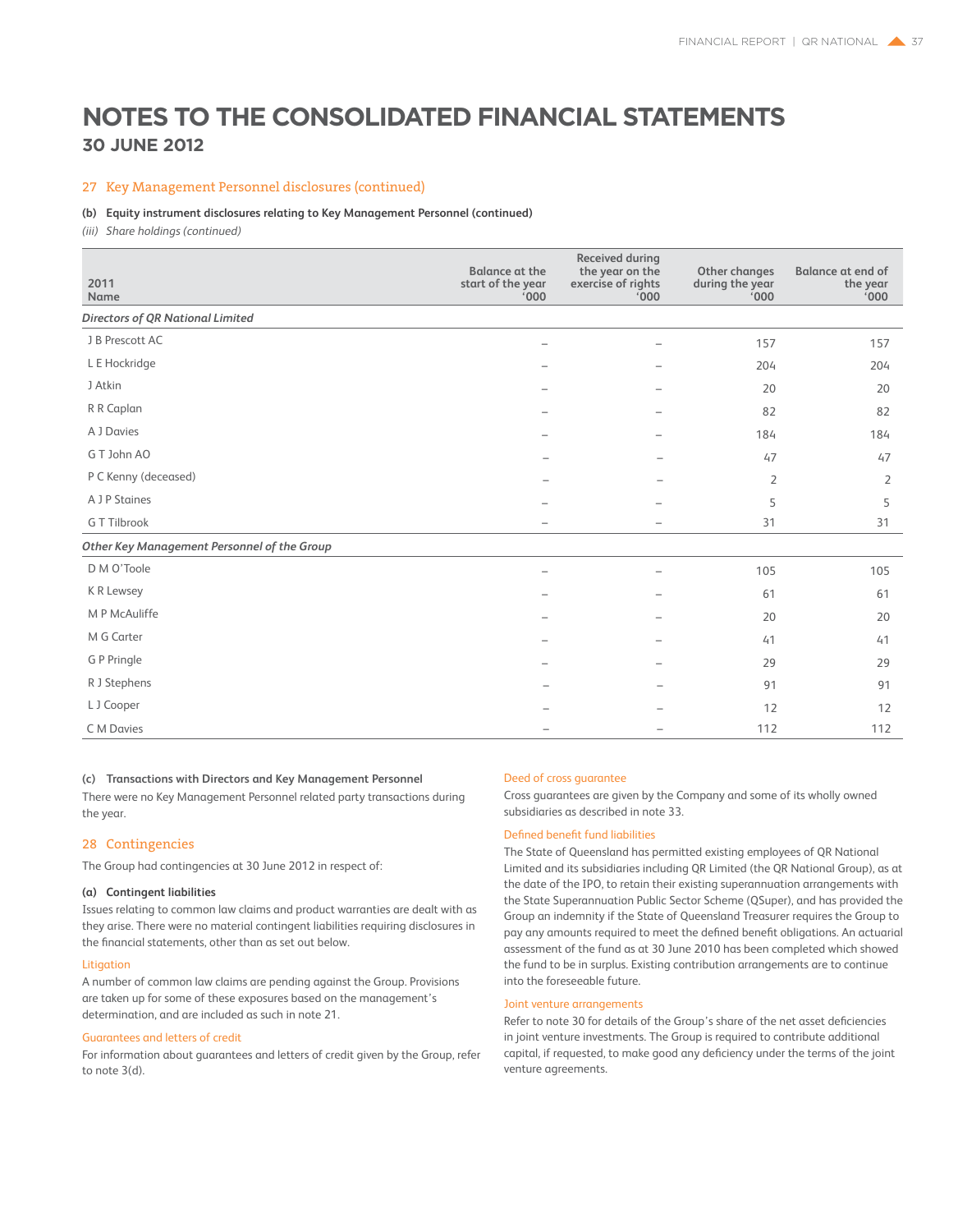# NOTES TO THE CONSOLIDATED FINANCIAL STATEMENTS

## 30 JUNE 2012

## 27 Key Management Personnel disclosures (continued)

**(b) Equity instrument disclosures relating to Key Management Personnel (continued)**

*(iii) Share holdings (continued)*

| 2011 Name | Balance at the start of the year '000 | Received during the year on the exercise of rights '000 | Other changes during the year '000 | Balance at end of the year '000 |
|---|---|---|---|---|
| ***Directors of QR National Limited*** | | | | |
| J B Prescott AC | – | – | 157 | 157 |
| L E Hockridge | – | – | 204 | 204 |
| J Atkin | – | – | 20 | 20 |
| R R Caplan | – | – | 82 | 82 |
| A J Davies | – | – | 184 | 184 |
| G T John AO | – | – | 47 | 47 |
| P C Kenny (deceased) | – | – | 2 | 2 |
| A J P Staines | – | – | 5 | 5 |
| G T Tilbrook | – | – | 31 | 31 |
| ***Other Key Management Personnel of the Group*** | | | | |
| D M O'Toole | – | – | 105 | 105 |
| K R Lewsey | – | – | 61 | 61 |
| M P McAuliffe | – | – | 20 | 20 |
| M G Carter | – | – | 41 | 41 |
| G P Pringle | – | – | 29 | 29 |
| R J Stephens | – | – | 91 | 91 |
| L J Cooper | – | – | 12 | 12 |
| C M Davies | – | – | 112 | 112 |

**(c) Transactions with Directors and Key Management Personnel**

There were no Key Management Personnel related party transactions during the year.

## 28 Contingencies

The Group had contingencies at 30 June 2012 in respect of:

**(a) Contingent liabilities**

Issues relating to common law claims and product warranties are dealt with as they arise. There were no material contingent liabilities requiring disclosures in the financial statements, other than as set out below.

### Litigation

A number of common law claims are pending against the Group. Provisions are taken up for some of these exposures based on the management's determination, and are included as such in note 21.

### Guarantees and letters of credit

For information about guarantees and letters of credit given by the Group, refer to note 3(d).

### Deed of cross guarantee

Cross guarantees are given by the Company and some of its wholly owned subsidiaries as described in note 33.

### Defined benefit fund liabilities

The State of Queensland has permitted existing employees of QR National Limited and its subsidiaries including QR Limited (the QR National Group), as at the date of the IPO, to retain their existing superannuation arrangements with the State Superannuation Public Sector Scheme (QSuper), and has provided the Group an indemnity if the State of Queensland Treasurer requires the Group to pay any amounts required to meet the defined benefit obligations. An actuarial assessment of the fund as at 30 June 2010 has been completed which showed the fund to be in surplus. Existing contribution arrangements are to continue into the foreseeable future.

### Joint venture arrangements

Refer to note 30 for details of the Group's share of the net asset deficiencies in joint venture investments. The Group is required to contribute additional capital, if requested, to make good any deficiency under the terms of the joint venture agreements.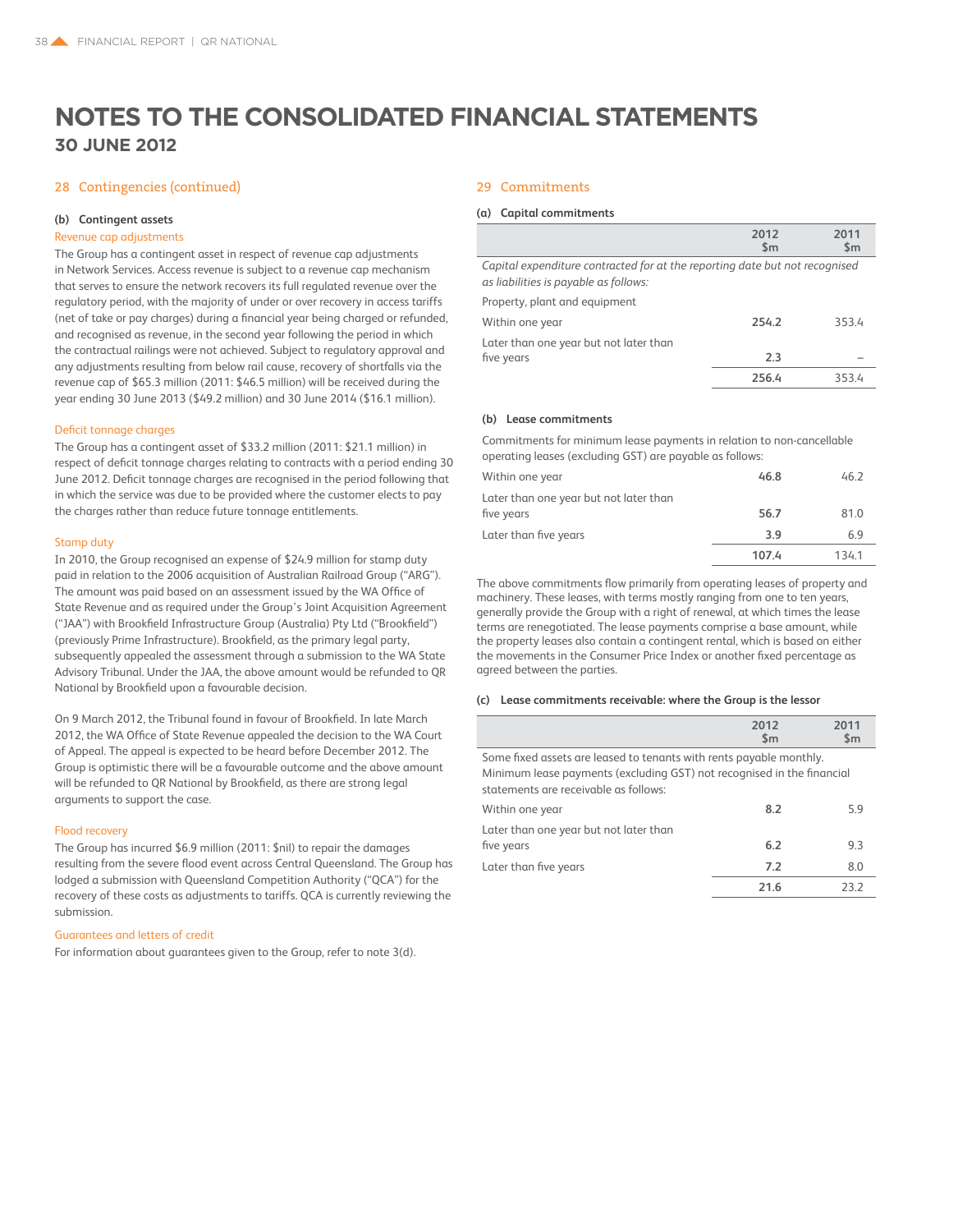# NOTES TO THE CONSOLIDATED FINANCIAL STATEMENTS

## 30 JUNE 2012

## 28 Contingencies (continued)

### (b) Contingent assets

#### Revenue cap adjustments

The Group has a contingent asset in respect of revenue cap adjustments in Network Services. Access revenue is subject to a revenue cap mechanism that serves to ensure the network recovers its full regulated revenue over the regulatory period, with the majority of under or over recovery in access tariffs (net of take or pay charges) during a financial year being charged or refunded, and recognised as revenue, in the second year following the period in which the contractual railings were not achieved. Subject to regulatory approval and any adjustments resulting from below rail cause, recovery of shortfalls via the revenue cap of $65.3 million (2011: $46.5 million) will be received during the year ending 30 June 2013 ($49.2 million) and 30 June 2014 ($16.1 million).

#### Deficit tonnage charges

The Group has a contingent asset of $33.2 million (2011: $21.1 million) in respect of deficit tonnage charges relating to contracts with a period ending 30 June 2012. Deficit tonnage charges are recognised in the period following that in which the service was due to be provided where the customer elects to pay the charges rather than reduce future tonnage entitlements.

#### Stamp duty

In 2010, the Group recognised an expense of $24.9 million for stamp duty paid in relation to the 2006 acquisition of Australian Railroad Group ("ARG"). The amount was paid based on an assessment issued by the WA Office of State Revenue and as required under the Group's Joint Acquisition Agreement ("JAA") with Brookfield Infrastructure Group (Australia) Pty Ltd ("Brookfield") (previously Prime Infrastructure). Brookfield, as the primary legal party, subsequently appealed the assessment through a submission to the WA State Advisory Tribunal. Under the JAA, the above amount would be refunded to QR National by Brookfield upon a favourable decision.

On 9 March 2012, the Tribunal found in favour of Brookfield. In late March 2012, the WA Office of State Revenue appealed the decision to the WA Court of Appeal. The appeal is expected to be heard before December 2012. The Group is optimistic there will be a favourable outcome and the above amount will be refunded to QR National by Brookfield, as there are strong legal arguments to support the case.

#### Flood recovery

The Group has incurred $6.9 million (2011: $nil) to repair the damages resulting from the severe flood event across Central Queensland. The Group has lodged a submission with Queensland Competition Authority ("QCA") for the recovery of these costs as adjustments to tariffs. QCA is currently reviewing the submission.

#### Guarantees and letters of credit

For information about guarantees given to the Group, refer to note 3(d).

## 29 Commitments

### (a) Capital commitments

| | 2012 $m | 2011 $m |
|---|---|---|
| *Capital expenditure contracted for at the reporting date but not recognised as liabilities is payable as follows:* | | |
| Property, plant and equipment | | |
| Within one year | **254.2** | 353.4 |
| Later than one year but not later than five years | **2.3** | – |
| | **256.4** | 353.4 |

### (b) Lease commitments

| | 2012 $m | 2011 $m |
|---|---|---|
| Commitments for minimum lease payments in relation to non-cancellable operating leases (excluding GST) are payable as follows: | | |
| Within one year | **46.8** | 46.2 |
| Later than one year but not later than five years | **56.7** | 81.0 |
| Later than five years | **3.9** | 6.9 |
| | **107.4** | 134.1 |

The above commitments flow primarily from operating leases of property and machinery. These leases, with terms mostly ranging from one to ten years, generally provide the Group with a right of renewal, at which times the lease terms are renegotiated. The lease payments comprise a base amount, while the property leases also contain a contingent rental, which is based on either the movements in the Consumer Price Index or another fixed percentage as agreed between the parties.

### (c) Lease commitments receivable: where the Group is the lessor

| | 2012 $m | 2011 $m |
|---|---|---|
| Some fixed assets are leased to tenants with rents payable monthly. Minimum lease payments (excluding GST) not recognised in the financial statements are receivable as follows: | | |
| Within one year | **8.2** | 5.9 |
| Later than one year but not later than five years | **6.2** | 9.3 |
| Later than five years | **7.2** | 8.0 |
| | **21.6** | 23.2 |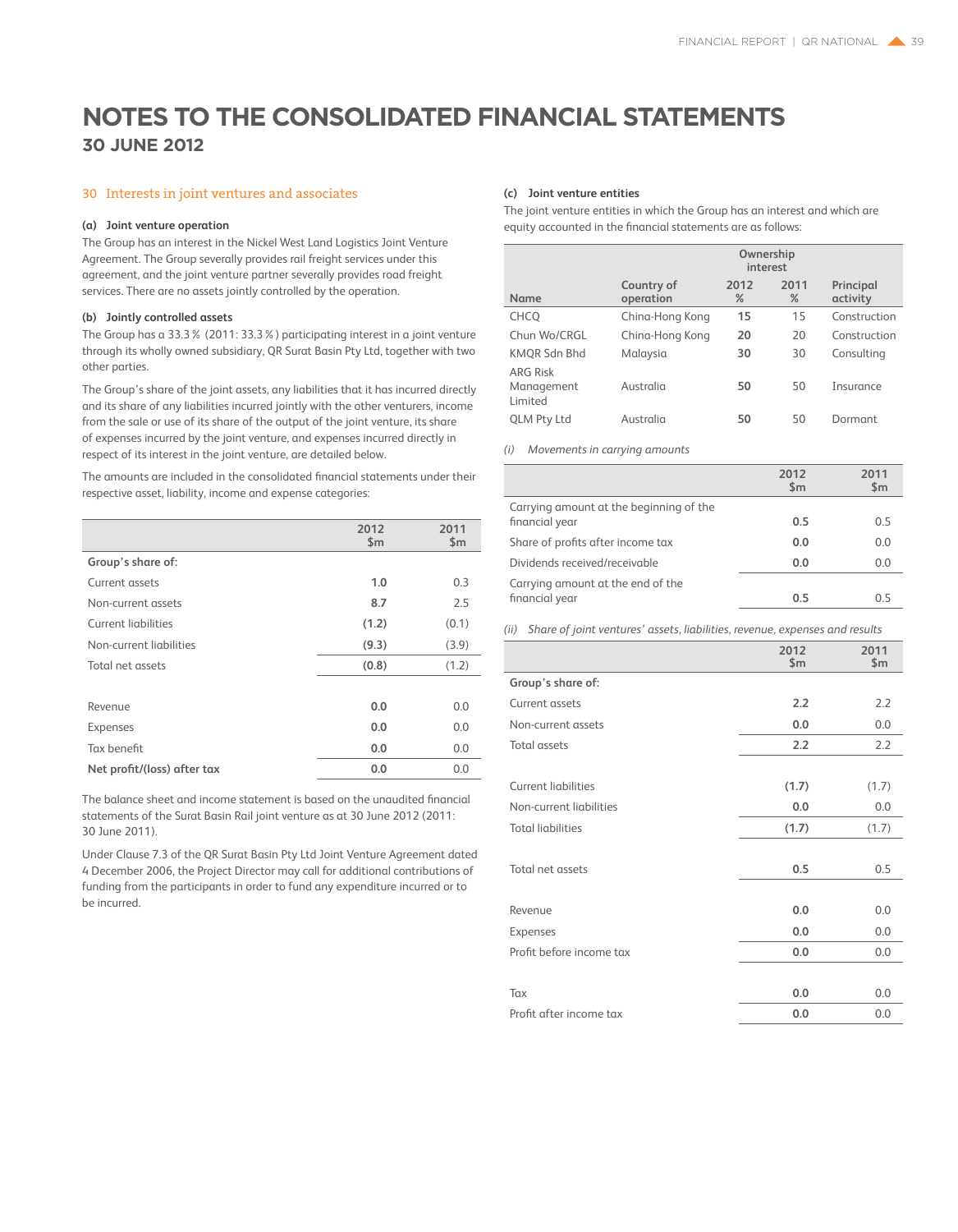# NOTES TO THE CONSOLIDATED FINANCIAL STATEMENTS

## 30 JUNE 2012

### 30 Interests in joint ventures and associates

#### (a) Joint venture operation

The Group has an interest in the Nickel West Land Logistics Joint Venture Agreement. The Group severally provides rail freight services under this agreement, and the joint venture partner severally provides road freight services. There are no assets jointly controlled by the operation.

#### (b) Jointly controlled assets

The Group has a 33.3 % (2011: 33.3 %) participating interest in a joint venture through its wholly owned subsidiary, QR Surat Basin Pty Ltd, together with two other parties.

The Group's share of the joint assets, any liabilities that it has incurred directly and its share of any liabilities incurred jointly with the other venturers, income from the sale or use of its share of the output of the joint venture, its share of expenses incurred by the joint venture, and expenses incurred directly in respect of its interest in the joint venture, are detailed below.

The amounts are included in the consolidated financial statements under their respective asset, liability, income and expense categories:

| | 2012 $m | 2011 $m |
|---|---|---|
| **Group's share of:** | | |
| Current assets | **1.0** | 0.3 |
| Non-current assets | **8.7** | 2.5 |
| Current liabilities | **(1.2)** | (0.1) |
| Non-current liabilities | **(9.3)** | (3.9) |
| Total net assets | **(0.8)** | (1.2) |
| | | |
| Revenue | **0.0** | 0.0 |
| Expenses | **0.0** | 0.0 |
| Tax benefit | **0.0** | 0.0 |
| **Net profit/(loss) after tax** | **0.0** | 0.0 |

The balance sheet and income statement is based on the unaudited financial statements of the Surat Basin Rail joint venture as at 30 June 2012 (2011: 30 June 2011).

Under Clause 7.3 of the QR Surat Basin Pty Ltd Joint Venture Agreement dated 4 December 2006, the Project Director may call for additional contributions of funding from the participants in order to fund any expenditure incurred or to be incurred.

#### (c) Joint venture entities

The joint venture entities in which the Group has an interest and which are equity accounted in the financial statements are as follows:

| Name | Country of operation | Ownership interest 2012 % | 2011 % | Principal activity |
|---|---|---|---|---|
| CHCQ | China-Hong Kong | **15** | 15 | Construction |
| Chun Wo/CRGL | China-Hong Kong | **20** | 20 | Construction |
| KMQR Sdn Bhd | Malaysia | **30** | 30 | Consulting |
| ARG Risk Management Limited | Australia | **50** | 50 | Insurance |
| QLM Pty Ltd | Australia | **50** | 50 | Dormant |

*(i) Movements in carrying amounts*

| | 2012 $m | 2011 $m |
|---|---|---|
| Carrying amount at the beginning of the financial year | **0.5** | 0.5 |
| Share of profits after income tax | **0.0** | 0.0 |
| Dividends received/receivable | **0.0** | 0.0 |
| Carrying amount at the end of the financial year | **0.5** | 0.5 |

*(ii) Share of joint ventures' assets, liabilities, revenue, expenses and results*

| | 2012 $m | 2011 $m |
|---|---|---|
| **Group's share of:** | | |
| Current assets | **2.2** | 2.2 |
| Non-current assets | **0.0** | 0.0 |
| Total assets | **2.2** | 2.2 |
| | | |
| Current liabilities | **(1.7)** | (1.7) |
| Non-current liabilities | **0.0** | 0.0 |
| Total liabilities | **(1.7)** | (1.7) |
| | | |
| Total net assets | **0.5** | 0.5 |
| | | |
| Revenue | **0.0** | 0.0 |
| Expenses | **0.0** | 0.0 |
| Profit before income tax | **0.0** | 0.0 |
| | | |
| Tax | **0.0** | 0.0 |
| Profit after income tax | **0.0** | 0.0 |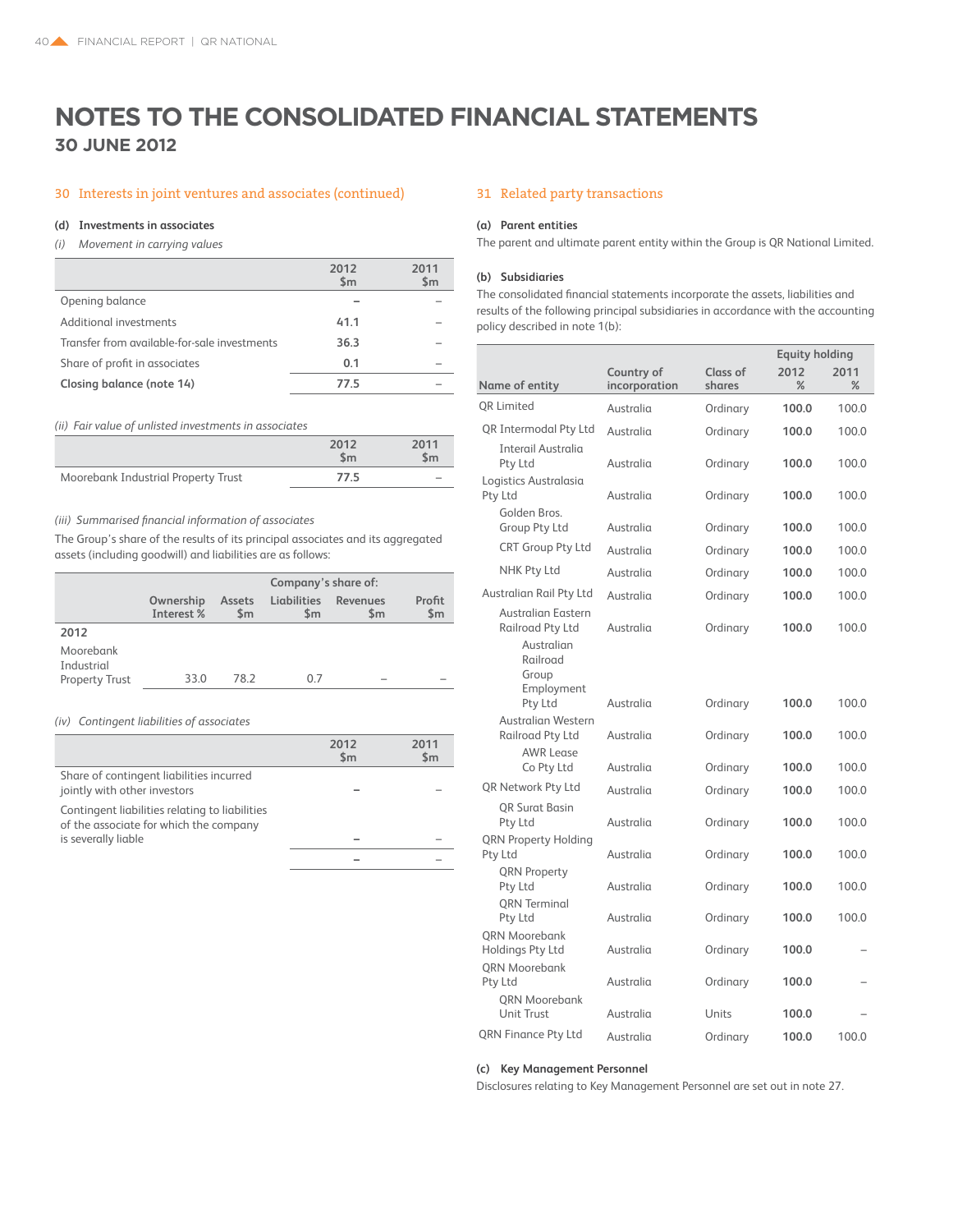# NOTES TO THE CONSOLIDATED FINANCIAL STATEMENTS
## 30 JUNE 2012

### 30 Interests in joint ventures and associates (continued)

**(d) Investments in associates**

*(i) Movement in carrying values*

| | 2012 $m | 2011 $m |
|---|---|---|
| Opening balance | – | – |
| Additional investments | 41.1 | – |
| Transfer from available-for-sale investments | 36.3 | – |
| Share of profit in associates | 0.1 | – |
| **Closing balance (note 14)** | 77.5 | – |

*(ii) Fair value of unlisted investments in associates*

| | 2012 $m | 2011 $m |
|---|---|---|
| Moorebank Industrial Property Trust | 77.5 | – |

*(iii) Summarised financial information of associates*

The Group's share of the results of its principal associates and its aggregated assets (including goodwill) and liabilities are as follows:

| | | Company's share of: | | | |
|---|---|---|---|---|---|
| | Ownership Interest % | Assets $m | Liabilities $m | Revenues $m | Profit $m |
| **2012** | | | | | |
| Moorebank Industrial Property Trust | 33.0 | 78.2 | 0.7 | – | – |

*(iv) Contingent liabilities of associates*

| | 2012 $m | 2011 $m |
|---|---|---|
| Share of contingent liabilities incurred jointly with other investors | – | – |
| Contingent liabilities relating to liabilities of the associate for which the company is severally liable | – | – |
| | – | – |

### 31 Related party transactions

**(a) Parent entities**

The parent and ultimate parent entity within the Group is QR National Limited.

**(b) Subsidiaries**

The consolidated financial statements incorporate the assets, liabilities and results of the following principal subsidiaries in accordance with the accounting policy described in note 1(b):

| | | | Equity holding | |
|---|---|---|---|---|
| Name of entity | Country of incorporation | Class of shares | 2012 % | 2011 % |
| QR Limited | Australia | Ordinary | 100.0 | 100.0 |
| QR Intermodal Pty Ltd | Australia | Ordinary | 100.0 | 100.0 |
| Interail Australia Pty Ltd | Australia | Ordinary | 100.0 | 100.0 |
| Logistics Australasia Pty Ltd | Australia | Ordinary | 100.0 | 100.0 |
| Golden Bros. Group Pty Ltd | Australia | Ordinary | 100.0 | 100.0 |
| CRT Group Pty Ltd | Australia | Ordinary | 100.0 | 100.0 |
| NHK Pty Ltd | Australia | Ordinary | 100.0 | 100.0 |
| Australian Rail Pty Ltd | Australia | Ordinary | 100.0 | 100.0 |
| Australian Eastern Railroad Pty Ltd | Australia | Ordinary | 100.0 | 100.0 |
| Australian Railroad Group Employment Pty Ltd | Australia | Ordinary | 100.0 | 100.0 |
| Australian Western Railroad Pty Ltd | Australia | Ordinary | 100.0 | 100.0 |
| AWR Lease Co Pty Ltd | Australia | Ordinary | 100.0 | 100.0 |
| QR Network Pty Ltd | Australia | Ordinary | 100.0 | 100.0 |
| QR Surat Basin Pty Ltd | Australia | Ordinary | 100.0 | 100.0 |
| QRN Property Holding Pty Ltd | Australia | Ordinary | 100.0 | 100.0 |
| QRN Property Pty Ltd | Australia | Ordinary | 100.0 | 100.0 |
| QRN Terminal Pty Ltd | Australia | Ordinary | 100.0 | 100.0 |
| QRN Moorebank Holdings Pty Ltd | Australia | Ordinary | 100.0 | – |
| QRN Moorebank Pty Ltd | Australia | Ordinary | 100.0 | – |
| QRN Moorebank Unit Trust | Australia | Units | 100.0 | – |
| QRN Finance Pty Ltd | Australia | Ordinary | 100.0 | 100.0 |

**(c) Key Management Personnel**

Disclosures relating to Key Management Personnel are set out in note 27.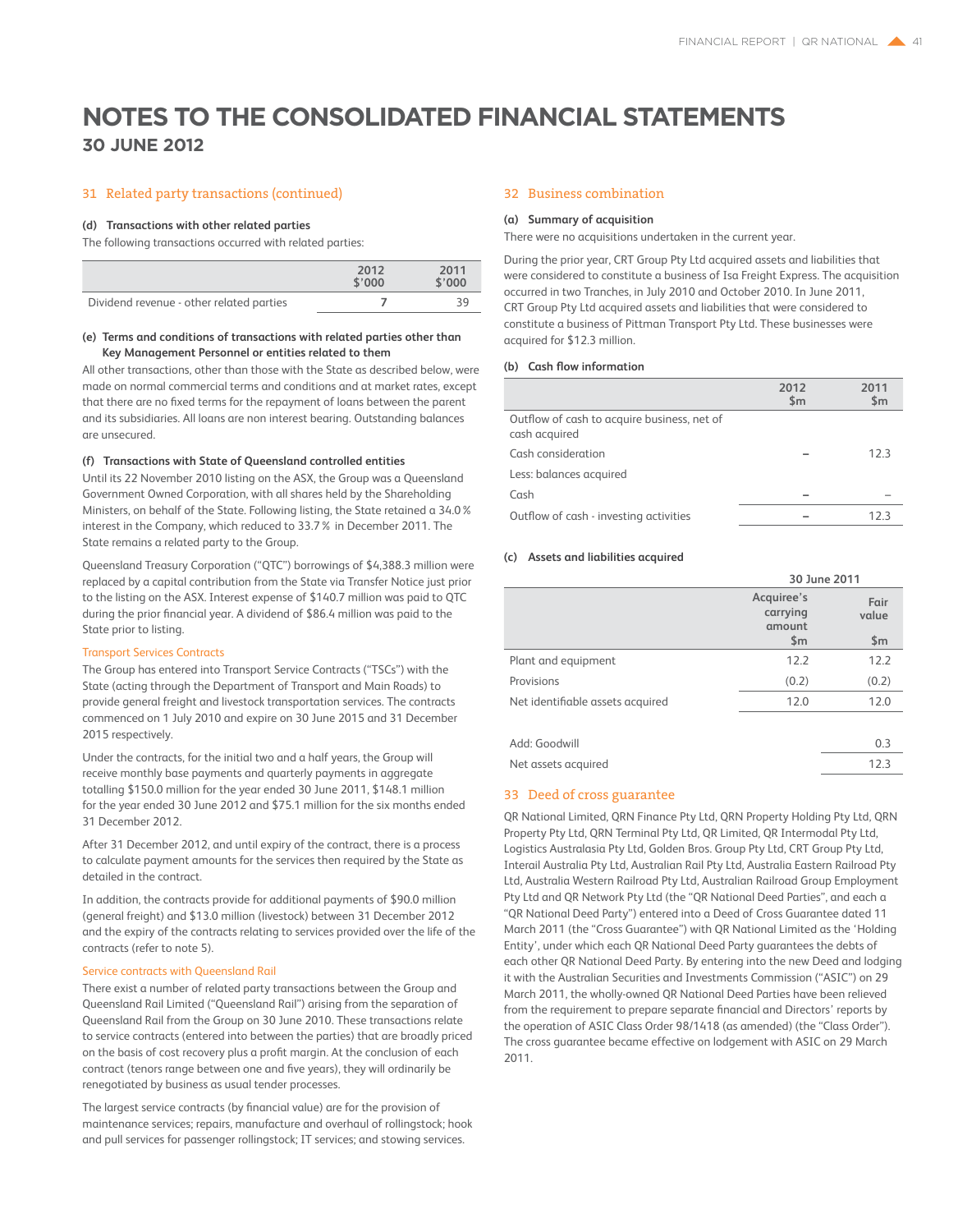# NOTES TO THE CONSOLIDATED FINANCIAL STATEMENTS

## 30 JUNE 2012

### 31 Related party transactions (continued)

**(d) Transactions with other related parties**

The following transactions occurred with related parties:

| | 2012 $'000 | 2011 $'000 |
|---|---|---|
| Dividend revenue - other related parties | 7 | 39 |

**(e) Terms and conditions of transactions with related parties other than Key Management Personnel or entities related to them**

All other transactions, other than those with the State as described below, were made on normal commercial terms and conditions and at market rates, except that there are no fixed terms for the repayment of loans between the parent and its subsidiaries. All loans are non interest bearing. Outstanding balances are unsecured.

**(f) Transactions with State of Queensland controlled entities**

Until its 22 November 2010 listing on the ASX, the Group was a Queensland Government Owned Corporation, with all shares held by the Shareholding Ministers, on behalf of the State. Following listing, the State retained a 34.0% interest in the Company, which reduced to 33.7% in December 2011. The State remains a related party to the Group.

Queensland Treasury Corporation ("QTC") borrowings of $4,388.3 million were replaced by a capital contribution from the State via Transfer Notice just prior to the listing on the ASX. Interest expense of $140.7 million was paid to QTC during the prior financial year. A dividend of $86.4 million was paid to the State prior to listing.

*Transport Services Contracts*

The Group has entered into Transport Service Contracts ("TSCs") with the State (acting through the Department of Transport and Main Roads) to provide general freight and livestock transportation services. The contracts commenced on 1 July 2010 and expire on 30 June 2015 and 31 December 2015 respectively.

Under the contracts, for the initial two and a half years, the Group will receive monthly base payments and quarterly payments in aggregate totalling $150.0 million for the year ended 30 June 2011, $148.1 million for the year ended 30 June 2012 and $75.1 million for the six months ended 31 December 2012.

After 31 December 2012, and until expiry of the contract, there is a process to calculate payment amounts for the services then required by the State as detailed in the contract.

In addition, the contracts provide for additional payments of $90.0 million (general freight) and $13.0 million (livestock) between 31 December 2012 and the expiry of the contracts relating to services provided over the life of the contracts (refer to note 5).

*Service contracts with Queensland Rail*

There exist a number of related party transactions between the Group and Queensland Rail Limited ("Queensland Rail") arising from the separation of Queensland Rail from the Group on 30 June 2010. These transactions relate to service contracts (entered into between the parties) that are broadly priced on the basis of cost recovery plus a profit margin. At the conclusion of each contract (tenors range between one and five years), they will ordinarily be renegotiated by business as usual tender processes.

The largest service contracts (by financial value) are for the provision of maintenance services; repairs, manufacture and overhaul of rollingstock; hook and pull services for passenger rollingstock; IT services; and stowing services.

### 32 Business combination

**(a) Summary of acquisition**

There were no acquisitions undertaken in the current year.

During the prior year, CRT Group Pty Ltd acquired assets and liabilities that were considered to constitute a business of Isa Freight Express. The acquisition occurred in two Tranches, in July 2010 and October 2010. In June 2011, CRT Group Pty Ltd acquired assets and liabilities that were considered to constitute a business of Pittman Transport Pty Ltd. These businesses were acquired for $12.3 million.

**(b) Cash flow information**

| | 2012 $m | 2011 $m |
|---|---|---|
| Outflow of cash to acquire business, net of cash acquired | | |
| Cash consideration | – | 12.3 |
| Less: balances acquired | | |
| Cash | – | – |
| Outflow of cash - investing activities | – | 12.3 |

**(c) Assets and liabilities acquired**

| | 30 June 2011 | |
|---|---|---|
| | Acquiree's carrying amount $m | Fair value $m |
| Plant and equipment | 12.2 | 12.2 |
| Provisions | (0.2) | (0.2) |
| Net identifiable assets acquired | 12.0 | 12.0 |
| Add: Goodwill | | 0.3 |
| Net assets acquired | | 12.3 |

### 33 Deed of cross guarantee

QR National Limited, QRN Finance Pty Ltd, QRN Property Holding Pty Ltd, QRN Property Pty Ltd, QRN Terminal Pty Ltd, QR Limited, QR Intermodal Pty Ltd, Logistics Australasia Pty Ltd, Golden Bros. Group Pty Ltd, CRT Group Pty Ltd, Interail Australia Pty Ltd, Australian Rail Pty Ltd, Australia Eastern Railroad Pty Ltd, Australia Western Railroad Pty Ltd, Australian Railroad Group Employment Pty Ltd and QR Network Pty Ltd (the "QR National Deed Parties", and each a "QR National Deed Party") entered into a Deed of Cross Guarantee dated 11 March 2011 (the "Cross Guarantee") with QR National Limited as the 'Holding Entity', under which each QR National Deed Party guarantees the debts of each other QR National Deed Party. By entering into the new Deed and lodging it with the Australian Securities and Investments Commission ("ASIC") on 29 March 2011, the wholly-owned QR National Deed Parties have been relieved from the requirement to prepare separate financial and Directors' reports by the operation of ASIC Class Order 98/1418 (as amended) (the "Class Order"). The cross guarantee became effective on lodgement with ASIC on 29 March 2011.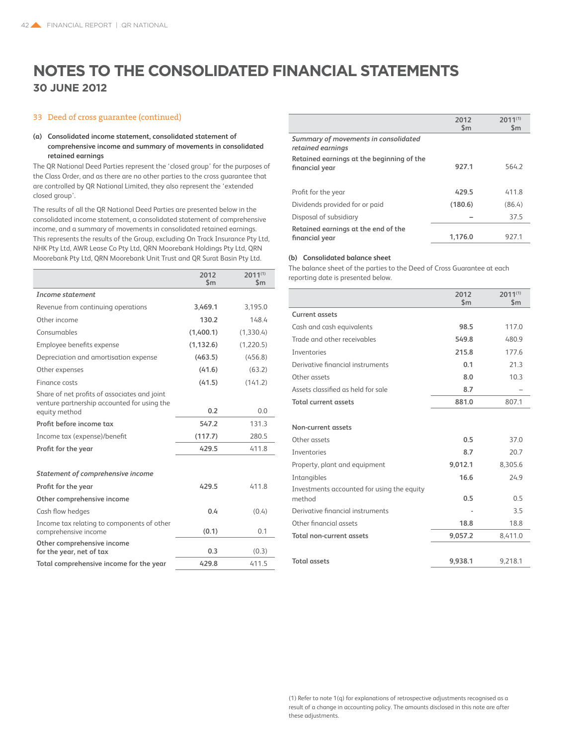# NOTES TO THE CONSOLIDATED FINANCIAL STATEMENTS

## 30 JUNE 2012

### 33 Deed of cross guarantee (continued)

**(a) Consolidated income statement, consolidated statement of comprehensive income and summary of movements in consolidated retained earnings**

The QR National Deed Parties represent the 'closed group' for the purposes of the Class Order, and as there are no other parties to the cross guarantee that are controlled by QR National Limited, they also represent the 'extended closed group'.

The results of all the QR National Deed Parties are presented below in the consolidated income statement, a consolidated statement of comprehensive income, and a summary of movements in consolidated retained earnings. This represents the results of the Group, excluding On Track Insurance Pty Ltd, NHK Pty Ltd, AWR Lease Co Pty Ltd, QRN Moorebank Holdings Pty Ltd, QRN Moorebank Pty Ltd, QRN Moorebank Unit Trust and QR Surat Basin Pty Ltd.

| | 2012 $m | 2011[(1)] $m |
|---|---|---|
| *Income statement* | | |
| Revenue from continuing operations | **3,469.1** | 3,195.0 |
| Other income | **130.2** | 148.4 |
| Consumables | **(1,400.1)** | (1,330.4) |
| Employee benefits expense | **(1,132.6)** | (1,220.5) |
| Depreciation and amortisation expense | **(463.5)** | (456.8) |
| Other expenses | **(41.6)** | (63.2) |
| Finance costs | **(41.5)** | (141.2) |
| Share of net profits of associates and joint venture partnership accounted for using the equity method | **0.2** | 0.0 |
| **Profit before income tax** | **547.2** | 131.3 |
| Income tax (expense)/benefit | **(117.7)** | 280.5 |
| **Profit for the year** | **429.5** | 411.8 |
| | | |
| *Statement of comprehensive income* | | |
| **Profit for the year** | **429.5** | 411.8 |
| **Other comprehensive income** | | |
| Cash flow hedges | **0.4** | (0.4) |
| Income tax relating to components of other comprehensive income | **(0.1)** | 0.1 |
| **Other comprehensive income for the year, net of tax** | **0.3** | (0.3) |
| **Total comprehensive income for the year** | **429.8** | 411.5 |

| | 2012 $m | 2011[(1)] $m |
|---|---|---|
| *Summary of movements in consolidated retained earnings* | | |
| **Retained earnings at the beginning of the financial year** | **927.1** | 564.2 |
| | | |
| Profit for the year | **429.5** | 411.8 |
| Dividends provided for or paid | **(180.6)** | (86.4) |
| Disposal of subsidiary | **–** | 37.5 |
| **Retained earnings at the end of the financial year** | **1,176.0** | 927.1 |

**(b) Consolidated balance sheet**

The balance sheet of the parties to the Deed of Cross Guarantee at each reporting date is presented below.

| | 2012 $m | 2011[(1)] $m |
|---|---|---|
| **Current assets** | | |
| Cash and cash equivalents | **98.5** | 117.0 |
| Trade and other receivables | **549.8** | 480.9 |
| Inventories | **215.8** | 177.6 |
| Derivative financial instruments | **0.1** | 21.3 |
| Other assets | **8.0** | 10.3 |
| Assets classified as held for sale | **8.7** | – |
| **Total current assets** | **881.0** | 807.1 |
| | | |
| **Non-current assets** | | |
| Other assets | **0.5** | 37.0 |
| Inventories | **8.7** | 20.7 |
| Property, plant and equipment | **9,012.1** | 8,305.6 |
| Intangibles | **16.6** | 24.9 |
| Investments accounted for using the equity method | **0.5** | 0.5 |
| Derivative financial instruments | **-** | 3.5 |
| Other financial assets | **18.8** | 18.8 |
| **Total non-current assets** | **9,057.2** | 8,411.0 |
| | | |
| **Total assets** | **9,938.1** | 9,218.1 |

(1) Refer to note 1(q) for explanations of retrospective adjustments recognised as a result of a change in accounting policy. The amounts disclosed in this note are after these adjustments.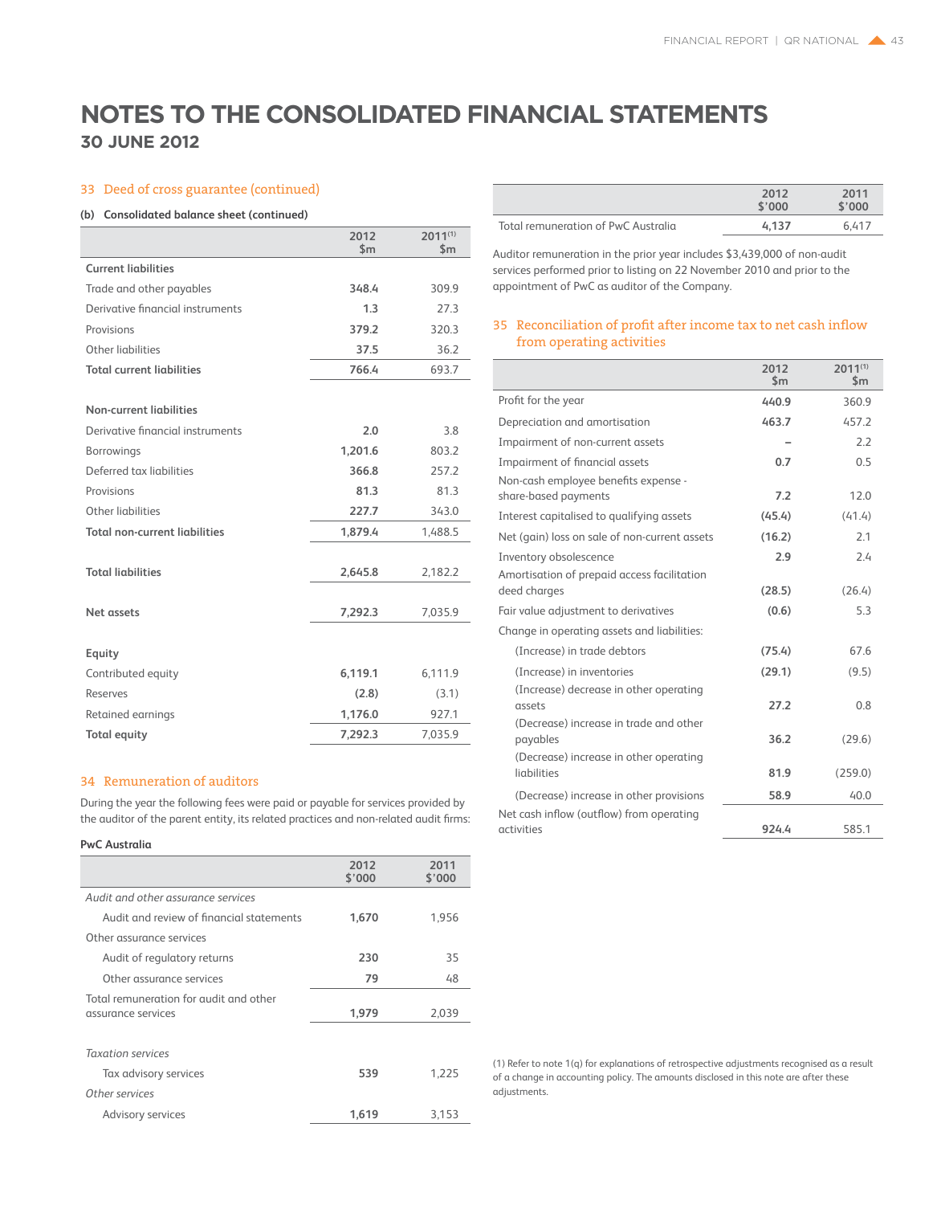# NOTES TO THE CONSOLIDATED FINANCIAL STATEMENTS

## 30 JUNE 2012

### 33 Deed of cross guarantee (continued)

**(b) Consolidated balance sheet (continued)**

| | 2012 $m | 2011[1] $m |
|---|---|---|
| **Current liabilities** | | |
| Trade and other payables | **348.4** | 309.9 |
| Derivative financial instruments | **1.3** | 27.3 |
| Provisions | **379.2** | 320.3 |
| Other liabilities | **37.5** | 36.2 |
| **Total current liabilities** | **766.4** | 693.7 |
| | | |
| **Non-current liabilities** | | |
| Derivative financial instruments | **2.0** | 3.8 |
| Borrowings | **1,201.6** | 803.2 |
| Deferred tax liabilities | **366.8** | 257.2 |
| Provisions | **81.3** | 81.3 |
| Other liabilities | **227.7** | 343.0 |
| **Total non-current liabilities** | **1,879.4** | 1,488.5 |
| | | |
| **Total liabilities** | **2,645.8** | 2,182.2 |
| | | |
| **Net assets** | **7,292.3** | 7,035.9 |
| | | |
| **Equity** | | |
| Contributed equity | **6,119.1** | 6,111.9 |
| Reserves | **(2.8)** | (3.1) |
| Retained earnings | **1,176.0** | 927.1 |
| **Total equity** | **7,292.3** | 7,035.9 |

### 34 Remuneration of auditors

During the year the following fees were paid or payable for services provided by the auditor of the parent entity, its related practices and non-related audit firms:

**PwC Australia**

| | 2012 $'000 | 2011 $'000 |
|---|---|---|
| *Audit and other assurance services* | | |
| Audit and review of financial statements | **1,670** | 1,956 |
| Other assurance services | | |
| Audit of regulatory returns | **230** | 35 |
| Other assurance services | **79** | 48 |
| Total remuneration for audit and other assurance services | **1,979** | 2,039 |
| | | |
| *Taxation services* | | |
| Tax advisory services | **539** | 1,225 |
| *Other services* | | |
| Advisory services | **1,619** | 3,153 |

| | 2012 $'000 | 2011 $'000 |
|---|---|---|
| Total remuneration of PwC Australia | **4,137** | 6,417 |

Auditor remuneration in the prior year includes $3,439,000 of non-audit services performed prior to listing on 22 November 2010 and prior to the appointment of PwC as auditor of the Company.

### 35 Reconciliation of profit after income tax to net cash inflow from operating activities

| | 2012 $m | 2011[1] $m |
|---|---|---|
| Profit for the year | **440.9** | 360.9 |
| Depreciation and amortisation | **463.7** | 457.2 |
| Impairment of non-current assets | **–** | 2.2 |
| Impairment of financial assets | **0.7** | 0.5 |
| Non-cash employee benefits expense - share-based payments | **7.2** | 12.0 |
| Interest capitalised to qualifying assets | **(45.4)** | (41.4) |
| Net (gain) loss on sale of non-current assets | **(16.2)** | 2.1 |
| Inventory obsolescence | **2.9** | 2.4 |
| Amortisation of prepaid access facilitation deed charges | **(28.5)** | (26.4) |
| Fair value adjustment to derivatives | **(0.6)** | 5.3 |
| Change in operating assets and liabilities: | | |
| (Increase) in trade debtors | **(75.4)** | 67.6 |
| (Increase) in inventories | **(29.1)** | (9.5) |
| (Increase) decrease in other operating assets | **27.2** | 0.8 |
| (Decrease) increase in trade and other payables | **36.2** | (29.6) |
| (Decrease) increase in other operating liabilities | **81.9** | (259.0) |
| (Decrease) increase in other provisions | **58.9** | 40.0 |
| Net cash inflow (outflow) from operating activities | **924.4** | 585.1 |

(1) Refer to note 1(q) for explanations of retrospective adjustments recognised as a result of a change in accounting policy. The amounts disclosed in this note are after these adjustments.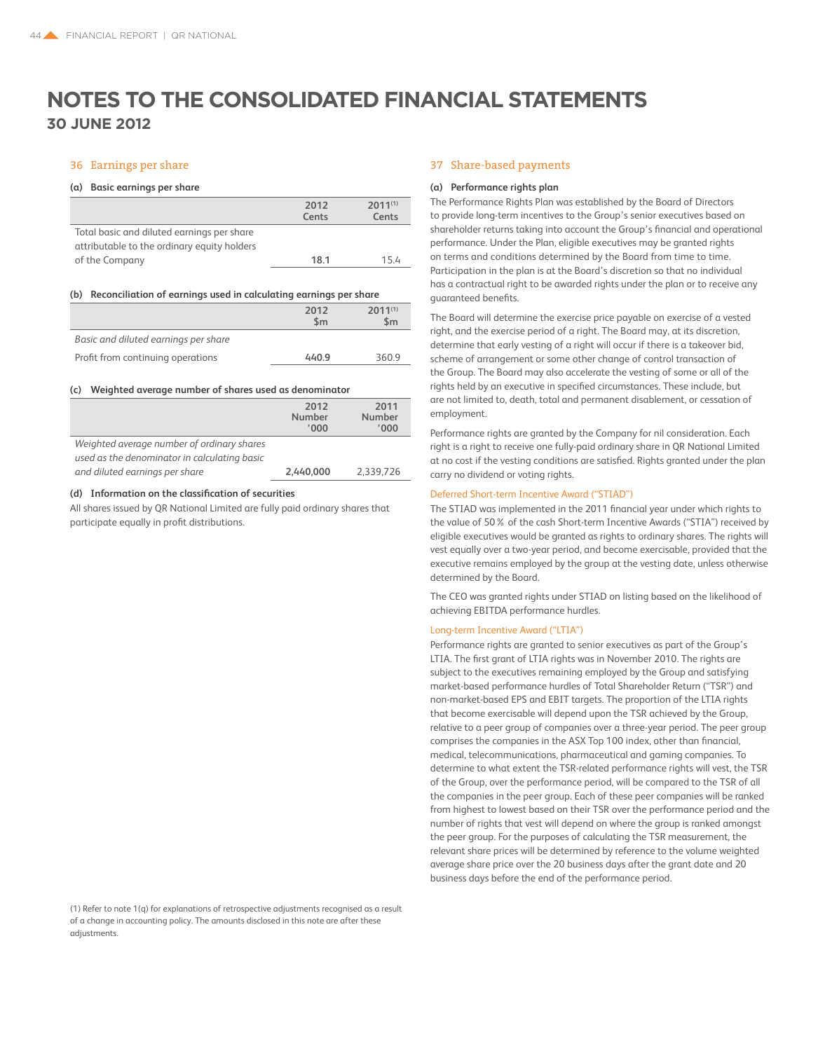# NOTES TO THE CONSOLIDATED FINANCIAL STATEMENTS

## 30 JUNE 2012

### 36 Earnings per share

**(a) Basic earnings per share**

| | 2012 Cents | 2011[(1)] Cents |
|---|---|---|
| Total basic and diluted earnings per share attributable to the ordinary equity holders of the Company | **18.1** | 15.4 |

**(b) Reconciliation of earnings used in calculating earnings per share**

| | 2012 \$m | 2011[(1)] \$m |
|---|---|---|
| *Basic and diluted earnings per share* | | |
| Profit from continuing operations | **440.9** | 360.9 |

**(c) Weighted average number of shares used as denominator**

| | 2012 Number '000 | 2011 Number '000 |
|---|---|---|
| *Weighted average number of ordinary shares used as the denominator in calculating basic and diluted earnings per share* | **2,440,000** | 2,339,726 |

**(d) Information on the classification of securities**

All shares issued by QR National Limited are fully paid ordinary shares that participate equally in profit distributions.

(1) Refer to note 1(q) for explanations of retrospective adjustments recognised as a result of a change in accounting policy. The amounts disclosed in this note are after these adjustments.

### 37 Share-based payments

**(a) Performance rights plan**

The Performance Rights Plan was established by the Board of Directors to provide long-term incentives to the Group's senior executives based on shareholder returns taking into account the Group's financial and operational performance. Under the Plan, eligible executives may be granted rights on terms and conditions determined by the Board from time to time. Participation in the plan is at the Board's discretion so that no individual has a contractual right to be awarded rights under the plan or to receive any guaranteed benefits.

The Board will determine the exercise price payable on exercise of a vested right, and the exercise period of a right. The Board may, at its discretion, determine that early vesting of a right will occur if there is a takeover bid, scheme of arrangement or some other change of control transaction of the Group. The Board may also accelerate the vesting of some or all of the rights held by an executive in specified circumstances. These include, but are not limited to, death, total and permanent disablement, or cessation of employment.

Performance rights are granted by the Company for nil consideration. Each right is a right to receive one fully-paid ordinary share in QR National Limited at no cost if the vesting conditions are satisfied. Rights granted under the plan carry no dividend or voting rights.

#### Deferred Short-term Incentive Award ("STIAD")

The STIAD was implemented in the 2011 financial year under which rights to the value of 50 % of the cash Short-term Incentive Awards ("STIA") received by eligible executives would be granted as rights to ordinary shares. The rights will vest equally over a two-year period, and become exercisable, provided that the executive remains employed by the group at the vesting date, unless otherwise determined by the Board.

The CEO was granted rights under STIAD on listing based on the likelihood of achieving EBITDA performance hurdles.

#### Long-term Incentive Award ("LTIA")

Performance rights are granted to senior executives as part of the Group's LTIA. The first grant of LTIA rights was in November 2010. The rights are subject to the executives remaining employed by the Group and satisfying market-based performance hurdles of Total Shareholder Return ("TSR") and non-market-based EPS and EBIT targets. The proportion of the LTIA rights that become exercisable will depend upon the TSR achieved by the Group, relative to a peer group of companies over a three-year period. The peer group comprises the companies in the ASX Top 100 index, other than financial, medical, telecommunications, pharmaceutical and gaming companies. To determine to what extent the TSR-related performance rights will vest, the TSR of the Group, over the performance period, will be compared to the TSR of all the companies in the peer group. Each of these peer companies will be ranked from highest to lowest based on their TSR over the performance period and the number of rights that vest will depend on where the group is ranked amongst the peer group. For the purposes of calculating the TSR measurement, the relevant share prices will be determined by reference to the volume weighted average share price over the 20 business days after the grant date and 20 business days before the end of the performance period.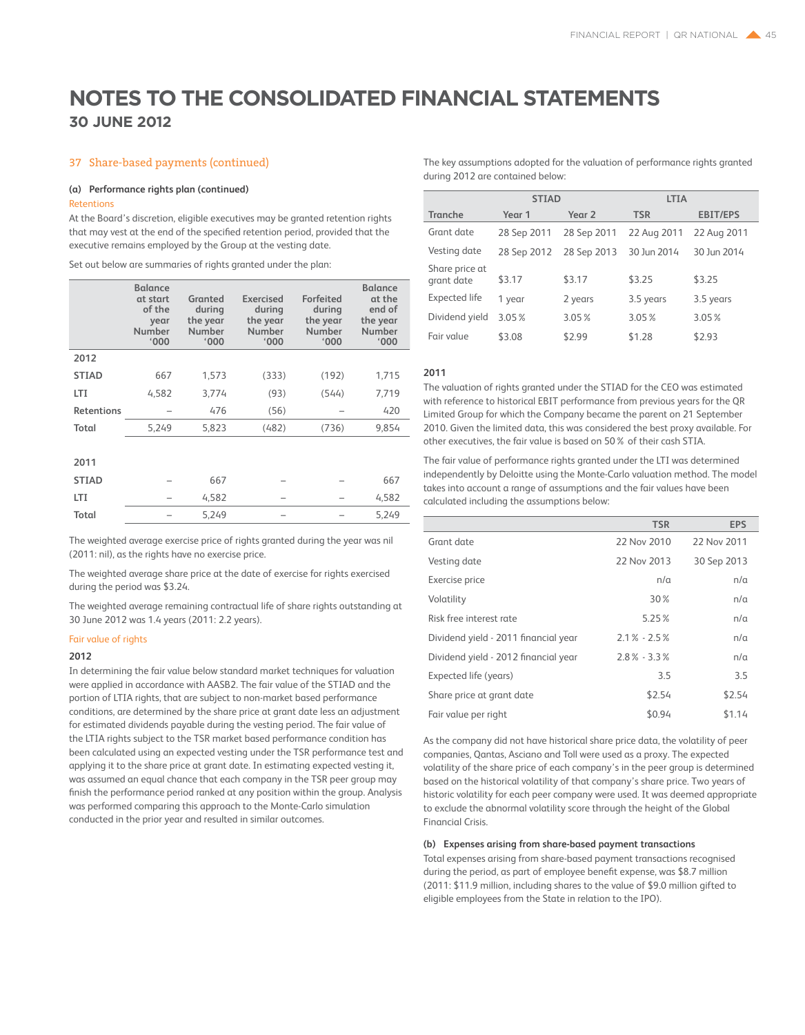# NOTES TO THE CONSOLIDATED FINANCIAL STATEMENTS

## 30 JUNE 2012

### 37 Share-based payments (continued)

#### (a) Performance rights plan (continued)

Retentions

At the Board's discretion, eligible executives may be granted retention rights that may vest at the end of the specified retention period, provided that the executive remains employed by the Group at the vesting date.

Set out below are summaries of rights granted under the plan:

| | Balance at start of the year Number '000 | Granted during the year Number '000 | Exercised during the year Number '000 | Forfeited during the year Number '000 | Balance at the end of the year Number '000 |
|---|---|---|---|---|---|
| **2012** | | | | | |
| **STIAD** | 667 | 1,573 | (333) | (192) | 1,715 |
| **LTI** | 4,582 | 3,774 | (93) | (544) | 7,719 |
| **Retentions** | – | 476 | (56) | – | 420 |
| **Total** | 5,249 | 5,823 | (482) | (736) | 9,854 |
| **2011** | | | | | |
| **STIAD** | – | 667 | – | – | 667 |
| **LTI** | – | 4,582 | – | – | 4,582 |
| **Total** | – | 5,249 | – | – | 5,249 |

The weighted average exercise price of rights granted during the year was nil (2011: nil), as the rights have no exercise price.

The weighted average share price at the date of exercise for rights exercised during the period was $3.24.

The weighted average remaining contractual life of share rights outstanding at 30 June 2012 was 1.4 years (2011: 2.2 years).

Fair value of rights

**2012**

In determining the fair value below standard market techniques for valuation were applied in accordance with AASB2. The fair value of the STIAD and the portion of LTIA rights, that are subject to non-market based performance conditions, are determined by the share price at grant date less an adjustment for estimated dividends payable during the vesting period. The fair value of the LTIA rights subject to the TSR market based performance condition has been calculated using an expected vesting under the TSR performance test and applying it to the share price at grant date. In estimating expected vesting it, was assumed an equal chance that each company in the TSR peer group may finish the performance period ranked at any position within the group. Analysis was performed comparing this approach to the Monte-Carlo simulation conducted in the prior year and resulted in similar outcomes.

The key assumptions adopted for the valuation of performance rights granted during 2012 are contained below:

| | STIAD | | LTIA | |
|---|---|---|---|---|
| Tranche | Year 1 | Year 2 | TSR | EBIT/EPS |
| Grant date | 28 Sep 2011 | 28 Sep 2011 | 22 Aug 2011 | 22 Aug 2011 |
| Vesting date | 28 Sep 2012 | 28 Sep 2013 | 30 Jun 2014 | 30 Jun 2014 |
| Share price at grant date | $3.17 | $3.17 | $3.25 | $3.25 |
| Expected life | 1 year | 2 years | 3.5 years | 3.5 years |
| Dividend yield | 3.05 % | 3.05 % | 3.05 % | 3.05 % |
| Fair value | $3.08 | $2.99 | $1.28 | $2.93 |

**2011**

The valuation of rights granted under the STIAD for the CEO was estimated with reference to historical EBIT performance from previous years for the QR Limited Group for which the Company became the parent on 21 September 2010. Given the limited data, this was considered the best proxy available. For other executives, the fair value is based on 50 % of their cash STIA.

The fair value of performance rights granted under the LTI was determined independently by Deloitte using the Monte-Carlo valuation method. The model takes into account a range of assumptions and the fair values have been calculated including the assumptions below:

| | TSR | EPS |
|---|---|---|
| Grant date | 22 Nov 2010 | 22 Nov 2011 |
| Vesting date | 22 Nov 2013 | 30 Sep 2013 |
| Exercise price | n/a | n/a |
| Volatility | 30 % | n/a |
| Risk free interest rate | 5.25 % | n/a |
| Dividend yield - 2011 financial year | 2.1 % - 2.5 % | n/a |
| Dividend yield - 2012 financial year | 2.8 % - 3.3 % | n/a |
| Expected life (years) | 3.5 | 3.5 |
| Share price at grant date | $2.54 | $2.54 |
| Fair value per right | $0.94 | $1.14 |

As the company did not have historical share price data, the volatility of peer companies, Qantas, Asciano and Toll were used as a proxy. The expected volatility of the share price of each company's in the peer group is determined based on the historical volatility of that company's share price. Two years of historic volatility for each peer company were used. It was deemed appropriate to exclude the abnormal volatility score through the height of the Global Financial Crisis.

#### (b) Expenses arising from share-based payment transactions

Total expenses arising from share-based payment transactions recognised during the period, as part of employee benefit expense, was $8.7 million (2011: $11.9 million, including shares to the value of $9.0 million gifted to eligible employees from the State in relation to the IPO).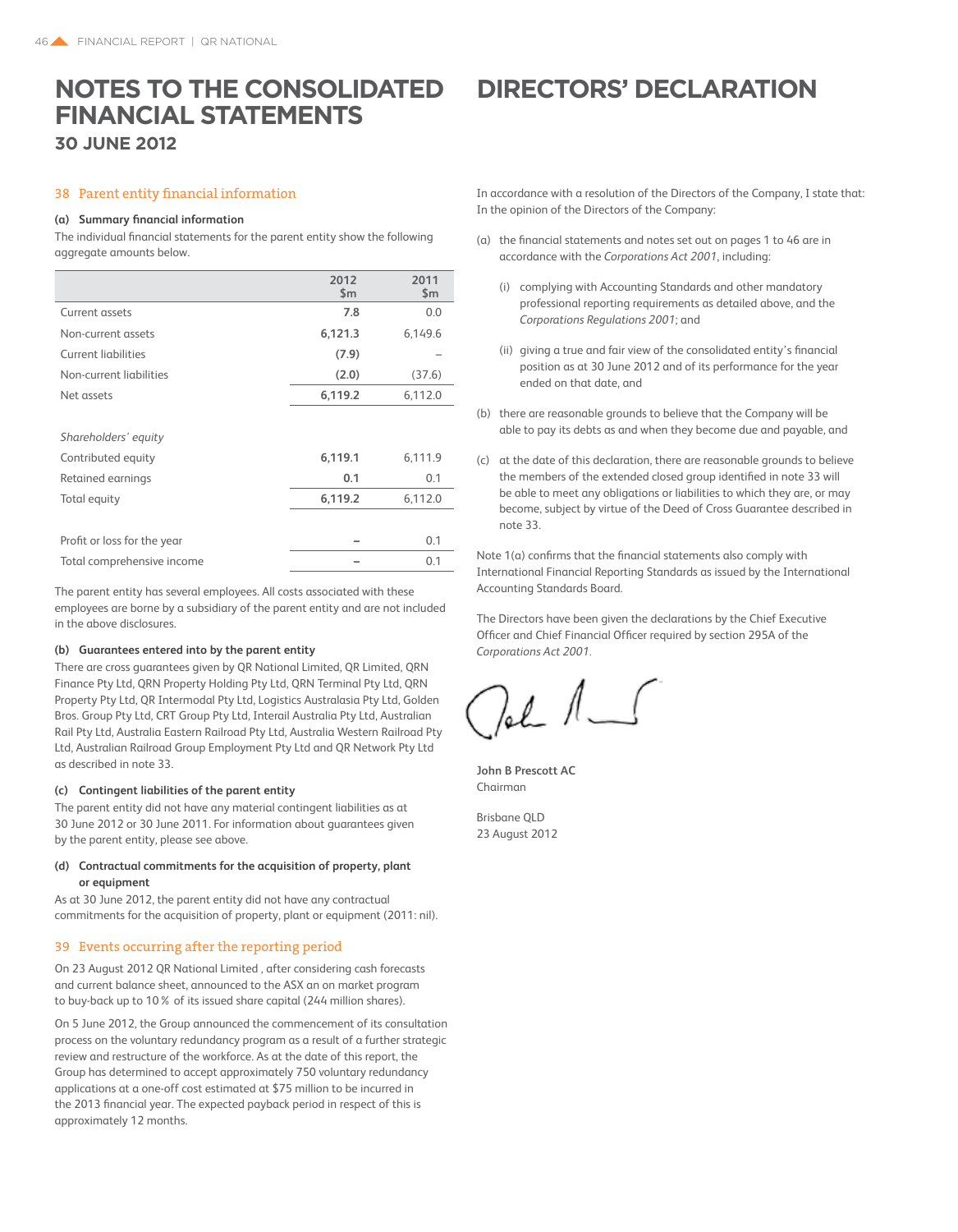# NOTES TO THE CONSOLIDATED FINANCIAL STATEMENTS

## 30 JUNE 2012

### 38 Parent entity financial information

#### (a) Summary financial information

The individual financial statements for the parent entity show the following aggregate amounts below.

| | 2012 $m | 2011 $m |
|---|---|---|
| Current assets | **7.8** | 0.0 |
| Non-current assets | **6,121.3** | 6,149.6 |
| Current liabilities | **(7.9)** | – |
| Non-current liabilities | **(2.0)** | (37.6) |
| Net assets | **6,119.2** | 6,112.0 |
| *Shareholders' equity* | | |
| Contributed equity | **6,119.1** | 6,111.9 |
| Retained earnings | **0.1** | 0.1 |
| Total equity | **6,119.2** | 6,112.0 |
| Profit or loss for the year | **–** | 0.1 |
| Total comprehensive income | **–** | 0.1 |

The parent entity has several employees. All costs associated with these employees are borne by a subsidiary of the parent entity and are not included in the above disclosures.

#### (b) Guarantees entered into by the parent entity

There are cross guarantees given by QR National Limited, QR Limited, QRN Finance Pty Ltd, QRN Property Holding Pty Ltd, QRN Terminal Pty Ltd, QRN Property Pty Ltd, QR Intermodal Pty Ltd, Logistics Australasia Pty Ltd, Golden Bros. Group Pty Ltd, CRT Group Pty Ltd, Interail Australia Pty Ltd, Australian Rail Pty Ltd, Australia Eastern Railroad Pty Ltd, Australia Western Railroad Pty Ltd, Australian Railroad Group Employment Pty Ltd and QR Network Pty Ltd as described in note 33.

#### (c) Contingent liabilities of the parent entity

The parent entity did not have any material contingent liabilities as at 30 June 2012 or 30 June 2011. For information about guarantees given by the parent entity, please see above.

#### (d) Contractual commitments for the acquisition of property, plant or equipment

As at 30 June 2012, the parent entity did not have any contractual commitments for the acquisition of property, plant or equipment (2011: nil).

### 39 Events occurring after the reporting period

On 23 August 2012 QR National Limited , after considering cash forecasts and current balance sheet, announced to the ASX an on market program to buy-back up to 10 % of its issued share capital (244 million shares).

On 5 June 2012, the Group announced the commencement of its consultation process on the voluntary redundancy program as a result of a further strategic review and restructure of the workforce. As at the date of this report, the Group has determined to accept approximately 750 voluntary redundancy applications at a one-off cost estimated at $75 million to be incurred in the 2013 financial year. The expected payback period in respect of this is approximately 12 months.

# DIRECTORS' DECLARATION

In accordance with a resolution of the Directors of the Company, I state that: In the opinion of the Directors of the Company:

(a) the financial statements and notes set out on pages 1 to 46 are in accordance with the *Corporations Act 2001*, including:

  (i) complying with Accounting Standards and other mandatory professional reporting requirements as detailed above, and the *Corporations Regulations 2001*; and

  (ii) giving a true and fair view of the consolidated entity's financial position as at 30 June 2012 and of its performance for the year ended on that date, and

(b) there are reasonable grounds to believe that the Company will be able to pay its debts as and when they become due and payable, and

(c) at the date of this declaration, there are reasonable grounds to believe the members of the extended closed group identified in note 33 will be able to meet any obligations or liabilities to which they are, or may become, subject by virtue of the Deed of Cross Guarantee described in note 33.

Note 1(a) confirms that the financial statements also comply with International Financial Reporting Standards as issued by the International Accounting Standards Board.

The Directors have been given the declarations by the Chief Executive Officer and Chief Financial Officer required by section 295A of the *Corporations Act 2001*.

**John B Prescott AC**
Chairman

Brisbane QLD
23 August 2012